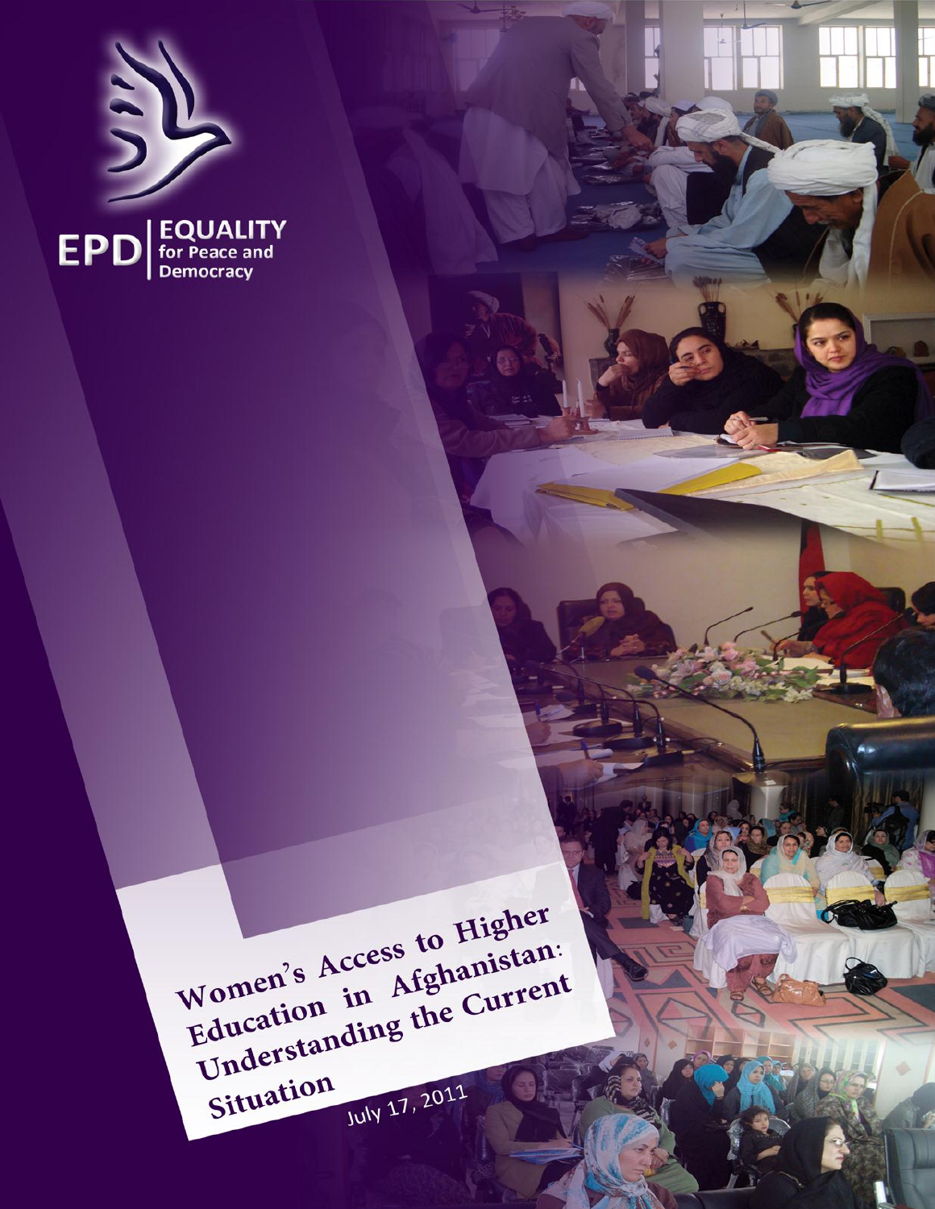EPD | EQUALITY for Peace and Democracy

# Women's Access to Higher Education in Afghanistan: Understanding the Current Situation

July 17, 2011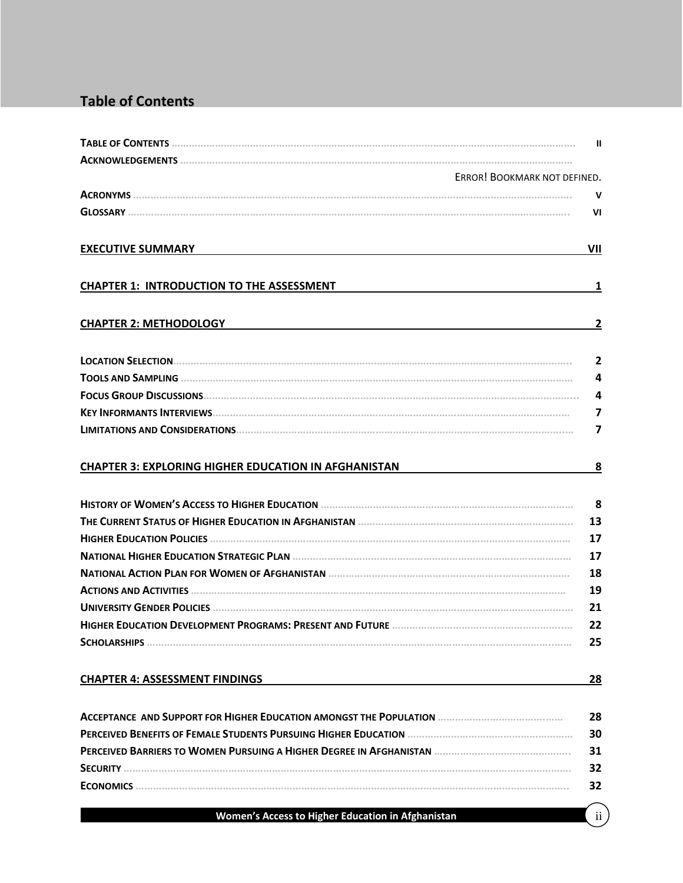## Table of Contents

TABLE OF CONTENTS ........................................................................ II
ACKNOWLEDGEMENTS ........................................................................ ERROR! BOOKMARK NOT DEFINED.
ACRONYMS ........................................................................ V
GLOSSARY ........................................................................ VI

EXECUTIVE SUMMARY VII

CHAPTER 1: INTRODUCTION TO THE ASSESSMENT 1

CHAPTER 2: METHODOLOGY 2

LOCATION SELECTION........................................................................ 2
TOOLS AND SAMPLING ........................................................................ 4
FOCUS GROUP DISCUSSIONS........................................................................ 4
KEY INFORMANTS INTERVIEWS........................................................................ 7
LIMITATIONS AND CONSIDERATIONS........................................................................ 7

CHAPTER 3: EXPLORING HIGHER EDUCATION IN AFGHANISTAN 8

HISTORY OF WOMEN'S ACCESS TO HIGHER EDUCATION ........................................................................ 8
THE CURRENT STATUS OF HIGHER EDUCATION IN AFGHANISTAN ........................................................................ 13
HIGHER EDUCATION POLICIES ........................................................................ 17
NATIONAL HIGHER EDUCATION STRATEGIC PLAN ........................................................................ 17
NATIONAL ACTION PLAN FOR WOMEN OF AFGHANISTAN ........................................................................ 18
ACTIONS AND ACTIVITIES ........................................................................ 19
UNIVERSITY GENDER POLICIES ........................................................................ 21
HIGHER EDUCATION DEVELOPMENT PROGRAMS: PRESENT AND FUTURE ........................................................................ 22
SCHOLARSHIPS ........................................................................ 25

CHAPTER 4: ASSESSMENT FINDINGS 28

ACCEPTANCE AND SUPPORT FOR HIGHER EDUCATION AMONGST THE POPULATION ........................................................................ 28
PERCEIVED BENEFITS OF FEMALE STUDENTS PURSUING HIGHER EDUCATION ........................................................................ 30
PERCEIVED BARRIERS TO WOMEN PURSUING A HIGHER DEGREE IN AFGHANISTAN ........................................................................ 31
SECURITY ........................................................................ 32
ECONOMICS ........................................................................ 32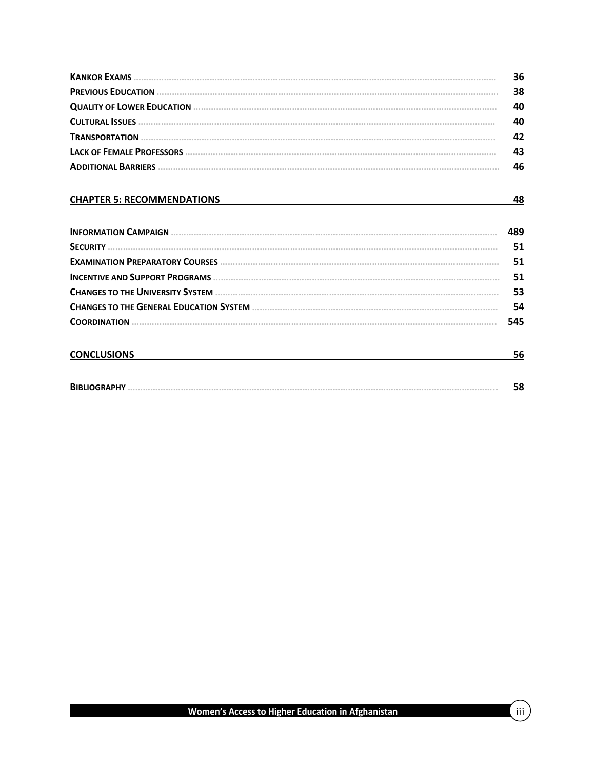**Kankor Exams** ........................................................................ 36
**Previous Education** ........................................................................ 38
**Quality of Lower Education** ........................................................................ 40
**Cultural Issues** ........................................................................ 40
**Transportation** ........................................................................ 42
**Lack of Female Professors** ........................................................................ 43
**Additional Barriers** ........................................................................ 46

**CHAPTER 5: RECOMMENDATIONS** 48

**Information Campaign** ........................................................................ 489
**Security** ........................................................................ 51
**Examination Preparatory Courses** ........................................................................ 51
**Incentive and Support Programs** ........................................................................ 51
**Changes to the University System** ........................................................................ 53
**Changes to the General Education System** ........................................................................ 54
**Coordination** ........................................................................ 545

**CONCLUSIONS** 56

**Bibliography** ........................................................................ 58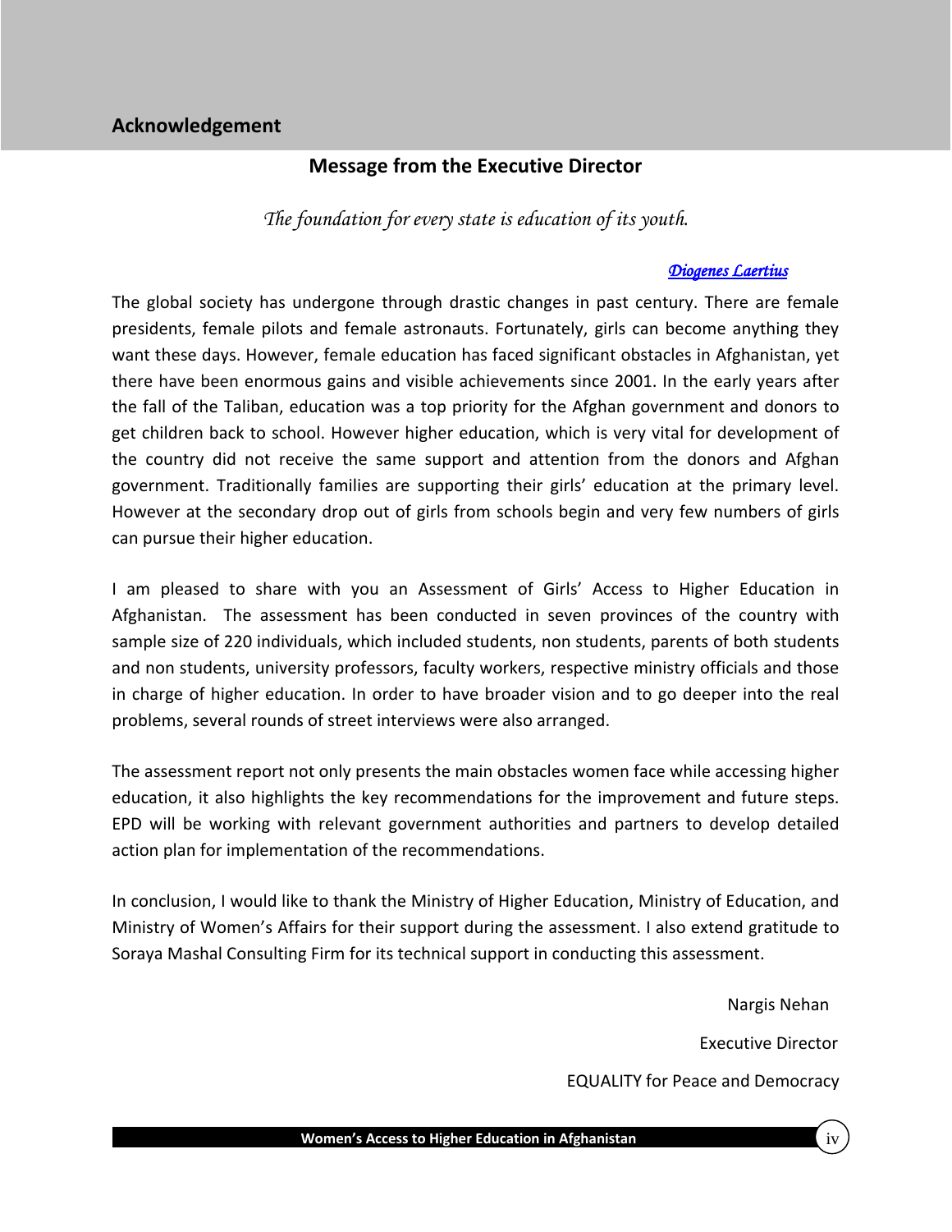## Acknowledgement

### Message from the Executive Director

*The foundation for every state is education of its youth.*

*Diogenes Laertius*

The global society has undergone through drastic changes in past century. There are female presidents, female pilots and female astronauts. Fortunately, girls can become anything they want these days. However, female education has faced significant obstacles in Afghanistan, yet there have been enormous gains and visible achievements since 2001. In the early years after the fall of the Taliban, education was a top priority for the Afghan government and donors to get children back to school. However higher education, which is very vital for development of the country did not receive the same support and attention from the donors and Afghan government. Traditionally families are supporting their girls' education at the primary level. However at the secondary drop out of girls from schools begin and very few numbers of girls can pursue their higher education.

I am pleased to share with you an Assessment of Girls' Access to Higher Education in Afghanistan. The assessment has been conducted in seven provinces of the country with sample size of 220 individuals, which included students, non students, parents of both students and non students, university professors, faculty workers, respective ministry officials and those in charge of higher education. In order to have broader vision and to go deeper into the real problems, several rounds of street interviews were also arranged.

The assessment report not only presents the main obstacles women face while accessing higher education, it also highlights the key recommendations for the improvement and future steps. EPD will be working with relevant government authorities and partners to develop detailed action plan for implementation of the recommendations.

In conclusion, I would like to thank the Ministry of Higher Education, Ministry of Education, and Ministry of Women's Affairs for their support during the assessment. I also extend gratitude to Soraya Mashal Consulting Firm for its technical support in conducting this assessment.

Nargis Nehan

Executive Director

EQUALITY for Peace and Democracy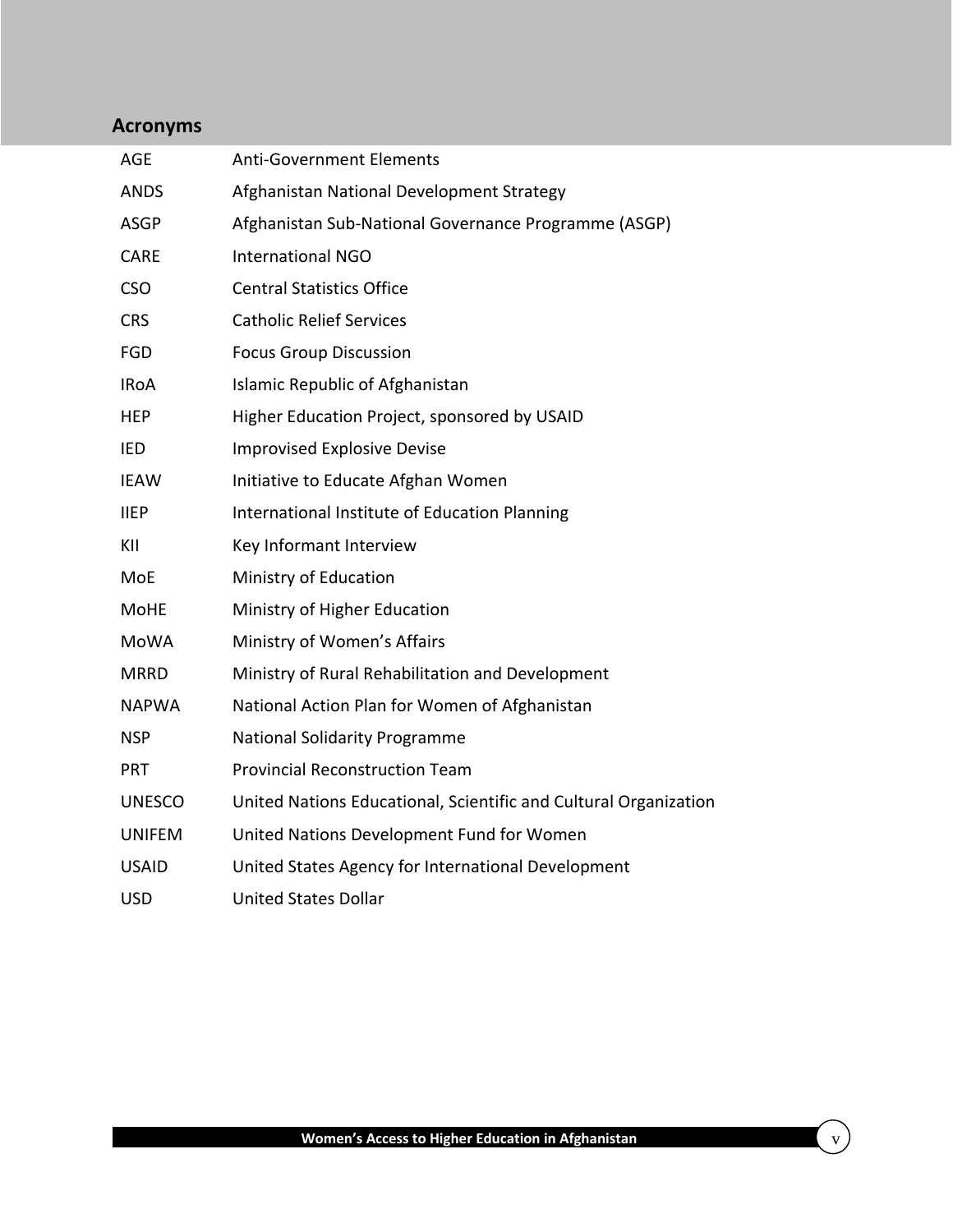## Acronyms

| | |
|---|---|
| AGE | Anti-Government Elements |
| ANDS | Afghanistan National Development Strategy |
| ASGP | Afghanistan Sub-National Governance Programme (ASGP) |
| CARE | International NGO |
| CSO | Central Statistics Office |
| CRS | Catholic Relief Services |
| FGD | Focus Group Discussion |
| IRoA | Islamic Republic of Afghanistan |
| HEP | Higher Education Project, sponsored by USAID |
| IED | Improvised Explosive Devise |
| IEAW | Initiative to Educate Afghan Women |
| IIEP | International Institute of Education Planning |
| KII | Key Informant Interview |
| MoE | Ministry of Education |
| MoHE | Ministry of Higher Education |
| MoWA | Ministry of Women's Affairs |
| MRRD | Ministry of Rural Rehabilitation and Development |
| NAPWA | National Action Plan for Women of Afghanistan |
| NSP | National Solidarity Programme |
| PRT | Provincial Reconstruction Team |
| UNESCO | United Nations Educational, Scientific and Cultural Organization |
| UNIFEM | United Nations Development Fund for Women |
| USAID | United States Agency for International Development |
| USD | United States Dollar |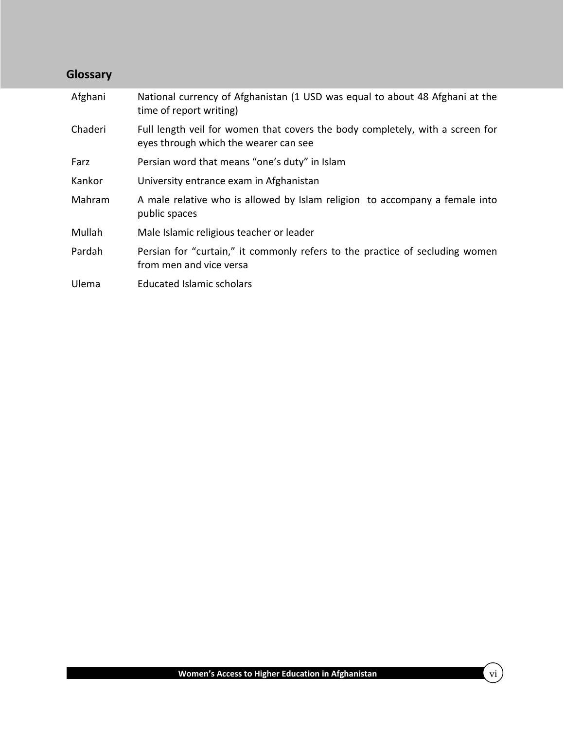## Glossary

| | |
|---|---|
| Afghani | National currency of Afghanistan (1 USD was equal to about 48 Afghani at the time of report writing) |
| Chaderi | Full length veil for women that covers the body completely, with a screen for eyes through which the wearer can see |
| Farz | Persian word that means "one's duty" in Islam |
| Kankor | University entrance exam in Afghanistan |
| Mahram | A male relative who is allowed by Islam religion to accompany a female into public spaces |
| Mullah | Male Islamic religious teacher or leader |
| Pardah | Persian for "curtain," it commonly refers to the practice of secluding women from men and vice versa |
| Ulema | Educated Islamic scholars |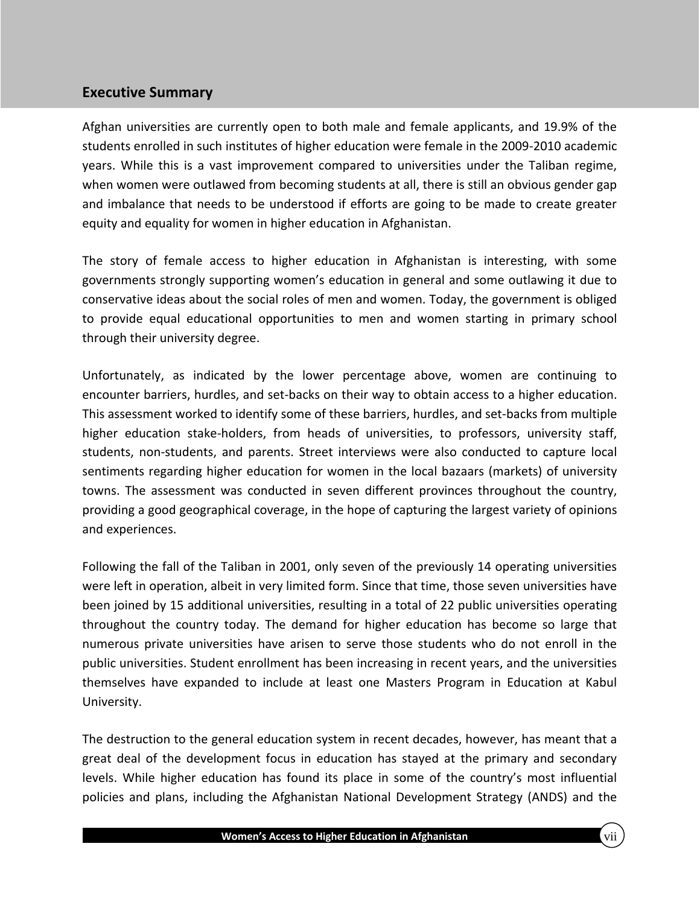## Executive Summary

Afghan universities are currently open to both male and female applicants, and 19.9% of the students enrolled in such institutes of higher education were female in the 2009-2010 academic years. While this is a vast improvement compared to universities under the Taliban regime, when women were outlawed from becoming students at all, there is still an obvious gender gap and imbalance that needs to be understood if efforts are going to be made to create greater equity and equality for women in higher education in Afghanistan.

The story of female access to higher education in Afghanistan is interesting, with some governments strongly supporting women's education in general and some outlawing it due to conservative ideas about the social roles of men and women. Today, the government is obliged to provide equal educational opportunities to men and women starting in primary school through their university degree.

Unfortunately, as indicated by the lower percentage above, women are continuing to encounter barriers, hurdles, and set-backs on their way to obtain access to a higher education. This assessment worked to identify some of these barriers, hurdles, and set-backs from multiple higher education stake-holders, from heads of universities, to professors, university staff, students, non-students, and parents. Street interviews were also conducted to capture local sentiments regarding higher education for women in the local bazaars (markets) of university towns. The assessment was conducted in seven different provinces throughout the country, providing a good geographical coverage, in the hope of capturing the largest variety of opinions and experiences.

Following the fall of the Taliban in 2001, only seven of the previously 14 operating universities were left in operation, albeit in very limited form. Since that time, those seven universities have been joined by 15 additional universities, resulting in a total of 22 public universities operating throughout the country today. The demand for higher education has become so large that numerous private universities have arisen to serve those students who do not enroll in the public universities. Student enrollment has been increasing in recent years, and the universities themselves have expanded to include at least one Masters Program in Education at Kabul University.

The destruction to the general education system in recent decades, however, has meant that a great deal of the development focus in education has stayed at the primary and secondary levels. While higher education has found its place in some of the country's most influential policies and plans, including the Afghanistan National Development Strategy (ANDS) and the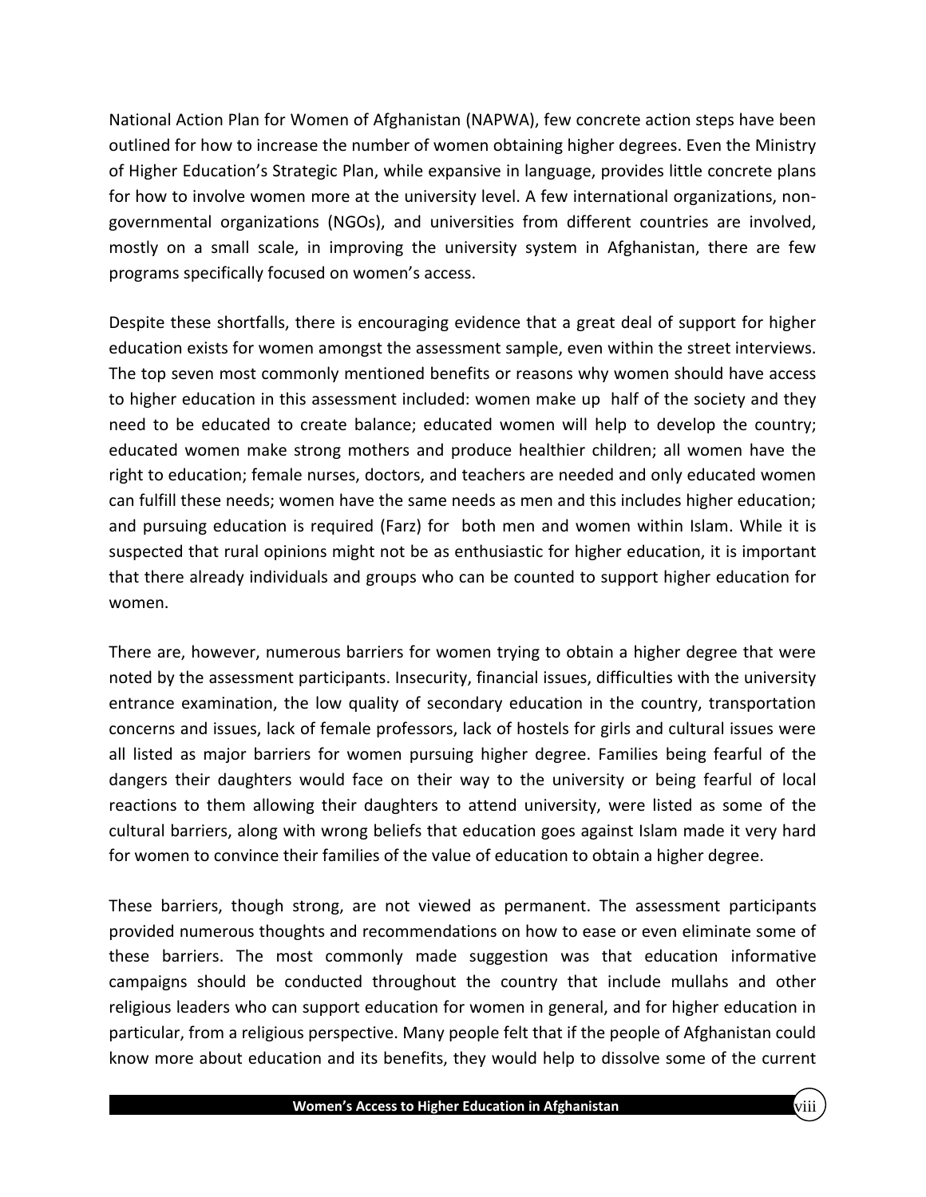National Action Plan for Women of Afghanistan (NAPWA), few concrete action steps have been outlined for how to increase the number of women obtaining higher degrees. Even the Ministry of Higher Education's Strategic Plan, while expansive in language, provides little concrete plans for how to involve women more at the university level. A few international organizations, non-governmental organizations (NGOs), and universities from different countries are involved, mostly on a small scale, in improving the university system in Afghanistan, there are few programs specifically focused on women's access.

Despite these shortfalls, there is encouraging evidence that a great deal of support for higher education exists for women amongst the assessment sample, even within the street interviews. The top seven most commonly mentioned benefits or reasons why women should have access to higher education in this assessment included: women make up half of the society and they need to be educated to create balance; educated women will help to develop the country; educated women make strong mothers and produce healthier children; all women have the right to education; female nurses, doctors, and teachers are needed and only educated women can fulfill these needs; women have the same needs as men and this includes higher education; and pursuing education is required (Farz) for both men and women within Islam. While it is suspected that rural opinions might not be as enthusiastic for higher education, it is important that there already individuals and groups who can be counted to support higher education for women.

There are, however, numerous barriers for women trying to obtain a higher degree that were noted by the assessment participants. Insecurity, financial issues, difficulties with the university entrance examination, the low quality of secondary education in the country, transportation concerns and issues, lack of female professors, lack of hostels for girls and cultural issues were all listed as major barriers for women pursuing higher degree. Families being fearful of the dangers their daughters would face on their way to the university or being fearful of local reactions to them allowing their daughters to attend university, were listed as some of the cultural barriers, along with wrong beliefs that education goes against Islam made it very hard for women to convince their families of the value of education to obtain a higher degree.

These barriers, though strong, are not viewed as permanent. The assessment participants provided numerous thoughts and recommendations on how to ease or even eliminate some of these barriers. The most commonly made suggestion was that education informative campaigns should be conducted throughout the country that include mullahs and other religious leaders who can support education for women in general, and for higher education in particular, from a religious perspective. Many people felt that if the people of Afghanistan could know more about education and its benefits, they would help to dissolve some of the current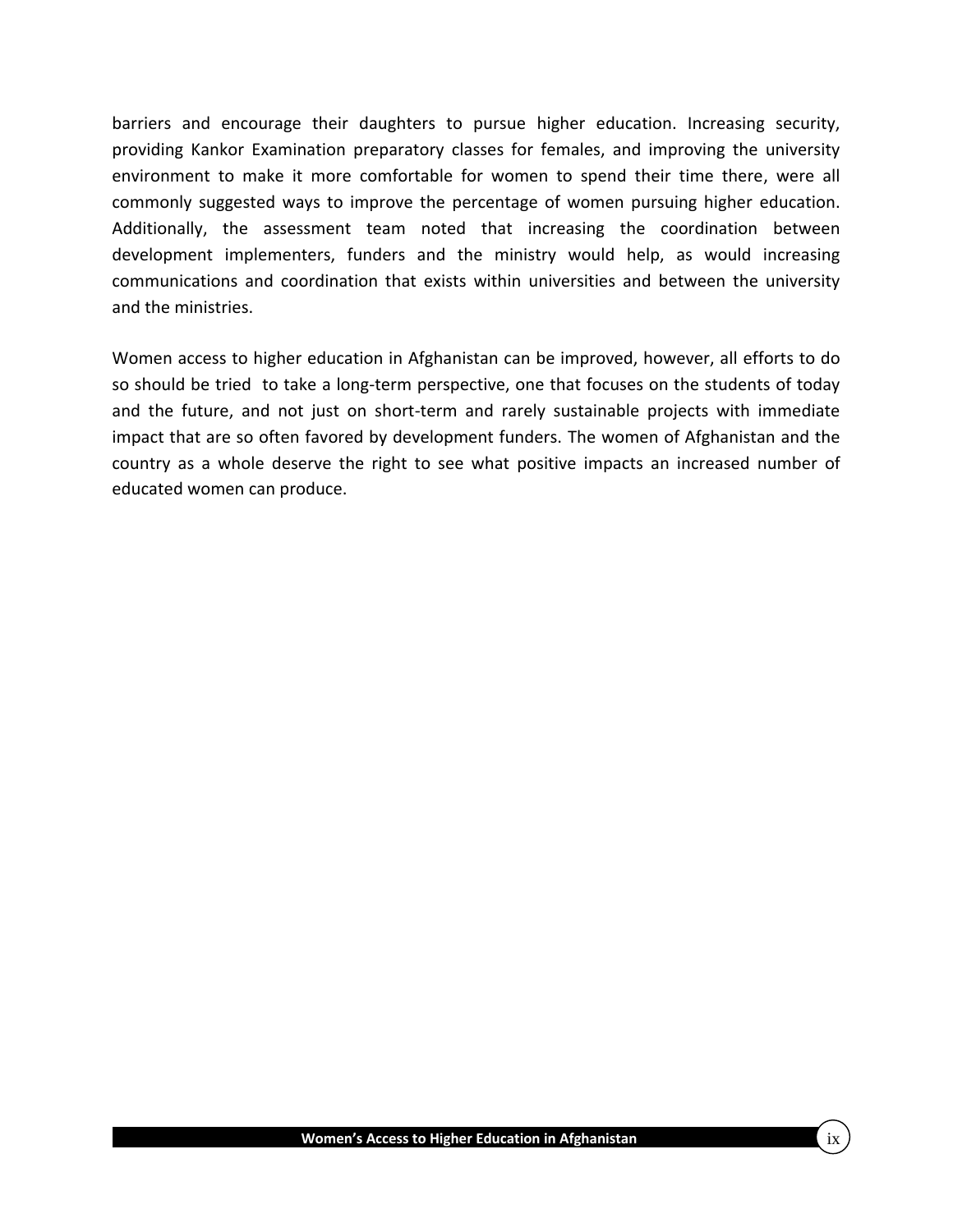barriers and encourage their daughters to pursue higher education. Increasing security, providing Kankor Examination preparatory classes for females, and improving the university environment to make it more comfortable for women to spend their time there, were all commonly suggested ways to improve the percentage of women pursuing higher education. Additionally, the assessment team noted that increasing the coordination between development implementers, funders and the ministry would help, as would increasing communications and coordination that exists within universities and between the university and the ministries.

Women access to higher education in Afghanistan can be improved, however, all efforts to do so should be tried to take a long-term perspective, one that focuses on the students of today and the future, and not just on short-term and rarely sustainable projects with immediate impact that are so often favored by development funders. The women of Afghanistan and the country as a whole deserve the right to see what positive impacts an increased number of educated women can produce.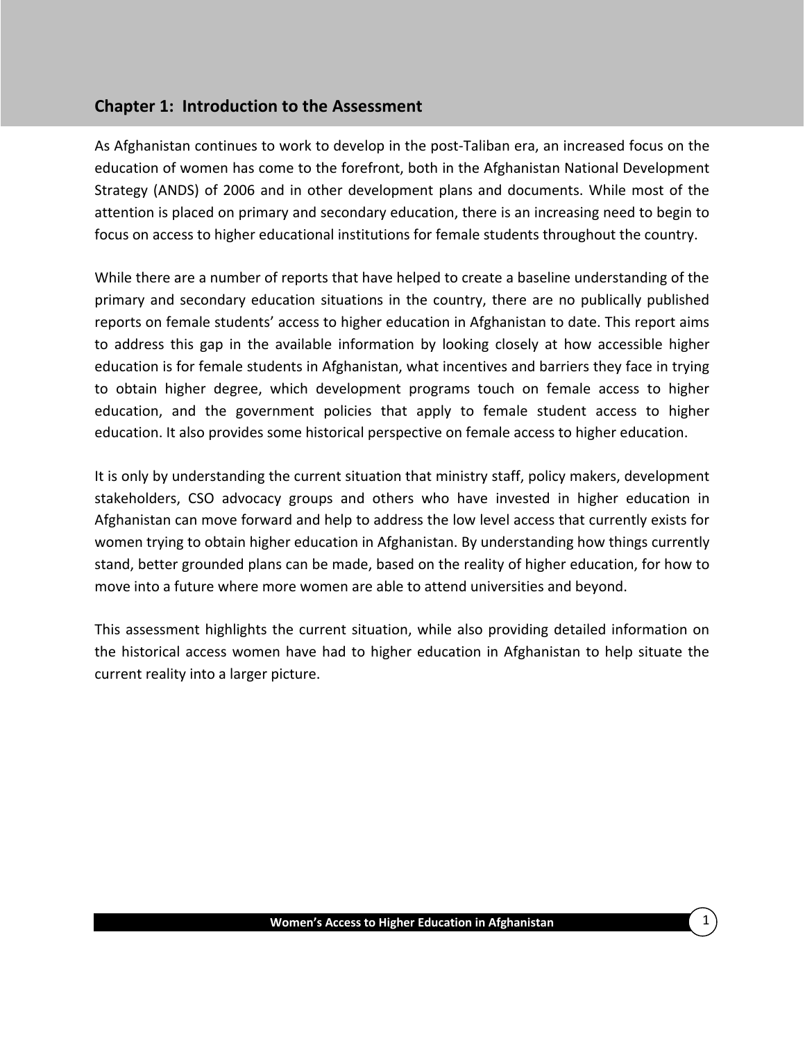# Chapter 1: Introduction to the Assessment

As Afghanistan continues to work to develop in the post-Taliban era, an increased focus on the education of women has come to the forefront, both in the Afghanistan National Development Strategy (ANDS) of 2006 and in other development plans and documents. While most of the attention is placed on primary and secondary education, there is an increasing need to begin to focus on access to higher educational institutions for female students throughout the country.

While there are a number of reports that have helped to create a baseline understanding of the primary and secondary education situations in the country, there are no publically published reports on female students' access to higher education in Afghanistan to date. This report aims to address this gap in the available information by looking closely at how accessible higher education is for female students in Afghanistan, what incentives and barriers they face in trying to obtain higher degree, which development programs touch on female access to higher education, and the government policies that apply to female student access to higher education. It also provides some historical perspective on female access to higher education.

It is only by understanding the current situation that ministry staff, policy makers, development stakeholders, CSO advocacy groups and others who have invested in higher education in Afghanistan can move forward and help to address the low level access that currently exists for women trying to obtain higher education in Afghanistan. By understanding how things currently stand, better grounded plans can be made, based on the reality of higher education, for how to move into a future where more women are able to attend universities and beyond.

This assessment highlights the current situation, while also providing detailed information on the historical access women have had to higher education in Afghanistan to help situate the current reality into a larger picture.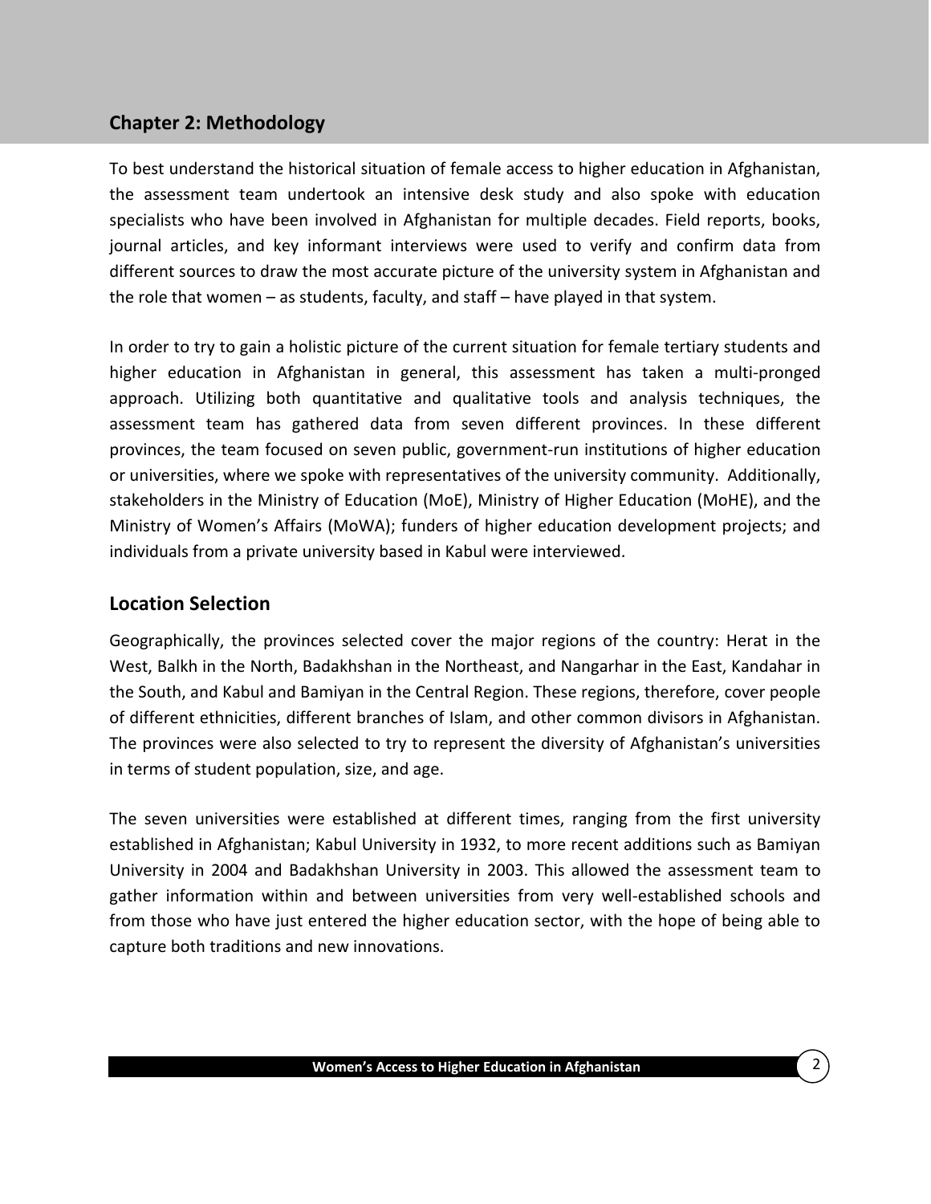## Chapter 2: Methodology

To best understand the historical situation of female access to higher education in Afghanistan, the assessment team undertook an intensive desk study and also spoke with education specialists who have been involved in Afghanistan for multiple decades. Field reports, books, journal articles, and key informant interviews were used to verify and confirm data from different sources to draw the most accurate picture of the university system in Afghanistan and the role that women – as students, faculty, and staff – have played in that system.

In order to try to gain a holistic picture of the current situation for female tertiary students and higher education in Afghanistan in general, this assessment has taken a multi-pronged approach. Utilizing both quantitative and qualitative tools and analysis techniques, the assessment team has gathered data from seven different provinces. In these different provinces, the team focused on seven public, government-run institutions of higher education or universities, where we spoke with representatives of the university community. Additionally, stakeholders in the Ministry of Education (MoE), Ministry of Higher Education (MoHE), and the Ministry of Women's Affairs (MoWA); funders of higher education development projects; and individuals from a private university based in Kabul were interviewed.

### Location Selection

Geographically, the provinces selected cover the major regions of the country: Herat in the West, Balkh in the North, Badakhshan in the Northeast, and Nangarhar in the East, Kandahar in the South, and Kabul and Bamiyan in the Central Region. These regions, therefore, cover people of different ethnicities, different branches of Islam, and other common divisors in Afghanistan. The provinces were also selected to try to represent the diversity of Afghanistan's universities in terms of student population, size, and age.

The seven universities were established at different times, ranging from the first university established in Afghanistan; Kabul University in 1932, to more recent additions such as Bamiyan University in 2004 and Badakhshan University in 2003. This allowed the assessment team to gather information within and between universities from very well-established schools and from those who have just entered the higher education sector, with the hope of being able to capture both traditions and new innovations.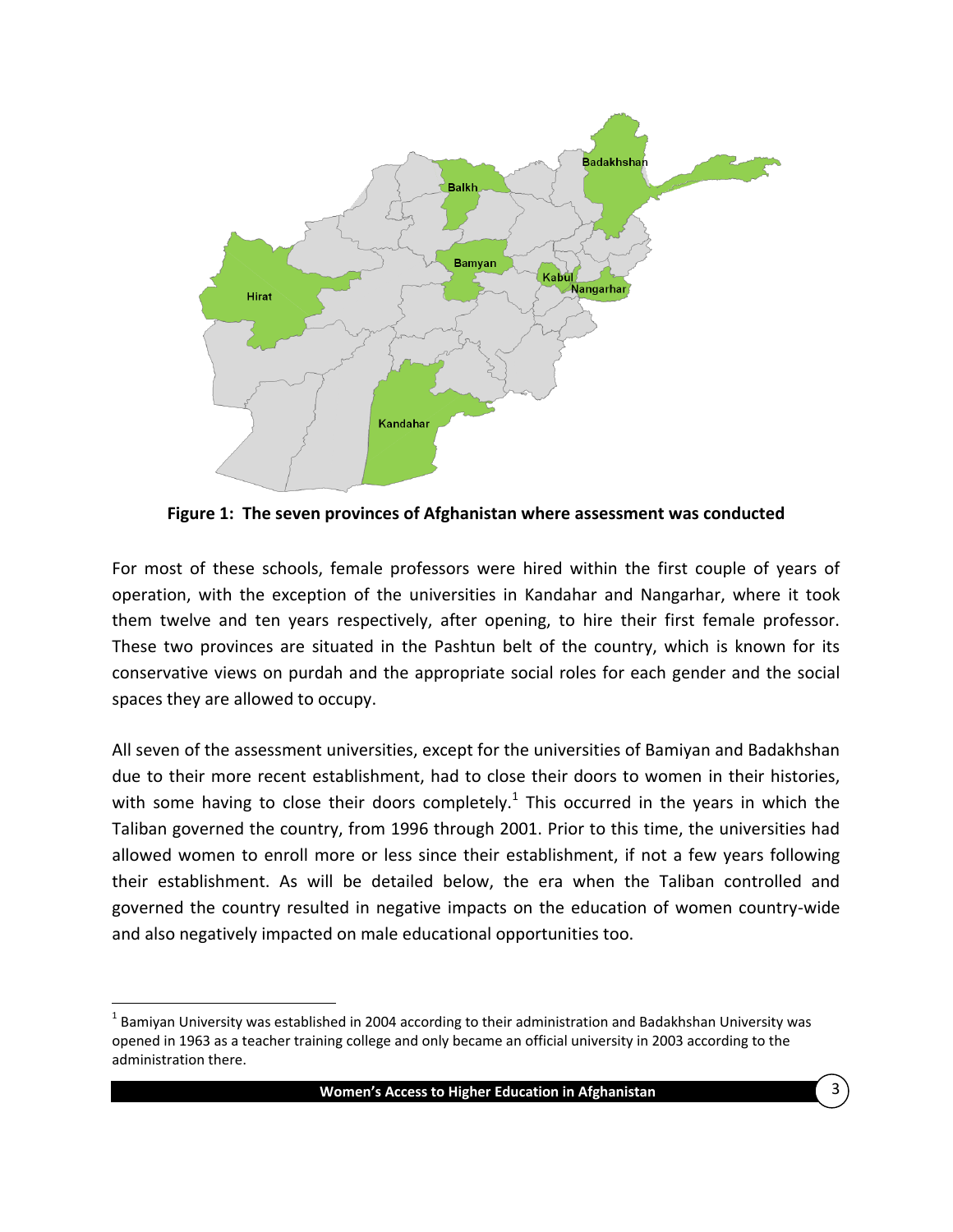Badakhshan
Balkh
Bamyan
Kabul
Nangarhar
Hirat
Kandahar

**Figure 1: The seven provinces of Afghanistan where assessment was conducted**

For most of these schools, female professors were hired within the first couple of years of operation, with the exception of the universities in Kandahar and Nangarhar, where it took them twelve and ten years respectively, after opening, to hire their first female professor. These two provinces are situated in the Pashtun belt of the country, which is known for its conservative views on purdah and the appropriate social roles for each gender and the social spaces they are allowed to occupy.

All seven of the assessment universities, except for the universities of Bamiyan and Badakhshan due to their more recent establishment, had to close their doors to women in their histories, with some having to close their doors completely.[1] This occurred in the years in which the Taliban governed the country, from 1996 through 2001. Prior to this time, the universities had allowed women to enroll more or less since their establishment, if not a few years following their establishment. As will be detailed below, the era when the Taliban controlled and governed the country resulted in negative impacts on the education of women country-wide and also negatively impacted on male educational opportunities too.

[1] Bamiyan University was established in 2004 according to their administration and Badakhshan University was opened in 1963 as a teacher training college and only became an official university in 2003 according to the administration there.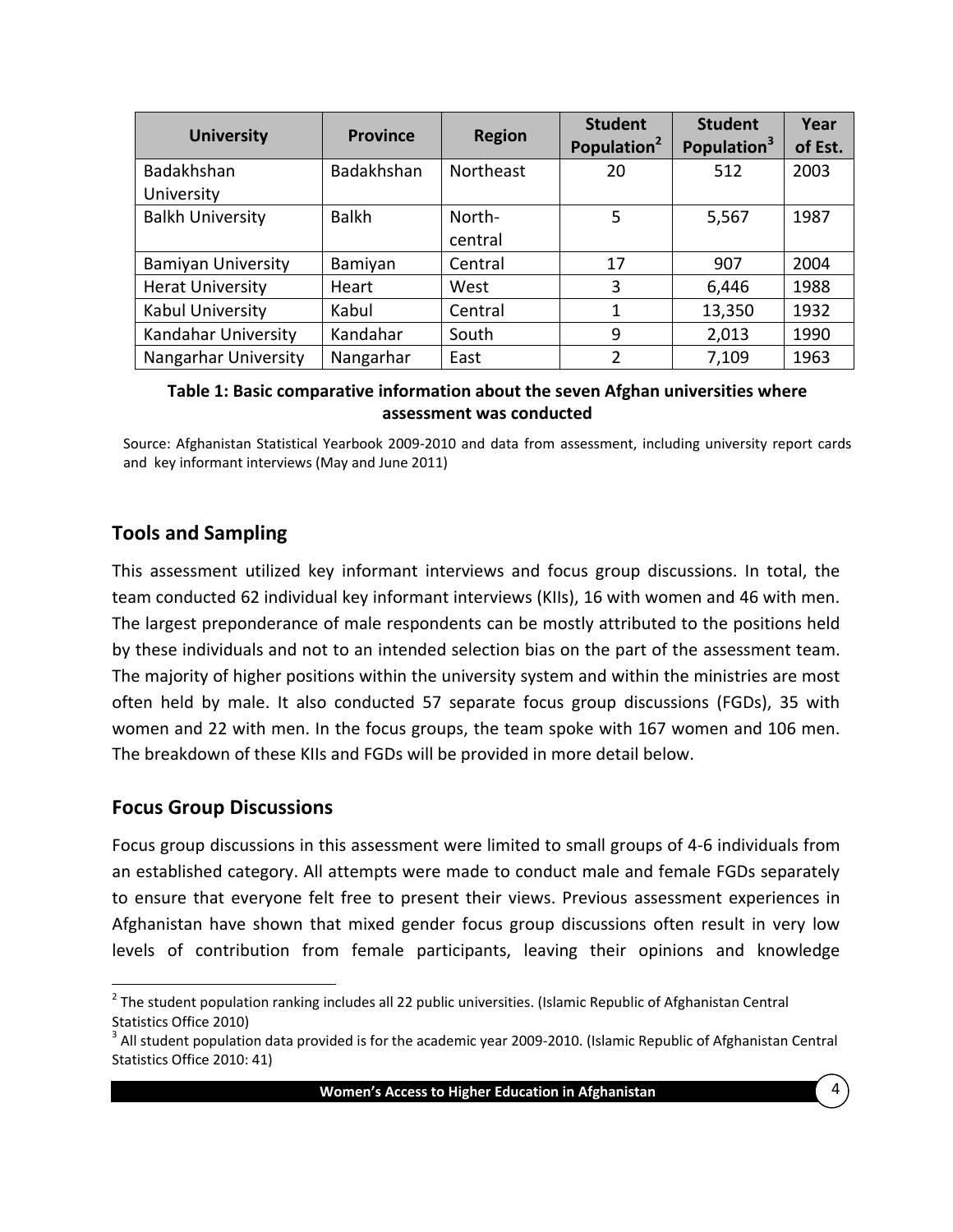| University | Province | Region | Student Population[2] | Student Population[3] | Year of Est. |
|---|---|---|---|---|---|
| Badakhshan University | Badakhshan | Northeast | 20 | 512 | 2003 |
| Balkh University | Balkh | North-central | 5 | 5,567 | 1987 |
| Bamiyan University | Bamiyan | Central | 17 | 907 | 2004 |
| Herat University | Heart | West | 3 | 6,446 | 1988 |
| Kabul University | Kabul | Central | 1 | 13,350 | 1932 |
| Kandahar University | Kandahar | South | 9 | 2,013 | 1990 |
| Nangarhar University | Nangarhar | East | 2 | 7,109 | 1963 |

**Table 1: Basic comparative information about the seven Afghan universities where assessment was conducted**

Source: Afghanistan Statistical Yearbook 2009-2010 and data from assessment, including university report cards and key informant interviews (May and June 2011)

## Tools and Sampling

This assessment utilized key informant interviews and focus group discussions. In total, the team conducted 62 individual key informant interviews (KIIs), 16 with women and 46 with men. The largest preponderance of male respondents can be mostly attributed to the positions held by these individuals and not to an intended selection bias on the part of the assessment team. The majority of higher positions within the university system and within the ministries are most often held by male. It also conducted 57 separate focus group discussions (FGDs), 35 with women and 22 with men. In the focus groups, the team spoke with 167 women and 106 men. The breakdown of these KIIs and FGDs will be provided in more detail below.

## Focus Group Discussions

Focus group discussions in this assessment were limited to small groups of 4-6 individuals from an established category. All attempts were made to conduct male and female FGDs separately to ensure that everyone felt free to present their views. Previous assessment experiences in Afghanistan have shown that mixed gender focus group discussions often result in very low levels of contribution from female participants, leaving their opinions and knowledge

[2] The student population ranking includes all 22 public universities. (Islamic Republic of Afghanistan Central Statistics Office 2010)

[3] All student population data provided is for the academic year 2009-2010. (Islamic Republic of Afghanistan Central Statistics Office 2010: 41)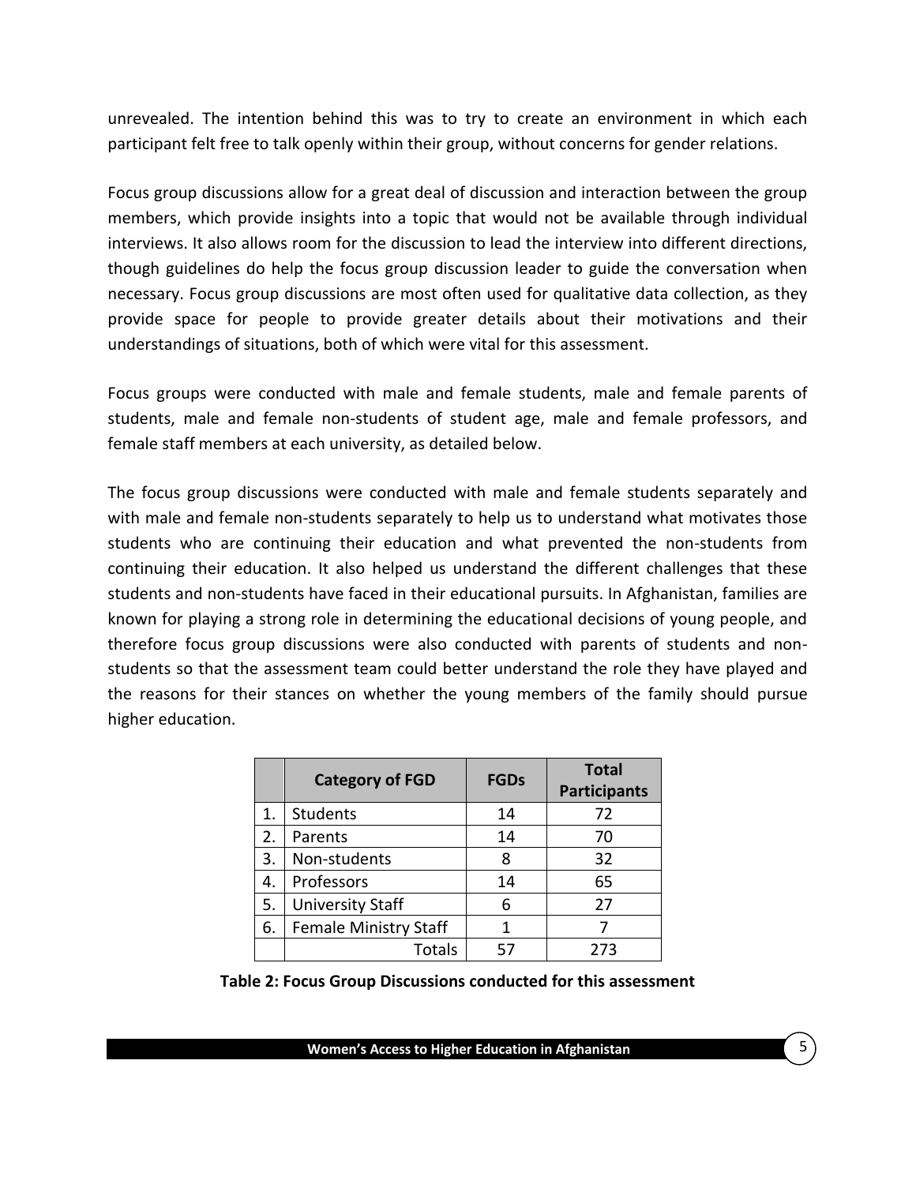unrevealed. The intention behind this was to try to create an environment in which each participant felt free to talk openly within their group, without concerns for gender relations.

Focus group discussions allow for a great deal of discussion and interaction between the group members, which provide insights into a topic that would not be available through individual interviews. It also allows room for the discussion to lead the interview into different directions, though guidelines do help the focus group discussion leader to guide the conversation when necessary. Focus group discussions are most often used for qualitative data collection, as they provide space for people to provide greater details about their motivations and their understandings of situations, both of which were vital for this assessment.

Focus groups were conducted with male and female students, male and female parents of students, male and female non-students of student age, male and female professors, and female staff members at each university, as detailed below.

The focus group discussions were conducted with male and female students separately and with male and female non-students separately to help us to understand what motivates those students who are continuing their education and what prevented the non-students from continuing their education. It also helped us understand the different challenges that these students and non-students have faced in their educational pursuits. In Afghanistan, families are known for playing a strong role in determining the educational decisions of young people, and therefore focus group discussions were also conducted with parents of students and non-students so that the assessment team could better understand the role they have played and the reasons for their stances on whether the young members of the family should pursue higher education.

| | Category of FGD | FGDs | Total Participants |
|---|---|---|---|
| 1. | Students | 14 | 72 |
| 2. | Parents | 14 | 70 |
| 3. | Non-students | 8 | 32 |
| 4. | Professors | 14 | 65 |
| 5. | University Staff | 6 | 27 |
| 6. | Female Ministry Staff | 1 | 7 |
| | Totals | 57 | 273 |

**Table 2: Focus Group Discussions conducted for this assessment**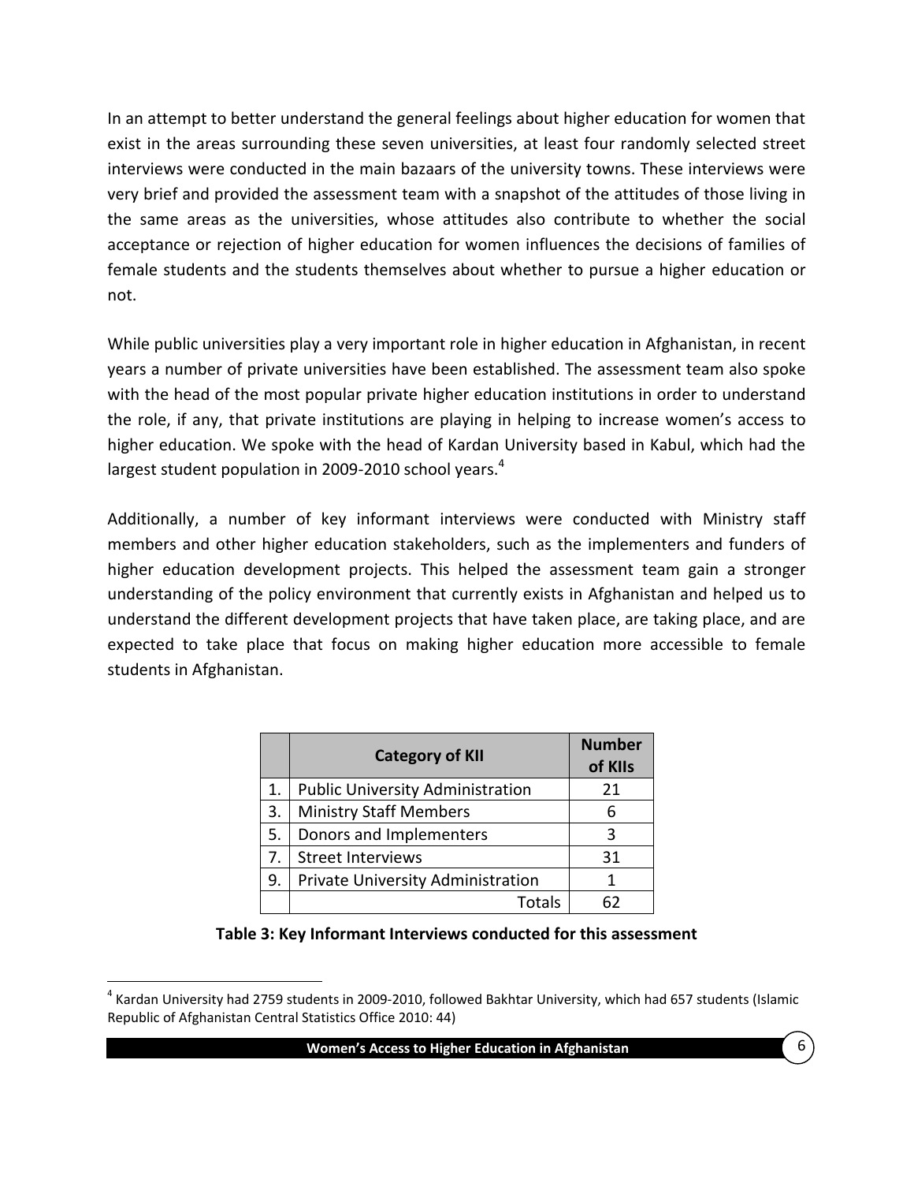In an attempt to better understand the general feelings about higher education for women that exist in the areas surrounding these seven universities, at least four randomly selected street interviews were conducted in the main bazaars of the university towns. These interviews were very brief and provided the assessment team with a snapshot of the attitudes of those living in the same areas as the universities, whose attitudes also contribute to whether the social acceptance or rejection of higher education for women influences the decisions of families of female students and the students themselves about whether to pursue a higher education or not.

While public universities play a very important role in higher education in Afghanistan, in recent years a number of private universities have been established. The assessment team also spoke with the head of the most popular private higher education institutions in order to understand the role, if any, that private institutions are playing in helping to increase women's access to higher education. We spoke with the head of Kardan University based in Kabul, which had the largest student population in 2009-2010 school years.[4]

Additionally, a number of key informant interviews were conducted with Ministry staff members and other higher education stakeholders, such as the implementers and funders of higher education development projects. This helped the assessment team gain a stronger understanding of the policy environment that currently exists in Afghanistan and helped us to understand the different development projects that have taken place, are taking place, and are expected to take place that focus on making higher education more accessible to female students in Afghanistan.

| | Category of KII | Number of KIIs |
|---|---|---|
| 1. | Public University Administration | 21 |
| 3. | Ministry Staff Members | 6 |
| 5. | Donors and Implementers | 3 |
| 7. | Street Interviews | 31 |
| 9. | Private University Administration | 1 |
| | Totals | 62 |

**Table 3: Key Informant Interviews conducted for this assessment**

[4] Kardan University had 2759 students in 2009-2010, followed Bakhtar University, which had 657 students (Islamic Republic of Afghanistan Central Statistics Office 2010: 44)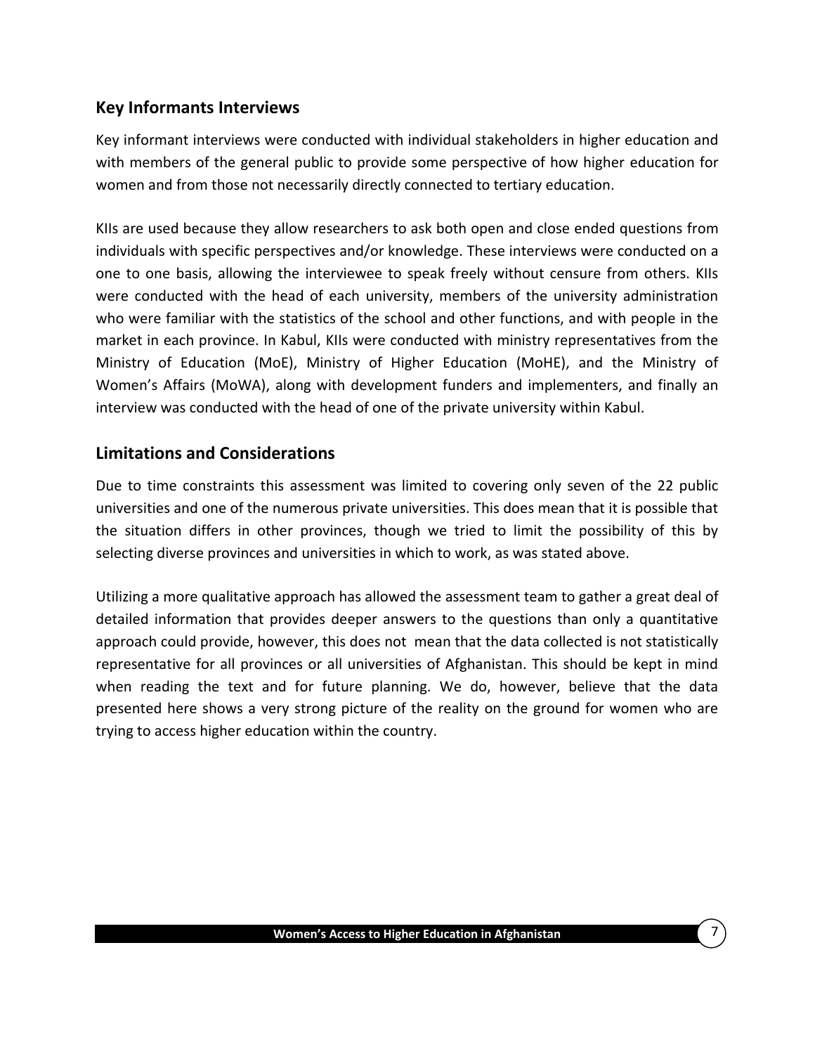## Key Informants Interviews

Key informant interviews were conducted with individual stakeholders in higher education and with members of the general public to provide some perspective of how higher education for women and from those not necessarily directly connected to tertiary education.

KIIs are used because they allow researchers to ask both open and close ended questions from individuals with specific perspectives and/or knowledge. These interviews were conducted on a one to one basis, allowing the interviewee to speak freely without censure from others. KIIs were conducted with the head of each university, members of the university administration who were familiar with the statistics of the school and other functions, and with people in the market in each province. In Kabul, KIIs were conducted with ministry representatives from the Ministry of Education (MoE), Ministry of Higher Education (MoHE), and the Ministry of Women's Affairs (MoWA), along with development funders and implementers, and finally an interview was conducted with the head of one of the private university within Kabul.

## Limitations and Considerations

Due to time constraints this assessment was limited to covering only seven of the 22 public universities and one of the numerous private universities. This does mean that it is possible that the situation differs in other provinces, though we tried to limit the possibility of this by selecting diverse provinces and universities in which to work, as was stated above.

Utilizing a more qualitative approach has allowed the assessment team to gather a great deal of detailed information that provides deeper answers to the questions than only a quantitative approach could provide, however, this does not mean that the data collected is not statistically representative for all provinces or all universities of Afghanistan. This should be kept in mind when reading the text and for future planning. We do, however, believe that the data presented here shows a very strong picture of the reality on the ground for women who are trying to access higher education within the country.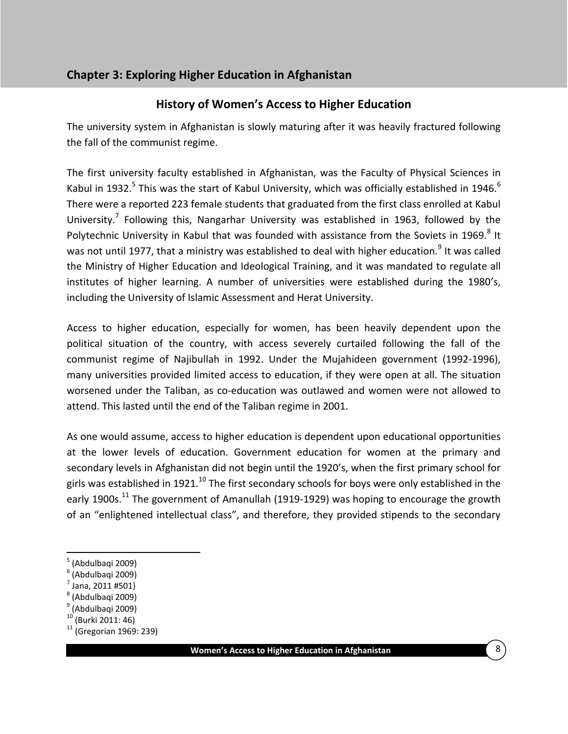## Chapter 3: Exploring Higher Education in Afghanistan

### History of Women's Access to Higher Education

The university system in Afghanistan is slowly maturing after it was heavily fractured following the fall of the communist regime.

The first university faculty established in Afghanistan, was the Faculty of Physical Sciences in Kabul in 1932.[5] This was the start of Kabul University, which was officially established in 1946.[6] There were a reported 223 female students that graduated from the first class enrolled at Kabul University.[7] Following this, Nangarhar University was established in 1963, followed by the Polytechnic University in Kabul that was founded with assistance from the Soviets in 1969.[8] It was not until 1977, that a ministry was established to deal with higher education.[9] It was called the Ministry of Higher Education and Ideological Training, and it was mandated to regulate all institutes of higher learning. A number of universities were established during the 1980's, including the University of Islamic Assessment and Herat University.

Access to higher education, especially for women, has been heavily dependent upon the political situation of the country, with access severely curtailed following the fall of the communist regime of Najibullah in 1992. Under the Mujahideen government (1992-1996), many universities provided limited access to education, if they were open at all. The situation worsened under the Taliban, as co-education was outlawed and women were not allowed to attend. This lasted until the end of the Taliban regime in 2001.

As one would assume, access to higher education is dependent upon educational opportunities at the lower levels of education. Government education for women at the primary and secondary levels in Afghanistan did not begin until the 1920's, when the first primary school for girls was established in 1921.[10] The first secondary schools for boys were only established in the early 1900s.[11] The government of Amanullah (1919-1929) was hoping to encourage the growth of an "enlightened intellectual class", and therefore, they provided stipends to the secondary

---

[5] (Abdulbaqi 2009)
[6] (Abdulbaqi 2009)
[7] Jana, 2011 #501}
[8] (Abdulbaqi 2009)
[9] (Abdulbaqi 2009)
[10] (Burki 2011: 46)
[11] (Gregorian 1969: 239)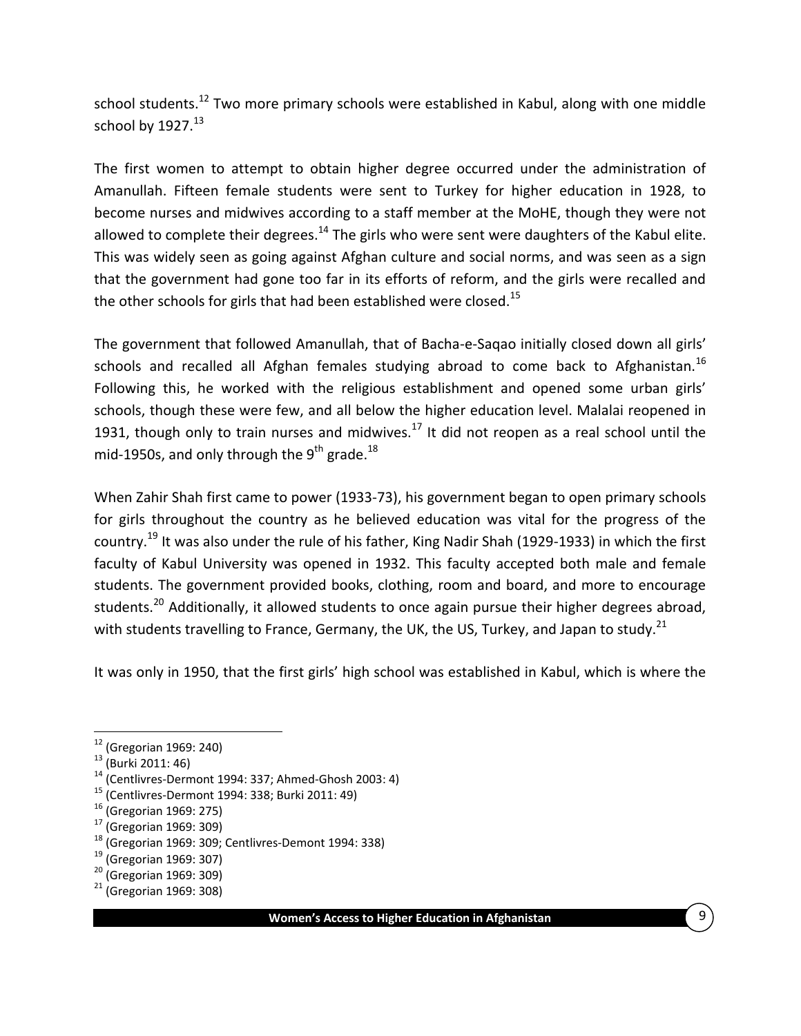school students.[12] Two more primary schools were established in Kabul, along with one middle school by 1927.[13]

The first women to attempt to obtain higher degree occurred under the administration of Amanullah. Fifteen female students were sent to Turkey for higher education in 1928, to become nurses and midwives according to a staff member at the MoHE, though they were not allowed to complete their degrees.[14] The girls who were sent were daughters of the Kabul elite. This was widely seen as going against Afghan culture and social norms, and was seen as a sign that the government had gone too far in its efforts of reform, and the girls were recalled and the other schools for girls that had been established were closed.[15]

The government that followed Amanullah, that of Bacha-e-Saqao initially closed down all girls' schools and recalled all Afghan females studying abroad to come back to Afghanistan.[16] Following this, he worked with the religious establishment and opened some urban girls' schools, though these were few, and all below the higher education level. Malalai reopened in 1931, though only to train nurses and midwives.[17] It did not reopen as a real school until the mid-1950s, and only through the 9th grade.[18]

When Zahir Shah first came to power (1933-73), his government began to open primary schools for girls throughout the country as he believed education was vital for the progress of the country.[19] It was also under the rule of his father, King Nadir Shah (1929-1933) in which the first faculty of Kabul University was opened in 1932. This faculty accepted both male and female students. The government provided books, clothing, room and board, and more to encourage students.[20] Additionally, it allowed students to once again pursue their higher degrees abroad, with students travelling to France, Germany, the UK, the US, Turkey, and Japan to study.[21]

It was only in 1950, that the first girls' high school was established in Kabul, which is where the

---

[12] (Gregorian 1969: 240)
[13] (Burki 2011: 46)
[14] (Centlivres-Dermont 1994: 337; Ahmed-Ghosh 2003: 4)
[15] (Centlivres-Dermont 1994: 338; Burki 2011: 49)
[16] (Gregorian 1969: 275)
[17] (Gregorian 1969: 309)
[18] (Gregorian 1969: 309; Centlivres-Demont 1994: 338)
[19] (Gregorian 1969: 307)
[20] (Gregorian 1969: 309)
[21] (Gregorian 1969: 308)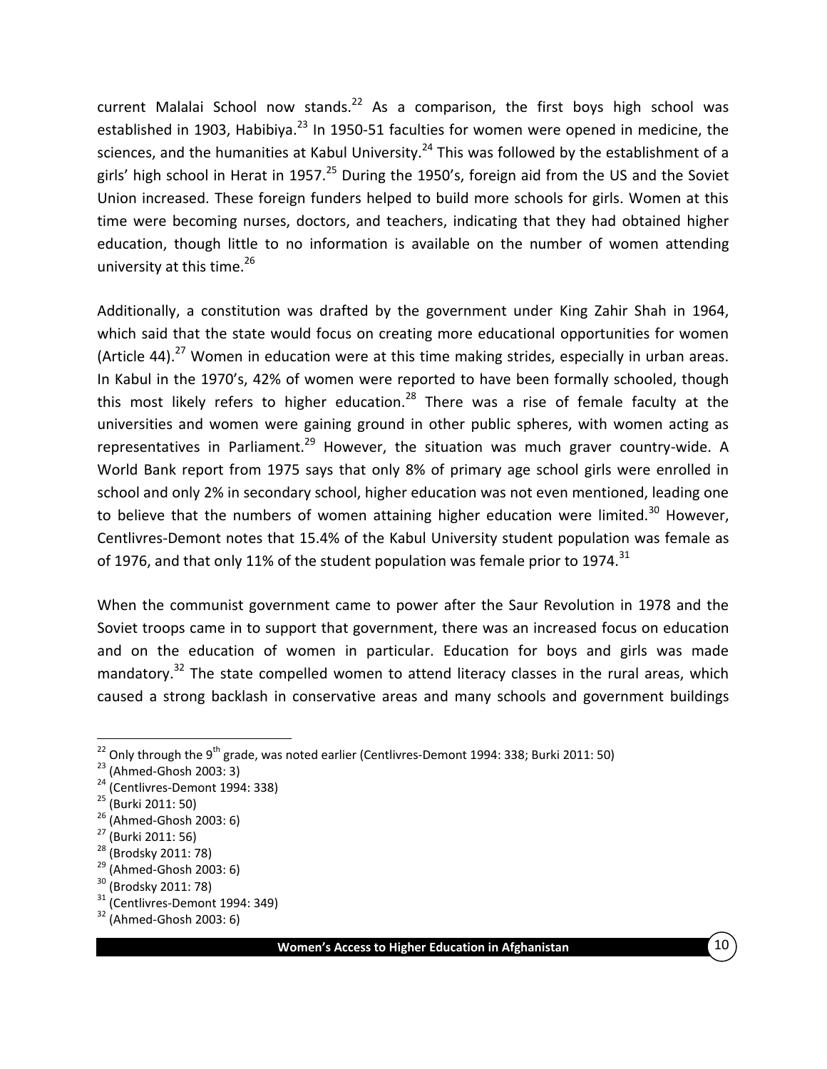current Malalai School now stands.[22] As a comparison, the first boys high school was established in 1903, Habibiya.[23] In 1950-51 faculties for women were opened in medicine, the sciences, and the humanities at Kabul University.[24] This was followed by the establishment of a girls' high school in Herat in 1957.[25] During the 1950's, foreign aid from the US and the Soviet Union increased. These foreign funders helped to build more schools for girls. Women at this time were becoming nurses, doctors, and teachers, indicating that they had obtained higher education, though little to no information is available on the number of women attending university at this time.[26]

Additionally, a constitution was drafted by the government under King Zahir Shah in 1964, which said that the state would focus on creating more educational opportunities for women (Article 44).[27] Women in education were at this time making strides, especially in urban areas. In Kabul in the 1970's, 42% of women were reported to have been formally schooled, though this most likely refers to higher education.[28] There was a rise of female faculty at the universities and women were gaining ground in other public spheres, with women acting as representatives in Parliament.[29] However, the situation was much graver country-wide. A World Bank report from 1975 says that only 8% of primary age school girls were enrolled in school and only 2% in secondary school, higher education was not even mentioned, leading one to believe that the numbers of women attaining higher education were limited.[30] However, Centlivres-Demont notes that 15.4% of the Kabul University student population was female as of 1976, and that only 11% of the student population was female prior to 1974.[31]

When the communist government came to power after the Saur Revolution in 1978 and the Soviet troops came in to support that government, there was an increased focus on education and on the education of women in particular. Education for boys and girls was made mandatory.[32] The state compelled women to attend literacy classes in the rural areas, which caused a strong backlash in conservative areas and many schools and government buildings

---

[22] Only through the 9th grade, was noted earlier (Centlivres-Demont 1994: 338; Burki 2011: 50)

[23] (Ahmed-Ghosh 2003: 3)

[24] (Centlivres-Demont 1994: 338)

[25] (Burki 2011: 50)

[26] (Ahmed-Ghosh 2003: 6)

[27] (Burki 2011: 56)

[28] (Brodsky 2011: 78)

[29] (Ahmed-Ghosh 2003: 6)

[30] (Brodsky 2011: 78)

[31] (Centlivres-Demont 1994: 349)

[32] (Ahmed-Ghosh 2003: 6)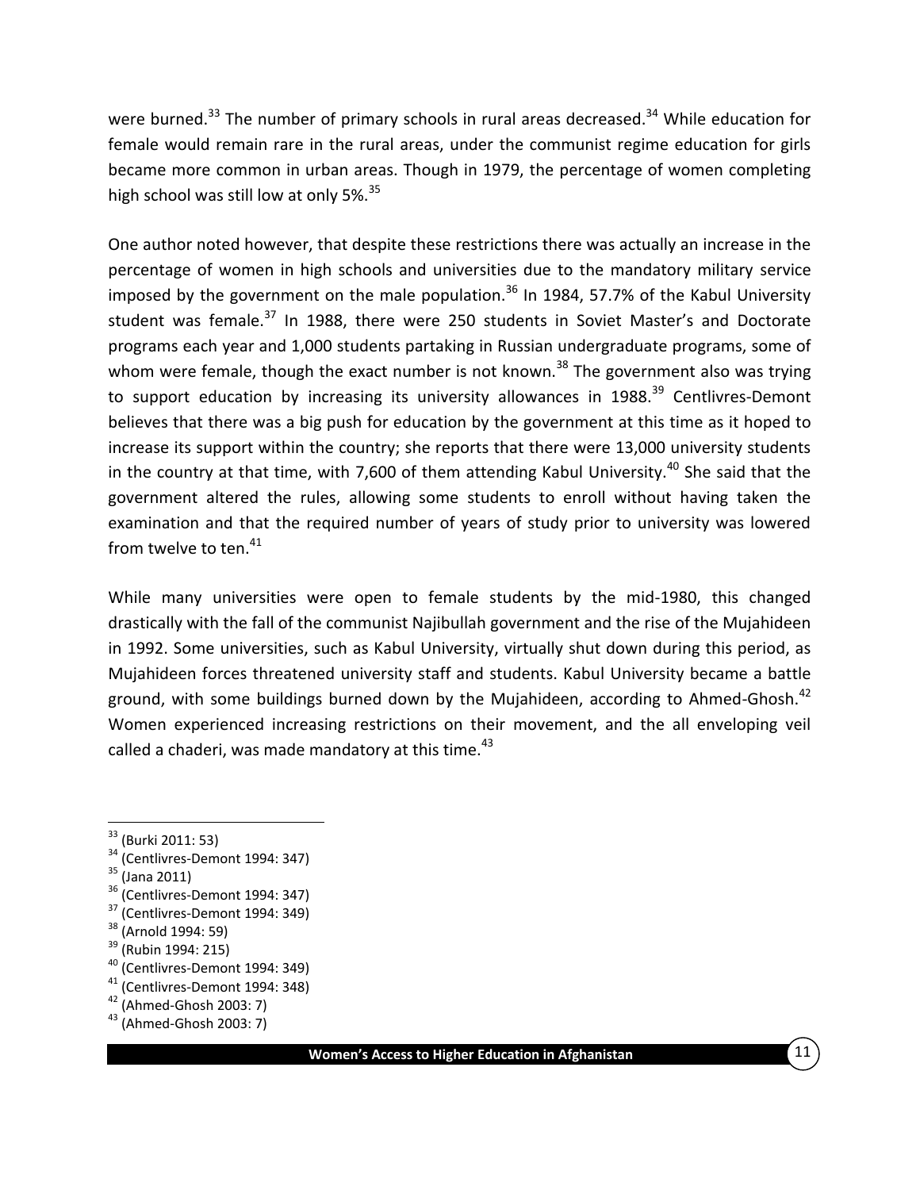were burned.[33] The number of primary schools in rural areas decreased.[34] While education for female would remain rare in the rural areas, under the communist regime education for girls became more common in urban areas. Though in 1979, the percentage of women completing high school was still low at only 5%.[35]

One author noted however, that despite these restrictions there was actually an increase in the percentage of women in high schools and universities due to the mandatory military service imposed by the government on the male population.[36] In 1984, 57.7% of the Kabul University student was female.[37] In 1988, there were 250 students in Soviet Master's and Doctorate programs each year and 1,000 students partaking in Russian undergraduate programs, some of whom were female, though the exact number is not known.[38] The government also was trying to support education by increasing its university allowances in 1988.[39] Centlivres-Demont believes that there was a big push for education by the government at this time as it hoped to increase its support within the country; she reports that there were 13,000 university students in the country at that time, with 7,600 of them attending Kabul University.[40] She said that the government altered the rules, allowing some students to enroll without having taken the examination and that the required number of years of study prior to university was lowered from twelve to ten.[41]

While many universities were open to female students by the mid-1980, this changed drastically with the fall of the communist Najibullah government and the rise of the Mujahideen in 1992. Some universities, such as Kabul University, virtually shut down during this period, as Mujahideen forces threatened university staff and students. Kabul University became a battle ground, with some buildings burned down by the Mujahideen, according to Ahmed-Ghosh.[42] Women experienced increasing restrictions on their movement, and the all enveloping veil called a chaderi, was made mandatory at this time.[43]

---

[33] (Burki 2011: 53)
[34] (Centlivres-Demont 1994: 347)
[35] (Jana 2011)
[36] (Centlivres-Demont 1994: 347)
[37] (Centlivres-Demont 1994: 349)
[38] (Arnold 1994: 59)
[39] (Rubin 1994: 215)
[40] (Centlivres-Demont 1994: 349)
[41] (Centlivres-Demont 1994: 348)
[42] (Ahmed-Ghosh 2003: 7)
[43] (Ahmed-Ghosh 2003: 7)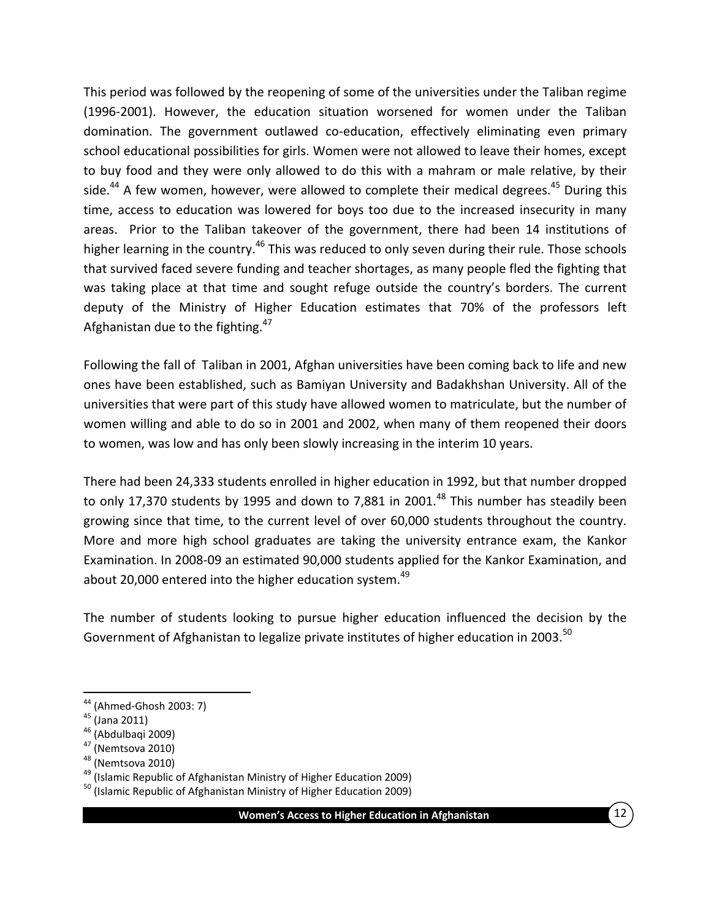This period was followed by the reopening of some of the universities under the Taliban regime (1996-2001). However, the education situation worsened for women under the Taliban domination. The government outlawed co-education, effectively eliminating even primary school educational possibilities for girls. Women were not allowed to leave their homes, except to buy food and they were only allowed to do this with a mahram or male relative, by their side.[44] A few women, however, were allowed to complete their medical degrees.[45] During this time, access to education was lowered for boys too due to the increased insecurity in many areas. Prior to the Taliban takeover of the government, there had been 14 institutions of higher learning in the country.[46] This was reduced to only seven during their rule. Those schools that survived faced severe funding and teacher shortages, as many people fled the fighting that was taking place at that time and sought refuge outside the country's borders. The current deputy of the Ministry of Higher Education estimates that 70% of the professors left Afghanistan due to the fighting.[47]

Following the fall of Taliban in 2001, Afghan universities have been coming back to life and new ones have been established, such as Bamiyan University and Badakhshan University. All of the universities that were part of this study have allowed women to matriculate, but the number of women willing and able to do so in 2001 and 2002, when many of them reopened their doors to women, was low and has only been slowly increasing in the interim 10 years.

There had been 24,333 students enrolled in higher education in 1992, but that number dropped to only 17,370 students by 1995 and down to 7,881 in 2001.[48] This number has steadily been growing since that time, to the current level of over 60,000 students throughout the country. More and more high school graduates are taking the university entrance exam, the Kankor Examination. In 2008-09 an estimated 90,000 students applied for the Kankor Examination, and about 20,000 entered into the higher education system.[49]

The number of students looking to pursue higher education influenced the decision by the Government of Afghanistan to legalize private institutes of higher education in 2003.[50]

---

[44] (Ahmed-Ghosh 2003: 7)
[45] (Jana 2011)
[46] (Abdulbaqi 2009)
[47] (Nemtsova 2010)
[48] (Nemtsova 2010)
[49] (Islamic Republic of Afghanistan Ministry of Higher Education 2009)
[50] (Islamic Republic of Afghanistan Ministry of Higher Education 2009)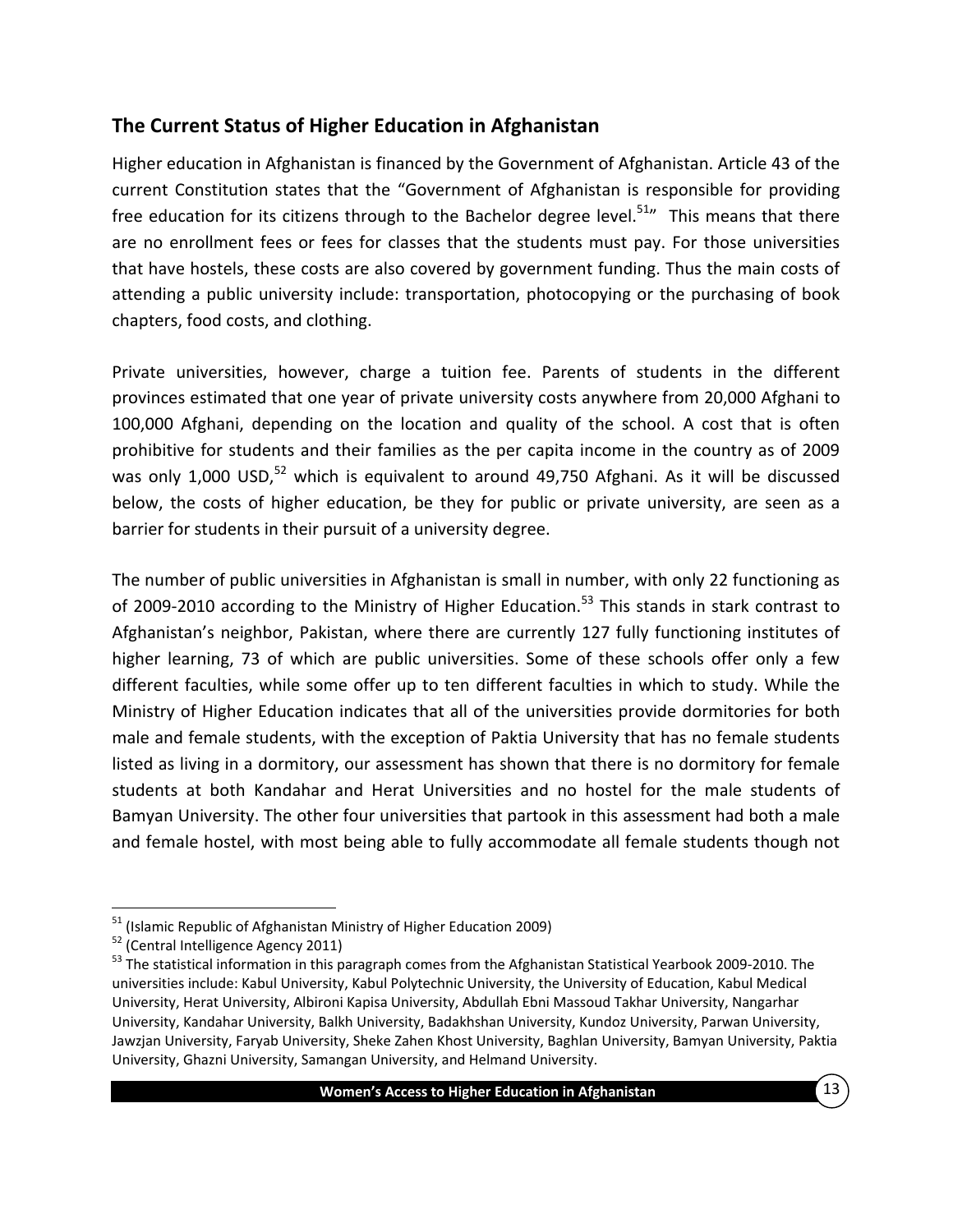## The Current Status of Higher Education in Afghanistan

Higher education in Afghanistan is financed by the Government of Afghanistan. Article 43 of the current Constitution states that the "Government of Afghanistan is responsible for providing free education for its citizens through to the Bachelor degree level.[51]" This means that there are no enrollment fees or fees for classes that the students must pay. For those universities that have hostels, these costs are also covered by government funding. Thus the main costs of attending a public university include: transportation, photocopying or the purchasing of book chapters, food costs, and clothing.

Private universities, however, charge a tuition fee. Parents of students in the different provinces estimated that one year of private university costs anywhere from 20,000 Afghani to 100,000 Afghani, depending on the location and quality of the school. A cost that is often prohibitive for students and their families as the per capita income in the country as of 2009 was only 1,000 USD,[52] which is equivalent to around 49,750 Afghani. As it will be discussed below, the costs of higher education, be they for public or private university, are seen as a barrier for students in their pursuit of a university degree.

The number of public universities in Afghanistan is small in number, with only 22 functioning as of 2009-2010 according to the Ministry of Higher Education.[53] This stands in stark contrast to Afghanistan's neighbor, Pakistan, where there are currently 127 fully functioning institutes of higher learning, 73 of which are public universities. Some of these schools offer only a few different faculties, while some offer up to ten different faculties in which to study. While the Ministry of Higher Education indicates that all of the universities provide dormitories for both male and female students, with the exception of Paktia University that has no female students listed as living in a dormitory, our assessment has shown that there is no dormitory for female students at both Kandahar and Herat Universities and no hostel for the male students of Bamyan University. The other four universities that partook in this assessment had both a male and female hostel, with most being able to fully accommodate all female students though not

---

[51] (Islamic Republic of Afghanistan Ministry of Higher Education 2009)

[52] (Central Intelligence Agency 2011)

[53] The statistical information in this paragraph comes from the Afghanistan Statistical Yearbook 2009-2010. The universities include: Kabul University, Kabul Polytechnic University, the University of Education, Kabul Medical University, Herat University, Albironi Kapisa University, Abdullah Ebni Massoud Takhar University, Nangarhar University, Kandahar University, Balkh University, Badakhshan University, Kundoz University, Parwan University, Jawzjan University, Faryab University, Sheke Zahen Khost University, Baghlan University, Bamyan University, Paktia University, Ghazni University, Samangan University, and Helmand University.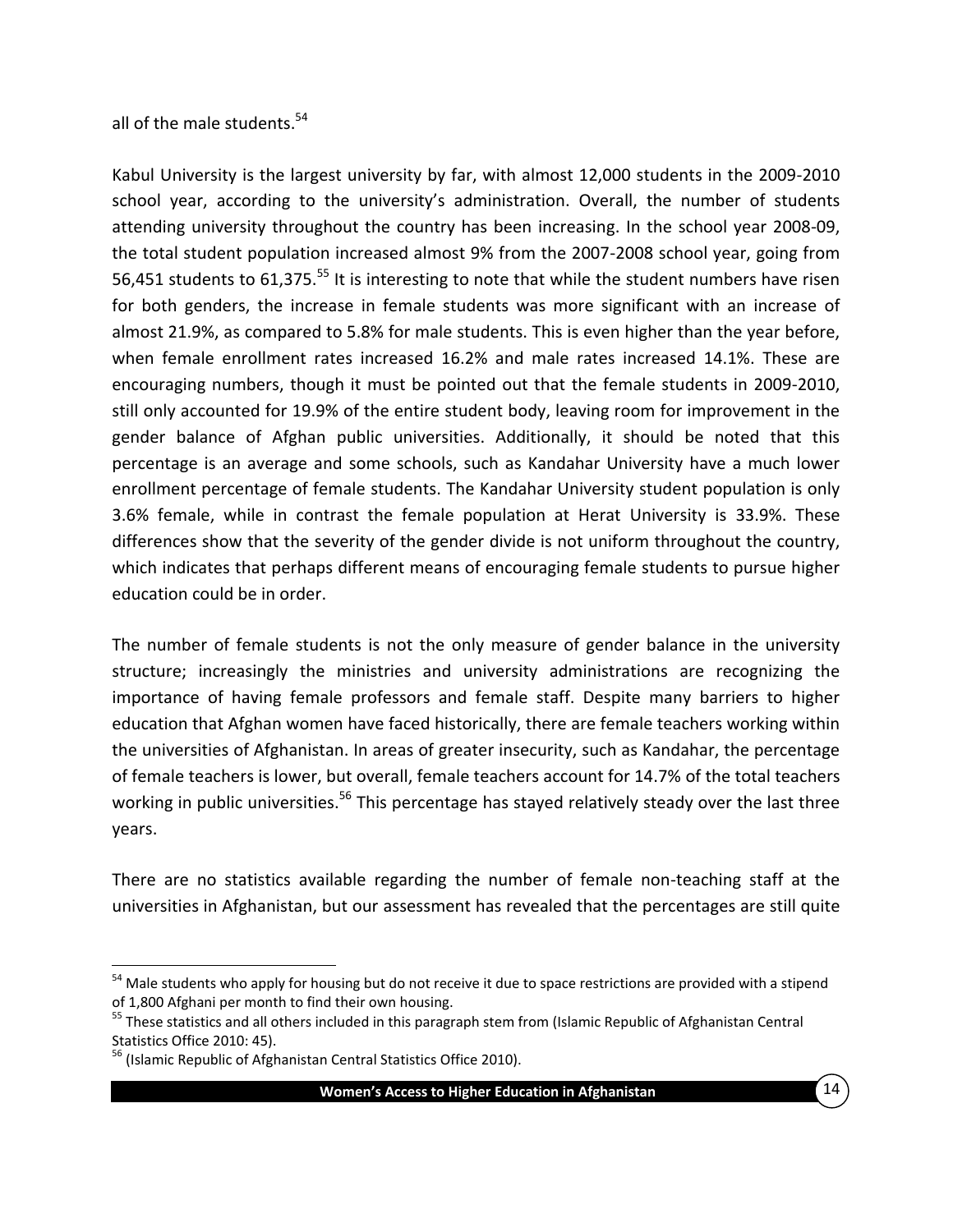all of the male students.[54]

Kabul University is the largest university by far, with almost 12,000 students in the 2009-2010 school year, according to the university's administration. Overall, the number of students attending university throughout the country has been increasing. In the school year 2008-09, the total student population increased almost 9% from the 2007-2008 school year, going from 56,451 students to 61,375.[55] It is interesting to note that while the student numbers have risen for both genders, the increase in female students was more significant with an increase of almost 21.9%, as compared to 5.8% for male students. This is even higher than the year before, when female enrollment rates increased 16.2% and male rates increased 14.1%. These are encouraging numbers, though it must be pointed out that the female students in 2009-2010, still only accounted for 19.9% of the entire student body, leaving room for improvement in the gender balance of Afghan public universities. Additionally, it should be noted that this percentage is an average and some schools, such as Kandahar University have a much lower enrollment percentage of female students. The Kandahar University student population is only 3.6% female, while in contrast the female population at Herat University is 33.9%. These differences show that the severity of the gender divide is not uniform throughout the country, which indicates that perhaps different means of encouraging female students to pursue higher education could be in order.

The number of female students is not the only measure of gender balance in the university structure; increasingly the ministries and university administrations are recognizing the importance of having female professors and female staff. Despite many barriers to higher education that Afghan women have faced historically, there are female teachers working within the universities of Afghanistan. In areas of greater insecurity, such as Kandahar, the percentage of female teachers is lower, but overall, female teachers account for 14.7% of the total teachers working in public universities.[56] This percentage has stayed relatively steady over the last three years.

There are no statistics available regarding the number of female non-teaching staff at the universities in Afghanistan, but our assessment has revealed that the percentages are still quite

---

[54] Male students who apply for housing but do not receive it due to space restrictions are provided with a stipend of 1,800 Afghani per month to find their own housing.

[55] These statistics and all others included in this paragraph stem from (Islamic Republic of Afghanistan Central Statistics Office 2010: 45).

[56] (Islamic Republic of Afghanistan Central Statistics Office 2010).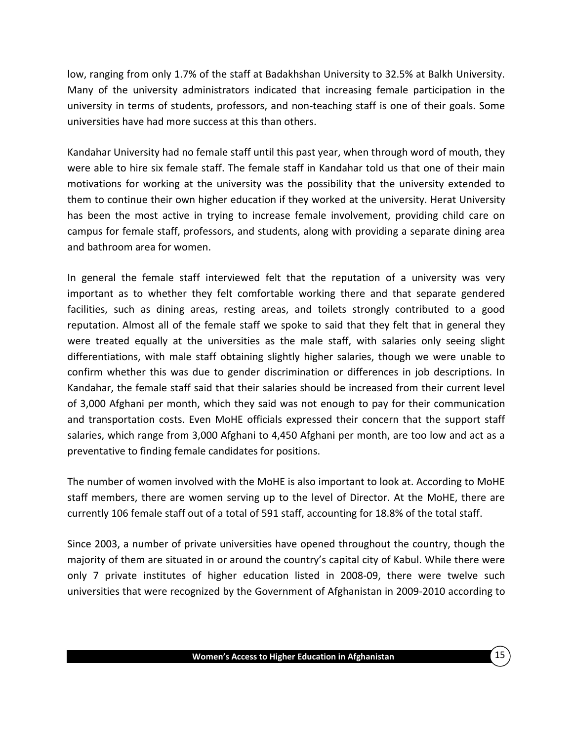low, ranging from only 1.7% of the staff at Badakhshan University to 32.5% at Balkh University. Many of the university administrators indicated that increasing female participation in the university in terms of students, professors, and non-teaching staff is one of their goals. Some universities have had more success at this than others.

Kandahar University had no female staff until this past year, when through word of mouth, they were able to hire six female staff. The female staff in Kandahar told us that one of their main motivations for working at the university was the possibility that the university extended to them to continue their own higher education if they worked at the university. Herat University has been the most active in trying to increase female involvement, providing child care on campus for female staff, professors, and students, along with providing a separate dining area and bathroom area for women.

In general the female staff interviewed felt that the reputation of a university was very important as to whether they felt comfortable working there and that separate gendered facilities, such as dining areas, resting areas, and toilets strongly contributed to a good reputation. Almost all of the female staff we spoke to said that they felt that in general they were treated equally at the universities as the male staff, with salaries only seeing slight differentiations, with male staff obtaining slightly higher salaries, though we were unable to confirm whether this was due to gender discrimination or differences in job descriptions. In Kandahar, the female staff said that their salaries should be increased from their current level of 3,000 Afghani per month, which they said was not enough to pay for their communication and transportation costs. Even MoHE officials expressed their concern that the support staff salaries, which range from 3,000 Afghani to 4,450 Afghani per month, are too low and act as a preventative to finding female candidates for positions.

The number of women involved with the MoHE is also important to look at. According to MoHE staff members, there are women serving up to the level of Director. At the MoHE, there are currently 106 female staff out of a total of 591 staff, accounting for 18.8% of the total staff.

Since 2003, a number of private universities have opened throughout the country, though the majority of them are situated in or around the country's capital city of Kabul. While there were only 7 private institutes of higher education listed in 2008-09, there were twelve such universities that were recognized by the Government of Afghanistan in 2009-2010 according to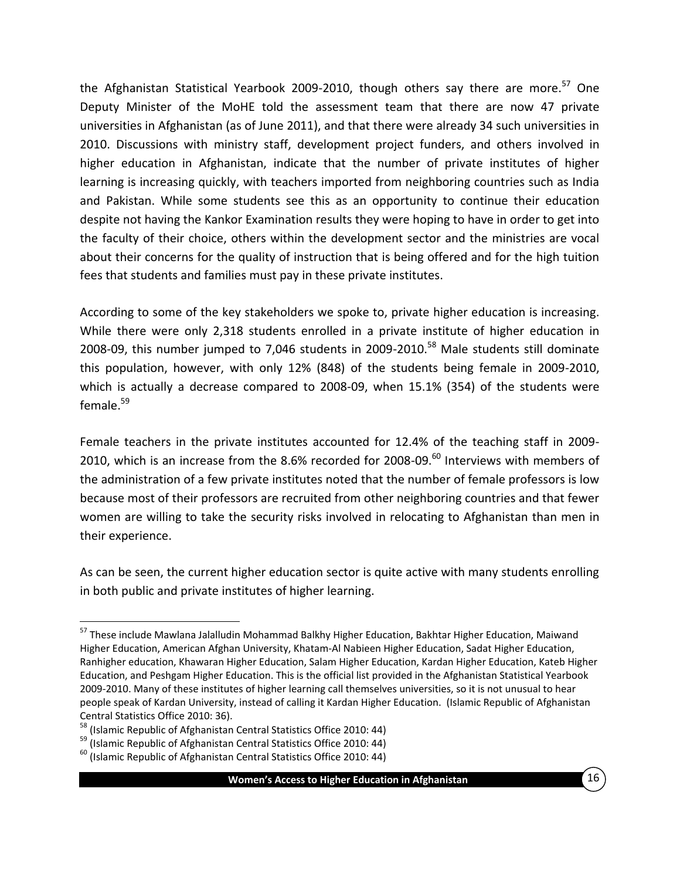the Afghanistan Statistical Yearbook 2009-2010, though others say there are more.[57] One Deputy Minister of the MoHE told the assessment team that there are now 47 private universities in Afghanistan (as of June 2011), and that there were already 34 such universities in 2010. Discussions with ministry staff, development project funders, and others involved in higher education in Afghanistan, indicate that the number of private institutes of higher learning is increasing quickly, with teachers imported from neighboring countries such as India and Pakistan. While some students see this as an opportunity to continue their education despite not having the Kankor Examination results they were hoping to have in order to get into the faculty of their choice, others within the development sector and the ministries are vocal about their concerns for the quality of instruction that is being offered and for the high tuition fees that students and families must pay in these private institutes.

According to some of the key stakeholders we spoke to, private higher education is increasing. While there were only 2,318 students enrolled in a private institute of higher education in 2008-09, this number jumped to 7,046 students in 2009-2010.[58] Male students still dominate this population, however, with only 12% (848) of the students being female in 2009-2010, which is actually a decrease compared to 2008-09, when 15.1% (354) of the students were female.[59]

Female teachers in the private institutes accounted for 12.4% of the teaching staff in 2009-2010, which is an increase from the 8.6% recorded for 2008-09.[60] Interviews with members of the administration of a few private institutes noted that the number of female professors is low because most of their professors are recruited from other neighboring countries and that fewer women are willing to take the security risks involved in relocating to Afghanistan than men in their experience.

As can be seen, the current higher education sector is quite active with many students enrolling in both public and private institutes of higher learning.

---

[57] These include Mawlana Jalalludin Mohammad Balkhy Higher Education, Bakhtar Higher Education, Maiwand Higher Education, American Afghan University, Khatam-Al Nabieen Higher Education, Sadat Higher Education, Ranhigher education, Khawaran Higher Education, Salam Higher Education, Kardan Higher Education, Kateb Higher Education, and Peshgam Higher Education. This is the official list provided in the Afghanistan Statistical Yearbook 2009-2010. Many of these institutes of higher learning call themselves universities, so it is not unusual to hear people speak of Kardan University, instead of calling it Kardan Higher Education. (Islamic Republic of Afghanistan Central Statistics Office 2010: 36).

[58] (Islamic Republic of Afghanistan Central Statistics Office 2010: 44)

[59] (Islamic Republic of Afghanistan Central Statistics Office 2010: 44)

[60] (Islamic Republic of Afghanistan Central Statistics Office 2010: 44)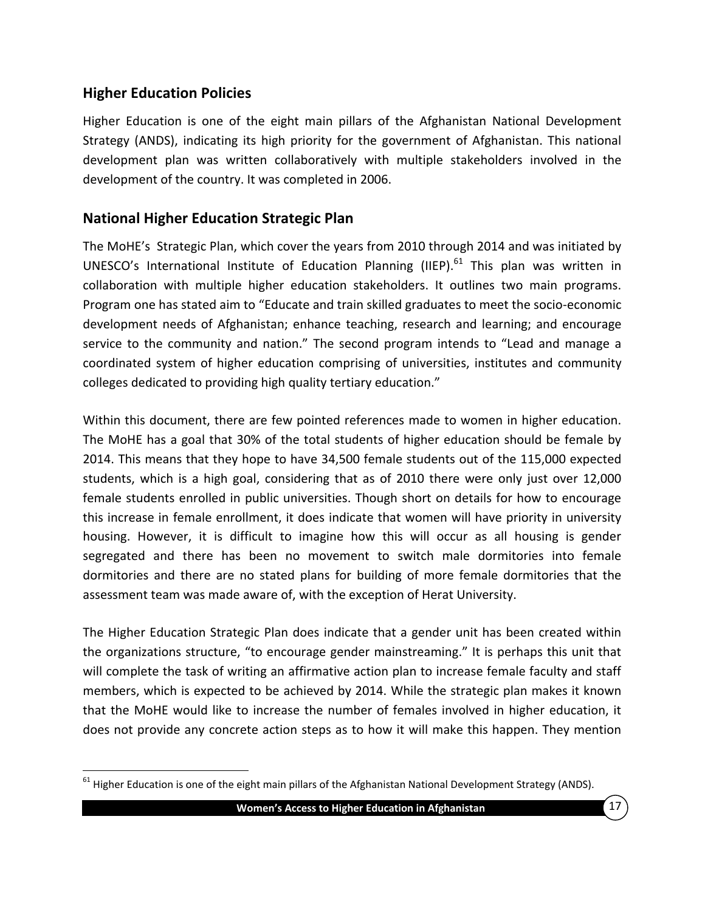## Higher Education Policies

Higher Education is one of the eight main pillars of the Afghanistan National Development Strategy (ANDS), indicating its high priority for the government of Afghanistan. This national development plan was written collaboratively with multiple stakeholders involved in the development of the country. It was completed in 2006.

## National Higher Education Strategic Plan

The MoHE's Strategic Plan, which cover the years from 2010 through 2014 and was initiated by UNESCO's International Institute of Education Planning (IIEP).[61] This plan was written in collaboration with multiple higher education stakeholders. It outlines two main programs. Program one has stated aim to "Educate and train skilled graduates to meet the socio-economic development needs of Afghanistan; enhance teaching, research and learning; and encourage service to the community and nation." The second program intends to "Lead and manage a coordinated system of higher education comprising of universities, institutes and community colleges dedicated to providing high quality tertiary education."

Within this document, there are few pointed references made to women in higher education. The MoHE has a goal that 30% of the total students of higher education should be female by 2014. This means that they hope to have 34,500 female students out of the 115,000 expected students, which is a high goal, considering that as of 2010 there were only just over 12,000 female students enrolled in public universities. Though short on details for how to encourage this increase in female enrollment, it does indicate that women will have priority in university housing. However, it is difficult to imagine how this will occur as all housing is gender segregated and there has been no movement to switch male dormitories into female dormitories and there are no stated plans for building of more female dormitories that the assessment team was made aware of, with the exception of Herat University.

The Higher Education Strategic Plan does indicate that a gender unit has been created within the organizations structure, "to encourage gender mainstreaming." It is perhaps this unit that will complete the task of writing an affirmative action plan to increase female faculty and staff members, which is expected to be achieved by 2014. While the strategic plan makes it known that the MoHE would like to increase the number of females involved in higher education, it does not provide any concrete action steps as to how it will make this happen. They mention

[61] Higher Education is one of the eight main pillars of the Afghanistan National Development Strategy (ANDS).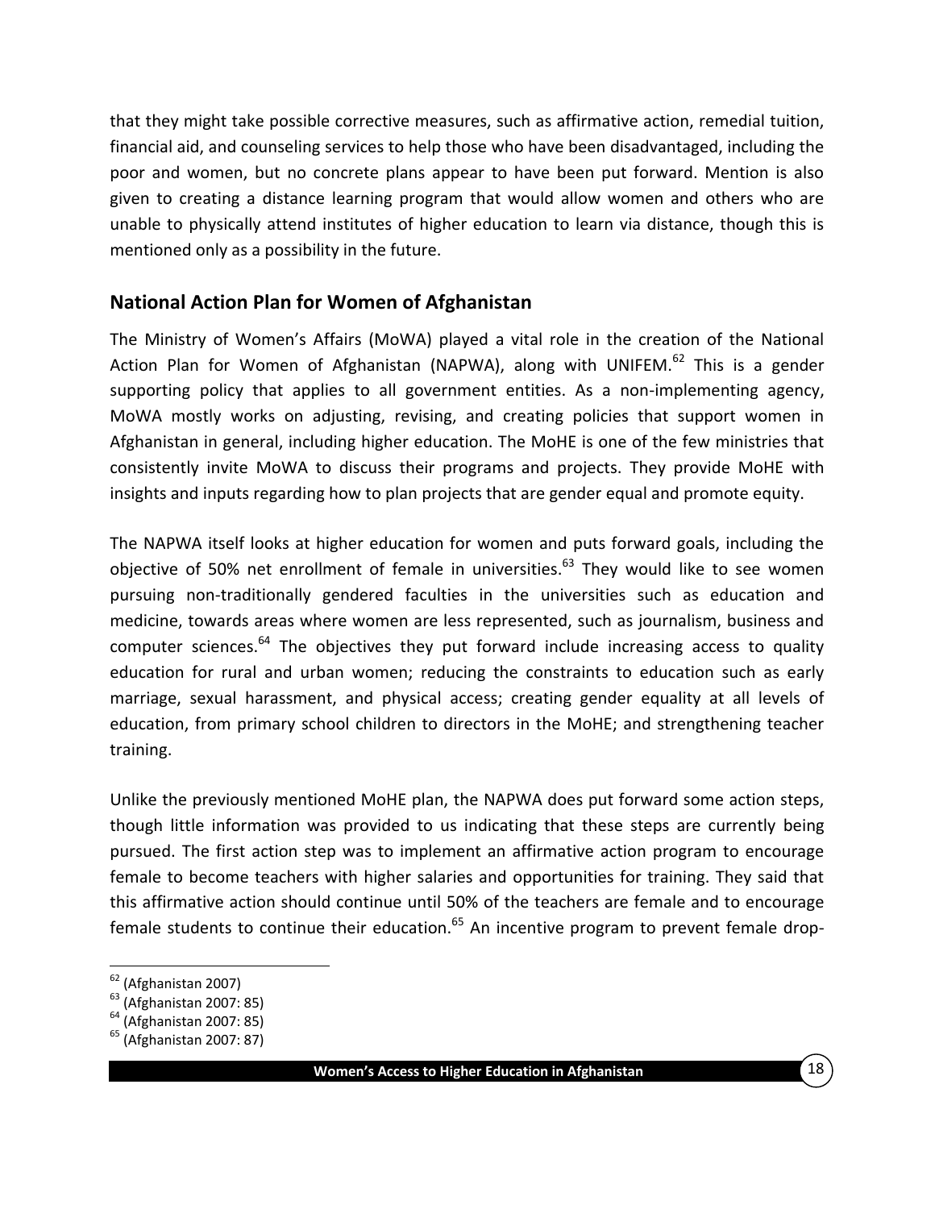that they might take possible corrective measures, such as affirmative action, remedial tuition, financial aid, and counseling services to help those who have been disadvantaged, including the poor and women, but no concrete plans appear to have been put forward. Mention is also given to creating a distance learning program that would allow women and others who are unable to physically attend institutes of higher education to learn via distance, though this is mentioned only as a possibility in the future.

## National Action Plan for Women of Afghanistan

The Ministry of Women's Affairs (MoWA) played a vital role in the creation of the National Action Plan for Women of Afghanistan (NAPWA), along with UNIFEM.[62] This is a gender supporting policy that applies to all government entities. As a non-implementing agency, MoWA mostly works on adjusting, revising, and creating policies that support women in Afghanistan in general, including higher education. The MoHE is one of the few ministries that consistently invite MoWA to discuss their programs and projects. They provide MoHE with insights and inputs regarding how to plan projects that are gender equal and promote equity.

The NAPWA itself looks at higher education for women and puts forward goals, including the objective of 50% net enrollment of female in universities.[63] They would like to see women pursuing non-traditionally gendered faculties in the universities such as education and medicine, towards areas where women are less represented, such as journalism, business and computer sciences.[64] The objectives they put forward include increasing access to quality education for rural and urban women; reducing the constraints to education such as early marriage, sexual harassment, and physical access; creating gender equality at all levels of education, from primary school children to directors in the MoHE; and strengthening teacher training.

Unlike the previously mentioned MoHE plan, the NAPWA does put forward some action steps, though little information was provided to us indicating that these steps are currently being pursued. The first action step was to implement an affirmative action program to encourage female to become teachers with higher salaries and opportunities for training. They said that this affirmative action should continue until 50% of the teachers are female and to encourage female students to continue their education.[65] An incentive program to prevent female drop-

[62] (Afghanistan 2007)

[63] (Afghanistan 2007: 85)

[64] (Afghanistan 2007: 85)

[65] (Afghanistan 2007: 87)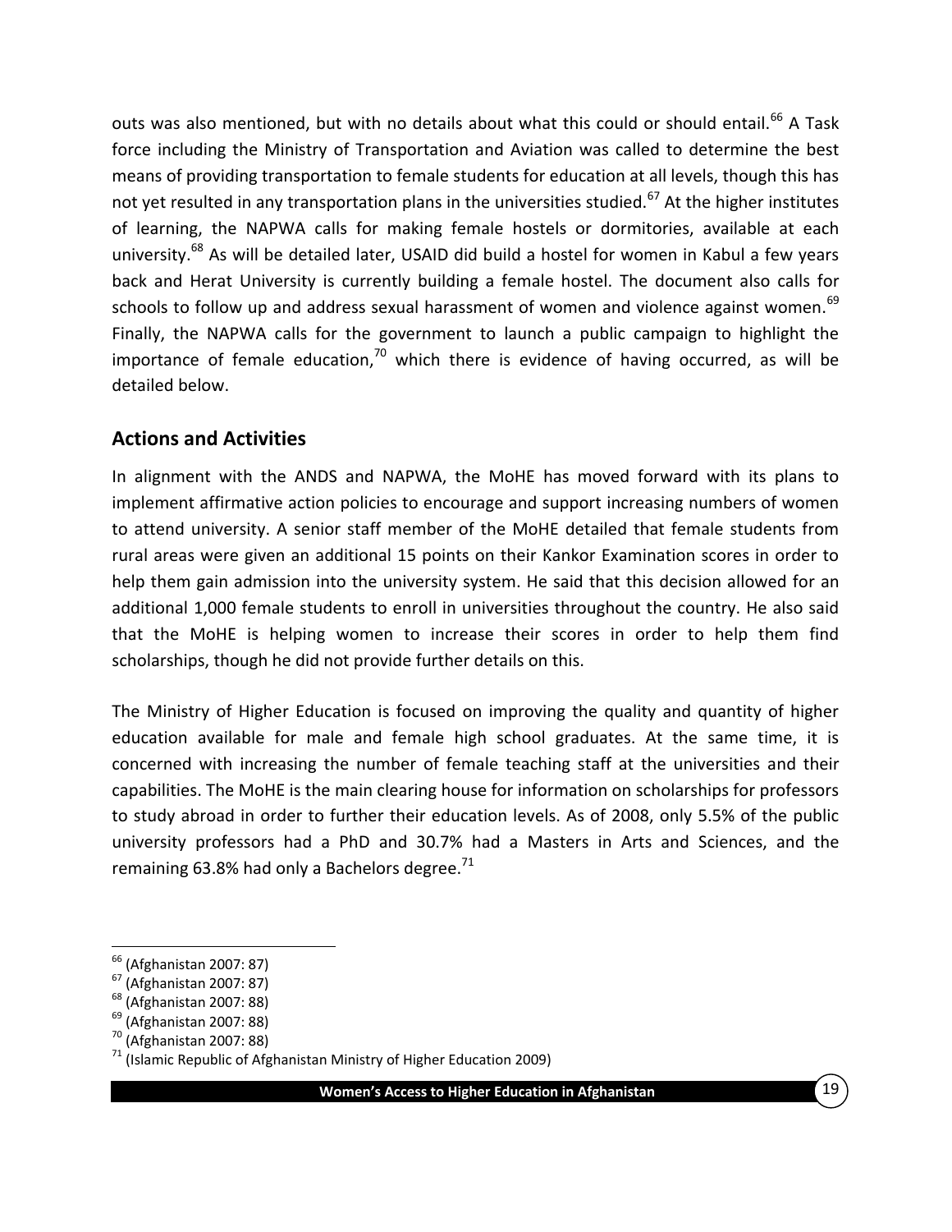outs was also mentioned, but with no details about what this could or should entail.[66] A Task force including the Ministry of Transportation and Aviation was called to determine the best means of providing transportation to female students for education at all levels, though this has not yet resulted in any transportation plans in the universities studied.[67] At the higher institutes of learning, the NAPWA calls for making female hostels or dormitories, available at each university.[68] As will be detailed later, USAID did build a hostel for women in Kabul a few years back and Herat University is currently building a female hostel. The document also calls for schools to follow up and address sexual harassment of women and violence against women.[69] Finally, the NAPWA calls for the government to launch a public campaign to highlight the importance of female education,[70] which there is evidence of having occurred, as will be detailed below.

## Actions and Activities

In alignment with the ANDS and NAPWA, the MoHE has moved forward with its plans to implement affirmative action policies to encourage and support increasing numbers of women to attend university. A senior staff member of the MoHE detailed that female students from rural areas were given an additional 15 points on their Kankor Examination scores in order to help them gain admission into the university system. He said that this decision allowed for an additional 1,000 female students to enroll in universities throughout the country. He also said that the MoHE is helping women to increase their scores in order to help them find scholarships, though he did not provide further details on this.

The Ministry of Higher Education is focused on improving the quality and quantity of higher education available for male and female high school graduates. At the same time, it is concerned with increasing the number of female teaching staff at the universities and their capabilities. The MoHE is the main clearing house for information on scholarships for professors to study abroad in order to further their education levels. As of 2008, only 5.5% of the public university professors had a PhD and 30.7% had a Masters in Arts and Sciences, and the remaining 63.8% had only a Bachelors degree.[71]

---

[66] (Afghanistan 2007: 87)
[67] (Afghanistan 2007: 87)
[68] (Afghanistan 2007: 88)
[69] (Afghanistan 2007: 88)
[70] (Afghanistan 2007: 88)
[71] (Islamic Republic of Afghanistan Ministry of Higher Education 2009)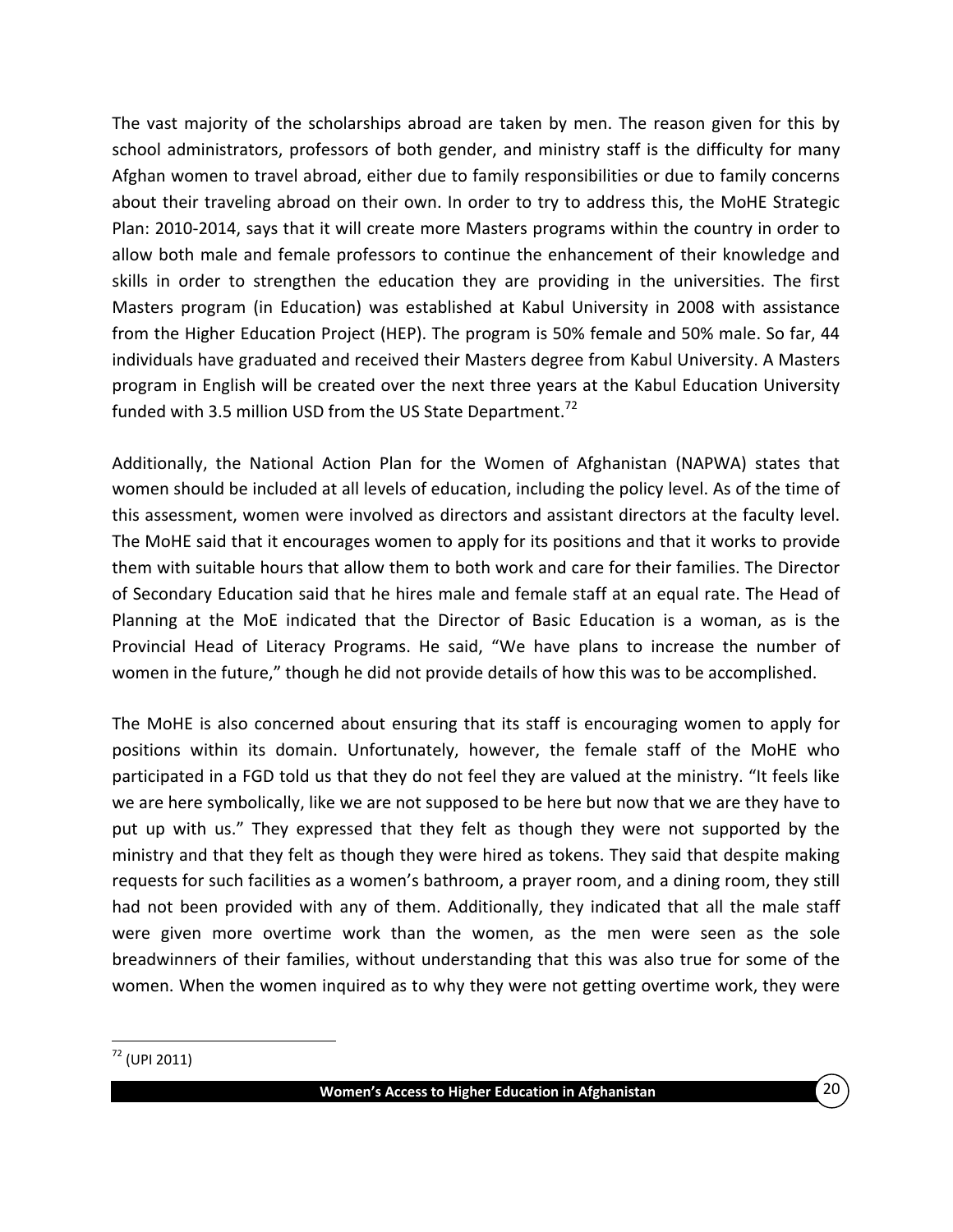The vast majority of the scholarships abroad are taken by men. The reason given for this by school administrators, professors of both gender, and ministry staff is the difficulty for many Afghan women to travel abroad, either due to family responsibilities or due to family concerns about their traveling abroad on their own. In order to try to address this, the MoHE Strategic Plan: 2010-2014, says that it will create more Masters programs within the country in order to allow both male and female professors to continue the enhancement of their knowledge and skills in order to strengthen the education they are providing in the universities. The first Masters program (in Education) was established at Kabul University in 2008 with assistance from the Higher Education Project (HEP). The program is 50% female and 50% male. So far, 44 individuals have graduated and received their Masters degree from Kabul University. A Masters program in English will be created over the next three years at the Kabul Education University funded with 3.5 million USD from the US State Department.[72]

Additionally, the National Action Plan for the Women of Afghanistan (NAPWA) states that women should be included at all levels of education, including the policy level. As of the time of this assessment, women were involved as directors and assistant directors at the faculty level. The MoHE said that it encourages women to apply for its positions and that it works to provide them with suitable hours that allow them to both work and care for their families. The Director of Secondary Education said that he hires male and female staff at an equal rate. The Head of Planning at the MoE indicated that the Director of Basic Education is a woman, as is the Provincial Head of Literacy Programs. He said, "We have plans to increase the number of women in the future," though he did not provide details of how this was to be accomplished.

The MoHE is also concerned about ensuring that its staff is encouraging women to apply for positions within its domain. Unfortunately, however, the female staff of the MoHE who participated in a FGD told us that they do not feel they are valued at the ministry. "It feels like we are here symbolically, like we are not supposed to be here but now that we are they have to put up with us." They expressed that they felt as though they were not supported by the ministry and that they felt as though they were hired as tokens. They said that despite making requests for such facilities as a women's bathroom, a prayer room, and a dining room, they still had not been provided with any of them. Additionally, they indicated that all the male staff were given more overtime work than the women, as the men were seen as the sole breadwinners of their families, without understanding that this was also true for some of the women. When the women inquired as to why they were not getting overtime work, they were

[72] (UPI 2011)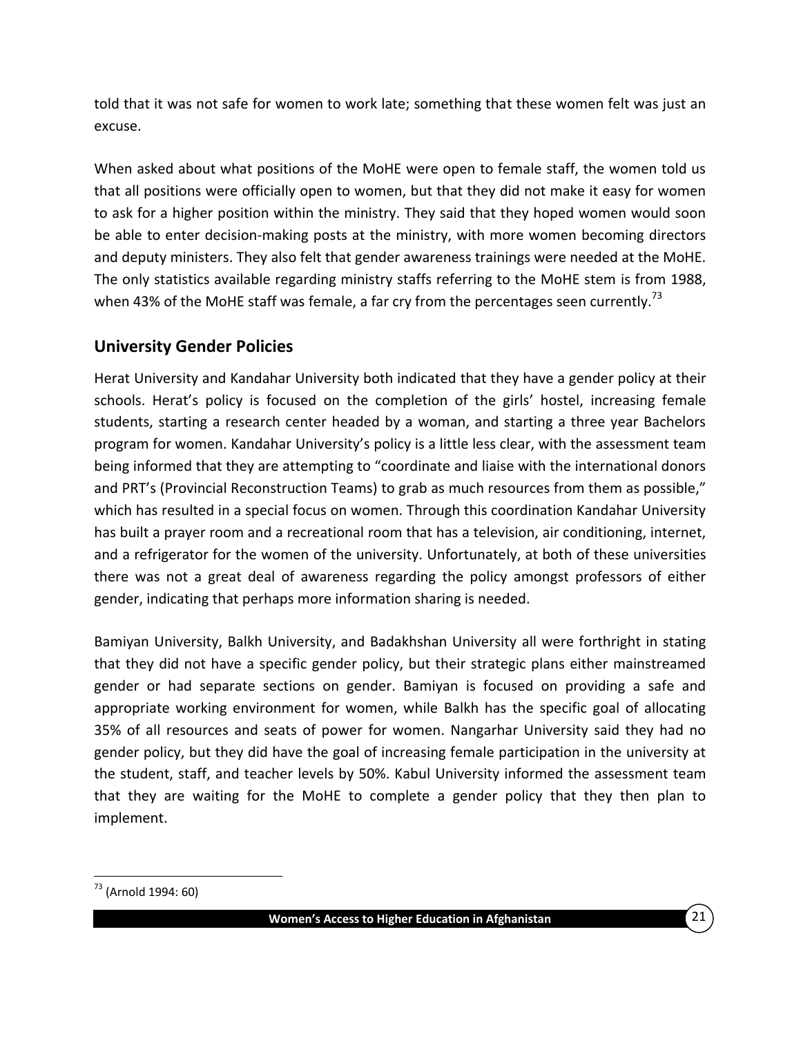told that it was not safe for women to work late; something that these women felt was just an excuse.

When asked about what positions of the MoHE were open to female staff, the women told us that all positions were officially open to women, but that they did not make it easy for women to ask for a higher position within the ministry. They said that they hoped women would soon be able to enter decision-making posts at the ministry, with more women becoming directors and deputy ministers. They also felt that gender awareness trainings were needed at the MoHE. The only statistics available regarding ministry staffs referring to the MoHE stem is from 1988, when 43% of the MoHE staff was female, a far cry from the percentages seen currently.[73]

## University Gender Policies

Herat University and Kandahar University both indicated that they have a gender policy at their schools. Herat's policy is focused on the completion of the girls' hostel, increasing female students, starting a research center headed by a woman, and starting a three year Bachelors program for women. Kandahar University's policy is a little less clear, with the assessment team being informed that they are attempting to "coordinate and liaise with the international donors and PRT's (Provincial Reconstruction Teams) to grab as much resources from them as possible," which has resulted in a special focus on women. Through this coordination Kandahar University has built a prayer room and a recreational room that has a television, air conditioning, internet, and a refrigerator for the women of the university. Unfortunately, at both of these universities there was not a great deal of awareness regarding the policy amongst professors of either gender, indicating that perhaps more information sharing is needed.

Bamiyan University, Balkh University, and Badakhshan University all were forthright in stating that they did not have a specific gender policy, but their strategic plans either mainstreamed gender or had separate sections on gender. Bamiyan is focused on providing a safe and appropriate working environment for women, while Balkh has the specific goal of allocating 35% of all resources and seats of power for women. Nangarhar University said they had no gender policy, but they did have the goal of increasing female participation in the university at the student, staff, and teacher levels by 50%. Kabul University informed the assessment team that they are waiting for the MoHE to complete a gender policy that they then plan to implement.

---

[73] (Arnold 1994: 60)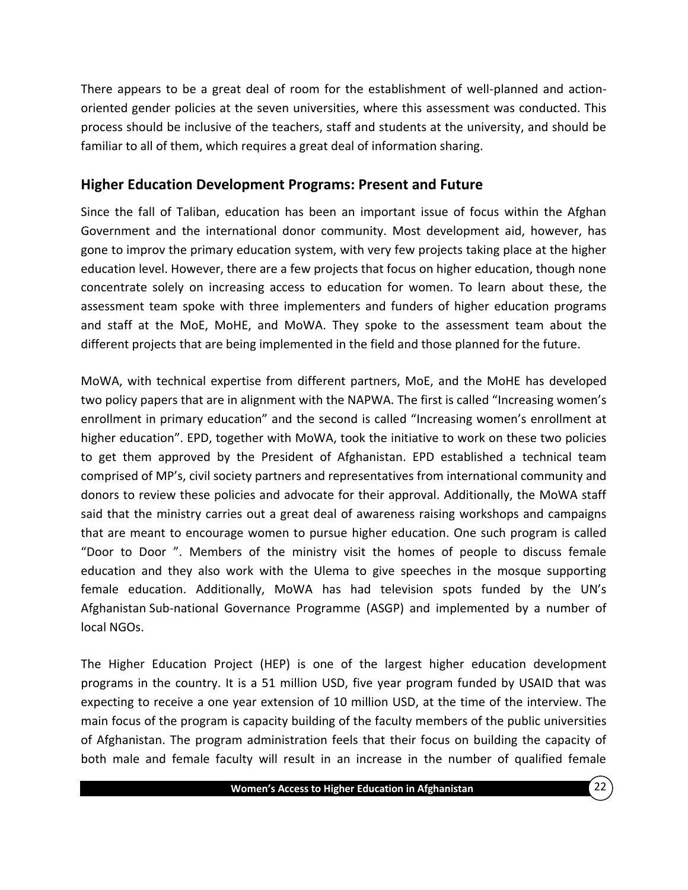There appears to be a great deal of room for the establishment of well-planned and action-oriented gender policies at the seven universities, where this assessment was conducted. This process should be inclusive of the teachers, staff and students at the university, and should be familiar to all of them, which requires a great deal of information sharing.

## Higher Education Development Programs: Present and Future

Since the fall of Taliban, education has been an important issue of focus within the Afghan Government and the international donor community. Most development aid, however, has gone to improv the primary education system, with very few projects taking place at the higher education level. However, there are a few projects that focus on higher education, though none concentrate solely on increasing access to education for women. To learn about these, the assessment team spoke with three implementers and funders of higher education programs and staff at the MoE, MoHE, and MoWA. They spoke to the assessment team about the different projects that are being implemented in the field and those planned for the future.

MoWA, with technical expertise from different partners, MoE, and the MoHE has developed two policy papers that are in alignment with the NAPWA. The first is called "Increasing women's enrollment in primary education" and the second is called "Increasing women's enrollment at higher education". EPD, together with MoWA, took the initiative to work on these two policies to get them approved by the President of Afghanistan. EPD established a technical team comprised of MP's, civil society partners and representatives from international community and donors to review these policies and advocate for their approval. Additionally, the MoWA staff said that the ministry carries out a great deal of awareness raising workshops and campaigns that are meant to encourage women to pursue higher education. One such program is called "Door to Door ". Members of the ministry visit the homes of people to discuss female education and they also work with the Ulema to give speeches in the mosque supporting female education. Additionally, MoWA has had television spots funded by the UN's Afghanistan Sub-national Governance Programme (ASGP) and implemented by a number of local NGOs.

The Higher Education Project (HEP) is one of the largest higher education development programs in the country. It is a 51 million USD, five year program funded by USAID that was expecting to receive a one year extension of 10 million USD, at the time of the interview. The main focus of the program is capacity building of the faculty members of the public universities of Afghanistan. The program administration feels that their focus on building the capacity of both male and female faculty will result in an increase in the number of qualified female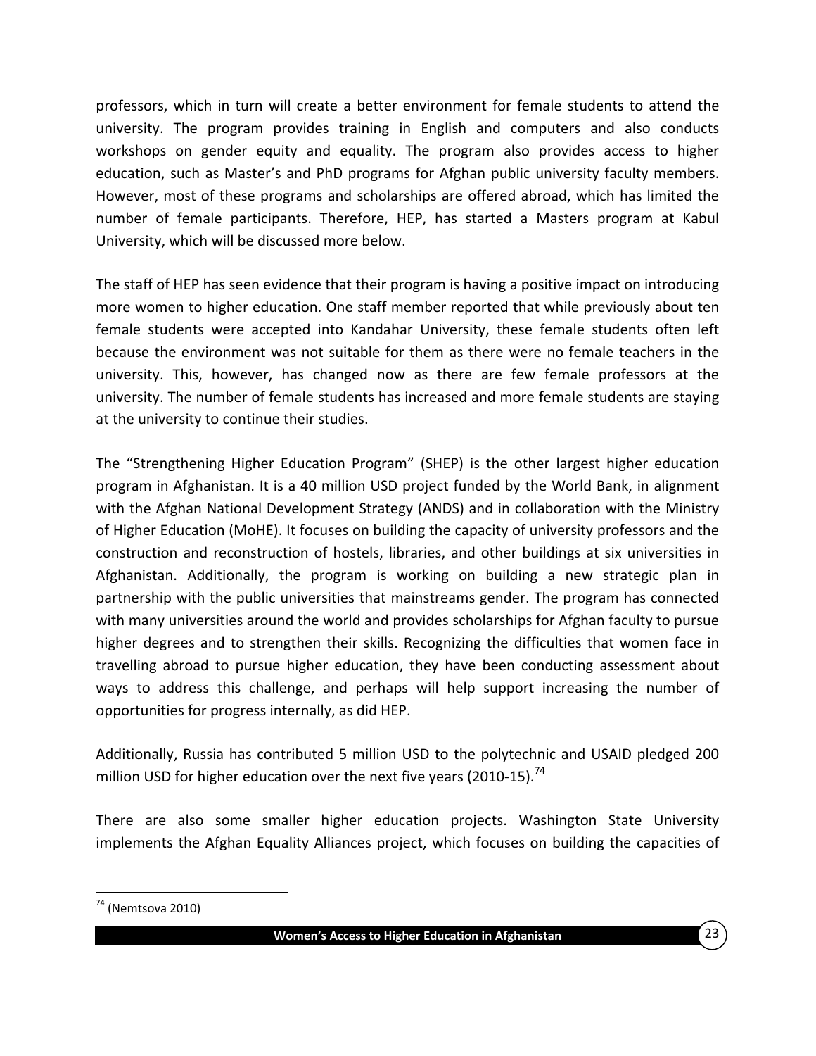professors, which in turn will create a better environment for female students to attend the university. The program provides training in English and computers and also conducts workshops on gender equity and equality. The program also provides access to higher education, such as Master's and PhD programs for Afghan public university faculty members. However, most of these programs and scholarships are offered abroad, which has limited the number of female participants. Therefore, HEP, has started a Masters program at Kabul University, which will be discussed more below.

The staff of HEP has seen evidence that their program is having a positive impact on introducing more women to higher education. One staff member reported that while previously about ten female students were accepted into Kandahar University, these female students often left because the environment was not suitable for them as there were no female teachers in the university. This, however, has changed now as there are few female professors at the university. The number of female students has increased and more female students are staying at the university to continue their studies.

The "Strengthening Higher Education Program" (SHEP) is the other largest higher education program in Afghanistan. It is a 40 million USD project funded by the World Bank, in alignment with the Afghan National Development Strategy (ANDS) and in collaboration with the Ministry of Higher Education (MoHE). It focuses on building the capacity of university professors and the construction and reconstruction of hostels, libraries, and other buildings at six universities in Afghanistan. Additionally, the program is working on building a new strategic plan in partnership with the public universities that mainstreams gender. The program has connected with many universities around the world and provides scholarships for Afghan faculty to pursue higher degrees and to strengthen their skills. Recognizing the difficulties that women face in travelling abroad to pursue higher education, they have been conducting assessment about ways to address this challenge, and perhaps will help support increasing the number of opportunities for progress internally, as did HEP.

Additionally, Russia has contributed 5 million USD to the polytechnic and USAID pledged 200 million USD for higher education over the next five years (2010-15).[74]

There are also some smaller higher education projects. Washington State University implements the Afghan Equality Alliances project, which focuses on building the capacities of

[74] (Nemtsova 2010)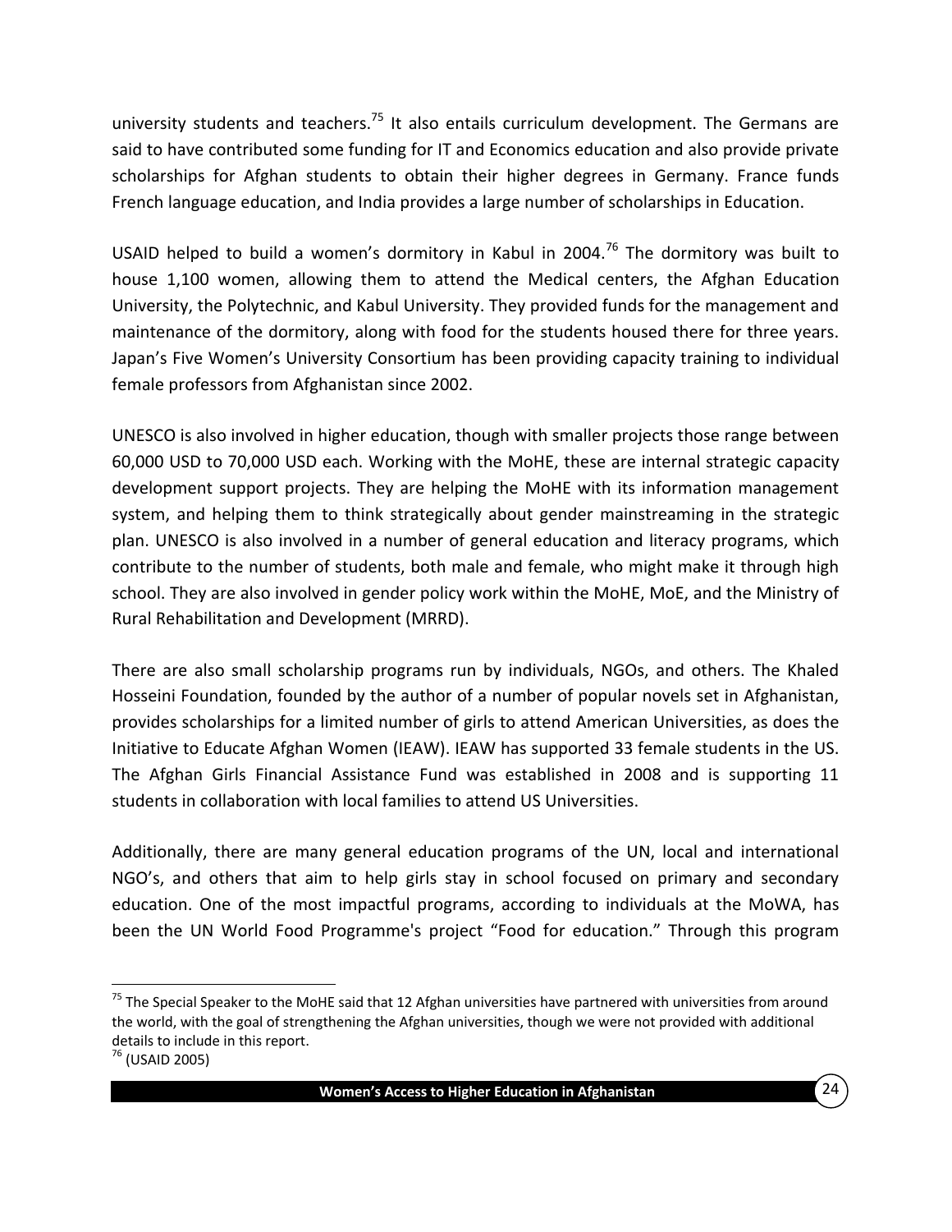university students and teachers.[75] It also entails curriculum development. The Germans are said to have contributed some funding for IT and Economics education and also provide private scholarships for Afghan students to obtain their higher degrees in Germany. France funds French language education, and India provides a large number of scholarships in Education.

USAID helped to build a women's dormitory in Kabul in 2004.[76] The dormitory was built to house 1,100 women, allowing them to attend the Medical centers, the Afghan Education University, the Polytechnic, and Kabul University. They provided funds for the management and maintenance of the dormitory, along with food for the students housed there for three years. Japan's Five Women's University Consortium has been providing capacity training to individual female professors from Afghanistan since 2002.

UNESCO is also involved in higher education, though with smaller projects those range between 60,000 USD to 70,000 USD each. Working with the MoHE, these are internal strategic capacity development support projects. They are helping the MoHE with its information management system, and helping them to think strategically about gender mainstreaming in the strategic plan. UNESCO is also involved in a number of general education and literacy programs, which contribute to the number of students, both male and female, who might make it through high school. They are also involved in gender policy work within the MoHE, MoE, and the Ministry of Rural Rehabilitation and Development (MRRD).

There are also small scholarship programs run by individuals, NGOs, and others. The Khaled Hosseini Foundation, founded by the author of a number of popular novels set in Afghanistan, provides scholarships for a limited number of girls to attend American Universities, as does the Initiative to Educate Afghan Women (IEAW). IEAW has supported 33 female students in the US. The Afghan Girls Financial Assistance Fund was established in 2008 and is supporting 11 students in collaboration with local families to attend US Universities.

Additionally, there are many general education programs of the UN, local and international NGO's, and others that aim to help girls stay in school focused on primary and secondary education. One of the most impactful programs, according to individuals at the MoWA, has been the UN World Food Programme's project "Food for education." Through this program

---

[75] The Special Speaker to the MoHE said that 12 Afghan universities have partnered with universities from around the world, with the goal of strengthening the Afghan universities, though we were not provided with additional details to include in this report.

[76] (USAID 2005)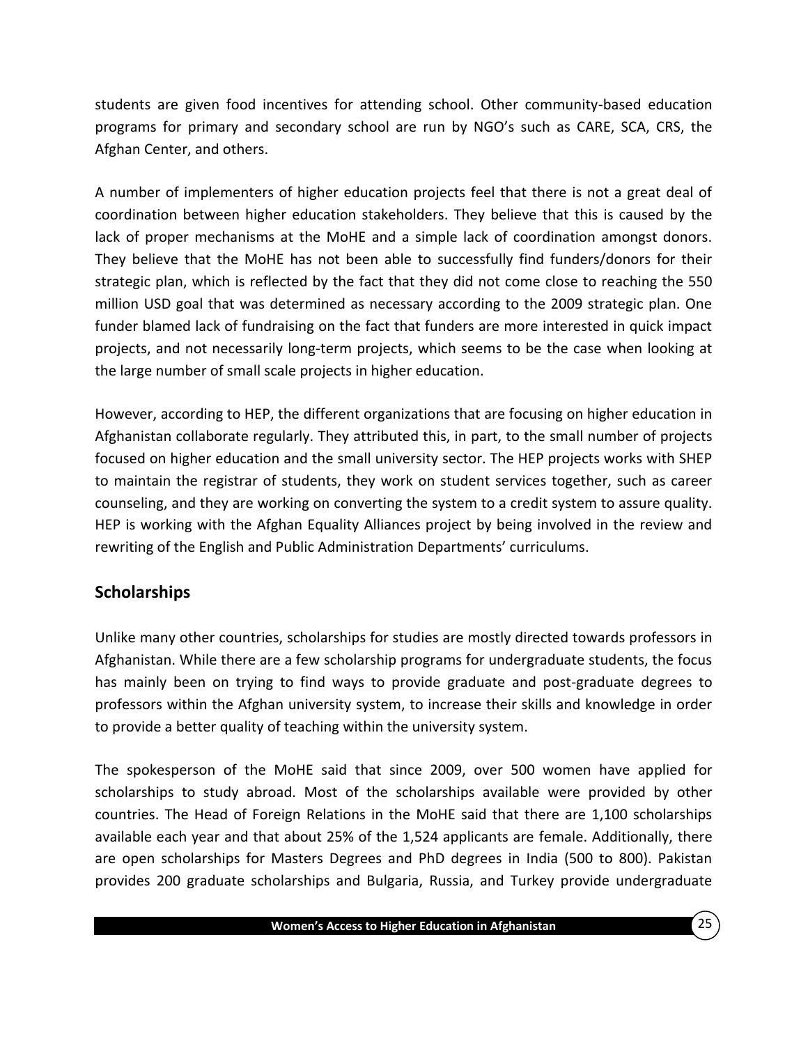students are given food incentives for attending school. Other community-based education programs for primary and secondary school are run by NGO's such as CARE, SCA, CRS, the Afghan Center, and others.

A number of implementers of higher education projects feel that there is not a great deal of coordination between higher education stakeholders. They believe that this is caused by the lack of proper mechanisms at the MoHE and a simple lack of coordination amongst donors. They believe that the MoHE has not been able to successfully find funders/donors for their strategic plan, which is reflected by the fact that they did not come close to reaching the 550 million USD goal that was determined as necessary according to the 2009 strategic plan. One funder blamed lack of fundraising on the fact that funders are more interested in quick impact projects, and not necessarily long-term projects, which seems to be the case when looking at the large number of small scale projects in higher education.

However, according to HEP, the different organizations that are focusing on higher education in Afghanistan collaborate regularly. They attributed this, in part, to the small number of projects focused on higher education and the small university sector. The HEP projects works with SHEP to maintain the registrar of students, they work on student services together, such as career counseling, and they are working on converting the system to a credit system to assure quality. HEP is working with the Afghan Equality Alliances project by being involved in the review and rewriting of the English and Public Administration Departments' curriculums.

## Scholarships

Unlike many other countries, scholarships for studies are mostly directed towards professors in Afghanistan. While there are a few scholarship programs for undergraduate students, the focus has mainly been on trying to find ways to provide graduate and post-graduate degrees to professors within the Afghan university system, to increase their skills and knowledge in order to provide a better quality of teaching within the university system.

The spokesperson of the MoHE said that since 2009, over 500 women have applied for scholarships to study abroad. Most of the scholarships available were provided by other countries. The Head of Foreign Relations in the MoHE said that there are 1,100 scholarships available each year and that about 25% of the 1,524 applicants are female. Additionally, there are open scholarships for Masters Degrees and PhD degrees in India (500 to 800). Pakistan provides 200 graduate scholarships and Bulgaria, Russia, and Turkey provide undergraduate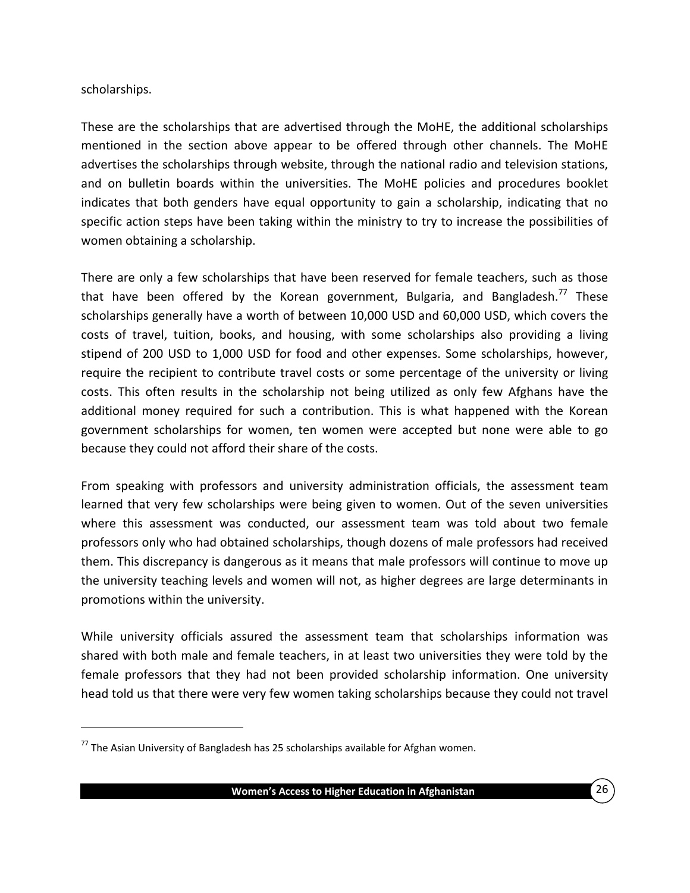scholarships.

These are the scholarships that are advertised through the MoHE, the additional scholarships mentioned in the section above appear to be offered through other channels. The MoHE advertises the scholarships through website, through the national radio and television stations, and on bulletin boards within the universities. The MoHE policies and procedures booklet indicates that both genders have equal opportunity to gain a scholarship, indicating that no specific action steps have been taking within the ministry to try to increase the possibilities of women obtaining a scholarship.

There are only a few scholarships that have been reserved for female teachers, such as those that have been offered by the Korean government, Bulgaria, and Bangladesh.[77] These scholarships generally have a worth of between 10,000 USD and 60,000 USD, which covers the costs of travel, tuition, books, and housing, with some scholarships also providing a living stipend of 200 USD to 1,000 USD for food and other expenses. Some scholarships, however, require the recipient to contribute travel costs or some percentage of the university or living costs. This often results in the scholarship not being utilized as only few Afghans have the additional money required for such a contribution. This is what happened with the Korean government scholarships for women, ten women were accepted but none were able to go because they could not afford their share of the costs.

From speaking with professors and university administration officials, the assessment team learned that very few scholarships were being given to women. Out of the seven universities where this assessment was conducted, our assessment team was told about two female professors only who had obtained scholarships, though dozens of male professors had received them. This discrepancy is dangerous as it means that male professors will continue to move up the university teaching levels and women will not, as higher degrees are large determinants in promotions within the university.

While university officials assured the assessment team that scholarships information was shared with both male and female teachers, in at least two universities they were told by the female professors that they had not been provided scholarship information. One university head told us that there were very few women taking scholarships because they could not travel

[77] The Asian University of Bangladesh has 25 scholarships available for Afghan women.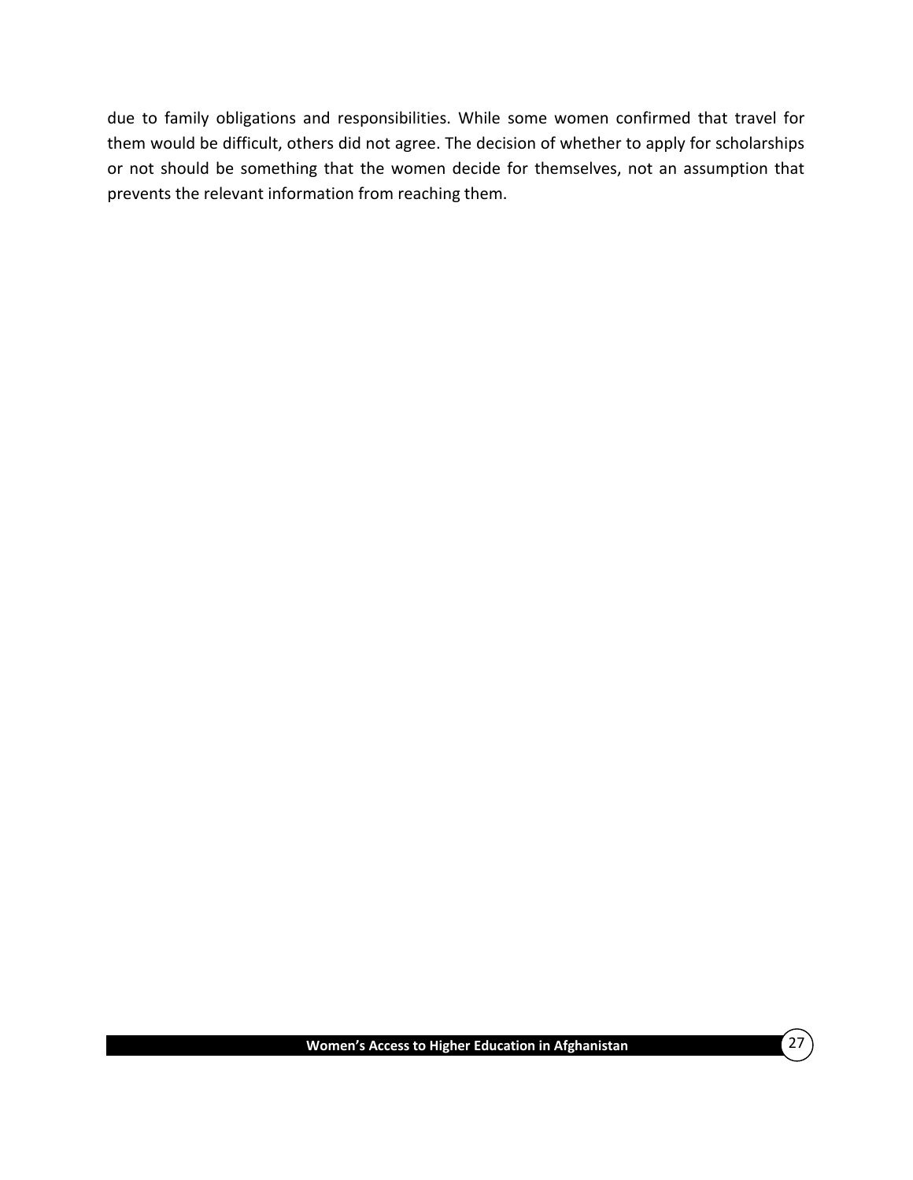due to family obligations and responsibilities. While some women confirmed that travel for them would be difficult, others did not agree. The decision of whether to apply for scholarships or not should be something that the women decide for themselves, not an assumption that prevents the relevant information from reaching them.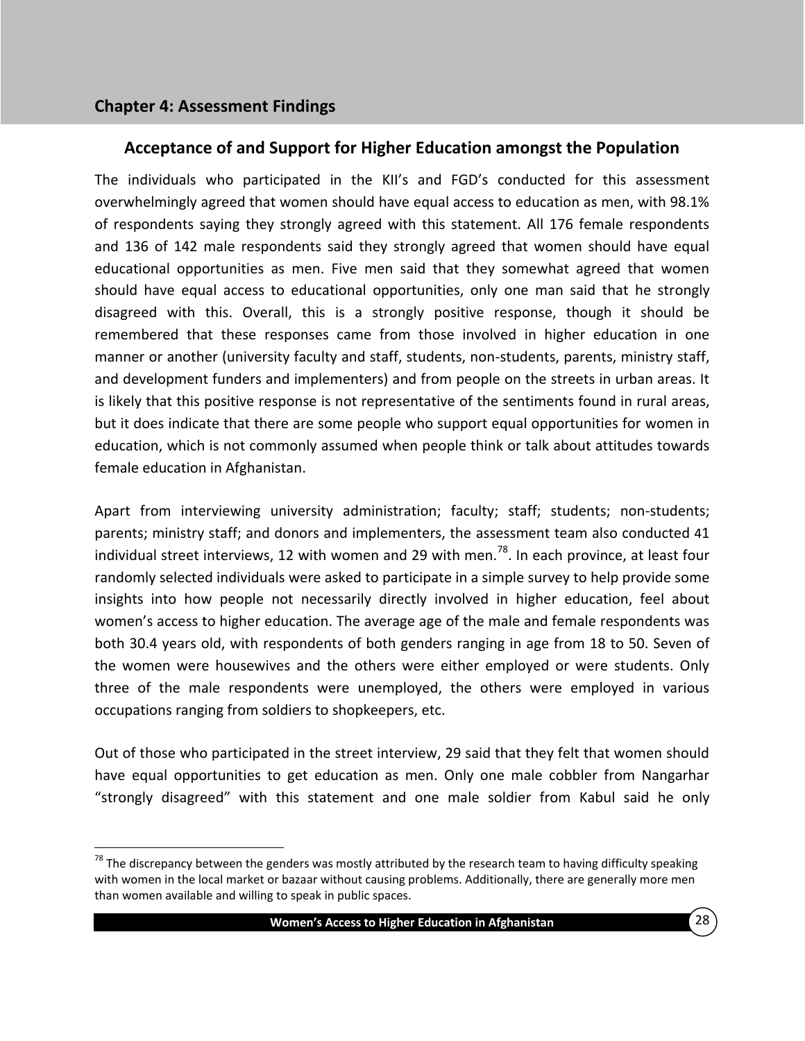## Chapter 4: Assessment Findings

### Acceptance of and Support for Higher Education amongst the Population

The individuals who participated in the KII's and FGD's conducted for this assessment overwhelmingly agreed that women should have equal access to education as men, with 98.1% of respondents saying they strongly agreed with this statement. All 176 female respondents and 136 of 142 male respondents said they strongly agreed that women should have equal educational opportunities as men. Five men said that they somewhat agreed that women should have equal access to educational opportunities, only one man said that he strongly disagreed with this. Overall, this is a strongly positive response, though it should be remembered that these responses came from those involved in higher education in one manner or another (university faculty and staff, students, non-students, parents, ministry staff, and development funders and implementers) and from people on the streets in urban areas. It is likely that this positive response is not representative of the sentiments found in rural areas, but it does indicate that there are some people who support equal opportunities for women in education, which is not commonly assumed when people think or talk about attitudes towards female education in Afghanistan.

Apart from interviewing university administration; faculty; staff; students; non-students; parents; ministry staff; and donors and implementers, the assessment team also conducted 41 individual street interviews, 12 with women and 29 with men.[78]. In each province, at least four randomly selected individuals were asked to participate in a simple survey to help provide some insights into how people not necessarily directly involved in higher education, feel about women's access to higher education. The average age of the male and female respondents was both 30.4 years old, with respondents of both genders ranging in age from 18 to 50. Seven of the women were housewives and the others were either employed or were students. Only three of the male respondents were unemployed, the others were employed in various occupations ranging from soldiers to shopkeepers, etc.

Out of those who participated in the street interview, 29 said that they felt that women should have equal opportunities to get education as men. Only one male cobbler from Nangarhar "strongly disagreed" with this statement and one male soldier from Kabul said he only

---

[78] The discrepancy between the genders was mostly attributed by the research team to having difficulty speaking with women in the local market or bazaar without causing problems. Additionally, there are generally more men than women available and willing to speak in public spaces.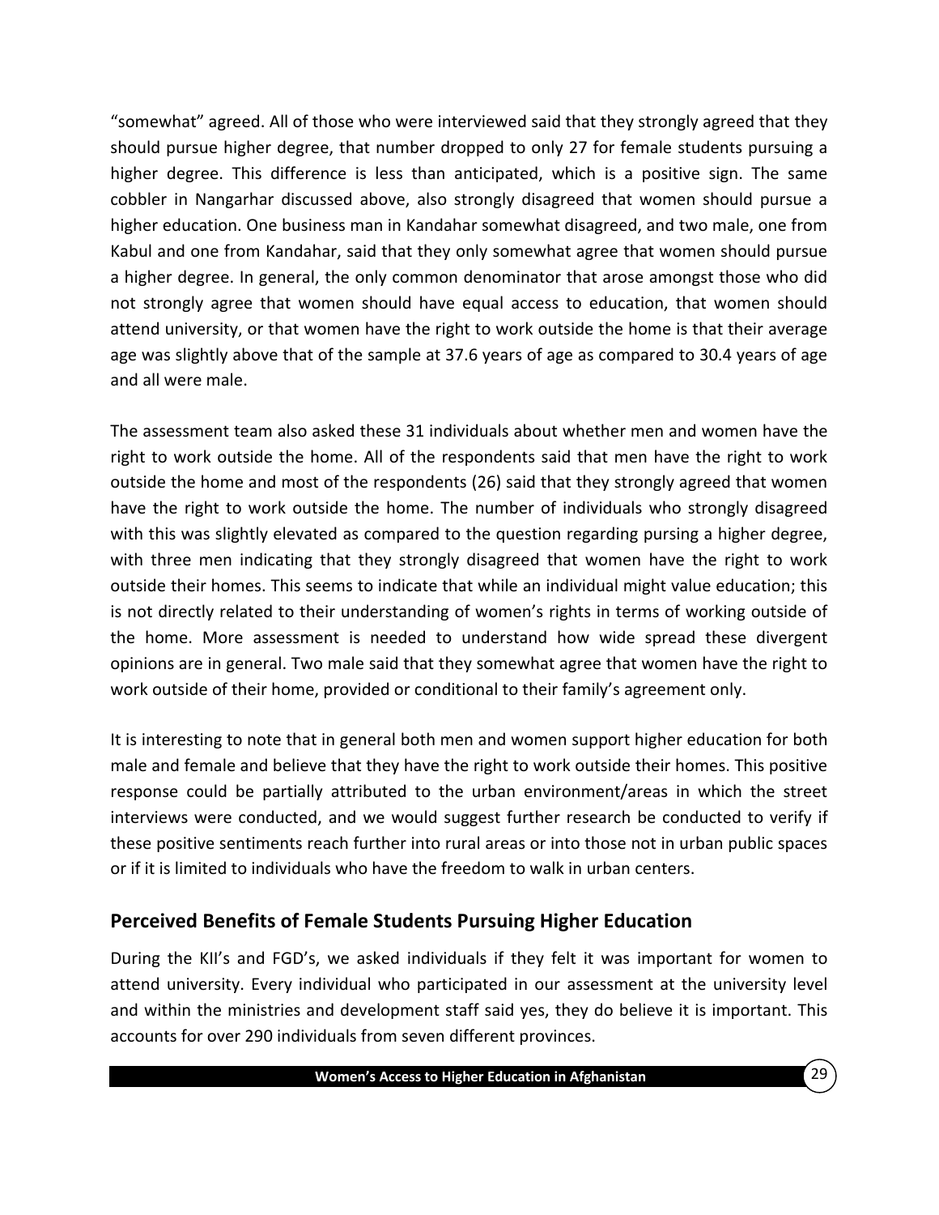“somewhat” agreed. All of those who were interviewed said that they strongly agreed that they should pursue higher degree, that number dropped to only 27 for female students pursuing a higher degree. This difference is less than anticipated, which is a positive sign. The same cobbler in Nangarhar discussed above, also strongly disagreed that women should pursue a higher education. One business man in Kandahar somewhat disagreed, and two male, one from Kabul and one from Kandahar, said that they only somewhat agree that women should pursue a higher degree. In general, the only common denominator that arose amongst those who did not strongly agree that women should have equal access to education, that women should attend university, or that women have the right to work outside the home is that their average age was slightly above that of the sample at 37.6 years of age as compared to 30.4 years of age and all were male.

The assessment team also asked these 31 individuals about whether men and women have the right to work outside the home. All of the respondents said that men have the right to work outside the home and most of the respondents (26) said that they strongly agreed that women have the right to work outside the home. The number of individuals who strongly disagreed with this was slightly elevated as compared to the question regarding pursing a higher degree, with three men indicating that they strongly disagreed that women have the right to work outside their homes. This seems to indicate that while an individual might value education; this is not directly related to their understanding of women’s rights in terms of working outside of the home. More assessment is needed to understand how wide spread these divergent opinions are in general. Two male said that they somewhat agree that women have the right to work outside of their home, provided or conditional to their family’s agreement only.

It is interesting to note that in general both men and women support higher education for both male and female and believe that they have the right to work outside their homes. This positive response could be partially attributed to the urban environment/areas in which the street interviews were conducted, and we would suggest further research be conducted to verify if these positive sentiments reach further into rural areas or into those not in urban public spaces or if it is limited to individuals who have the freedom to walk in urban centers.

## Perceived Benefits of Female Students Pursuing Higher Education

During the KII’s and FGD’s, we asked individuals if they felt it was important for women to attend university. Every individual who participated in our assessment at the university level and within the ministries and development staff said yes, they do believe it is important. This accounts for over 290 individuals from seven different provinces.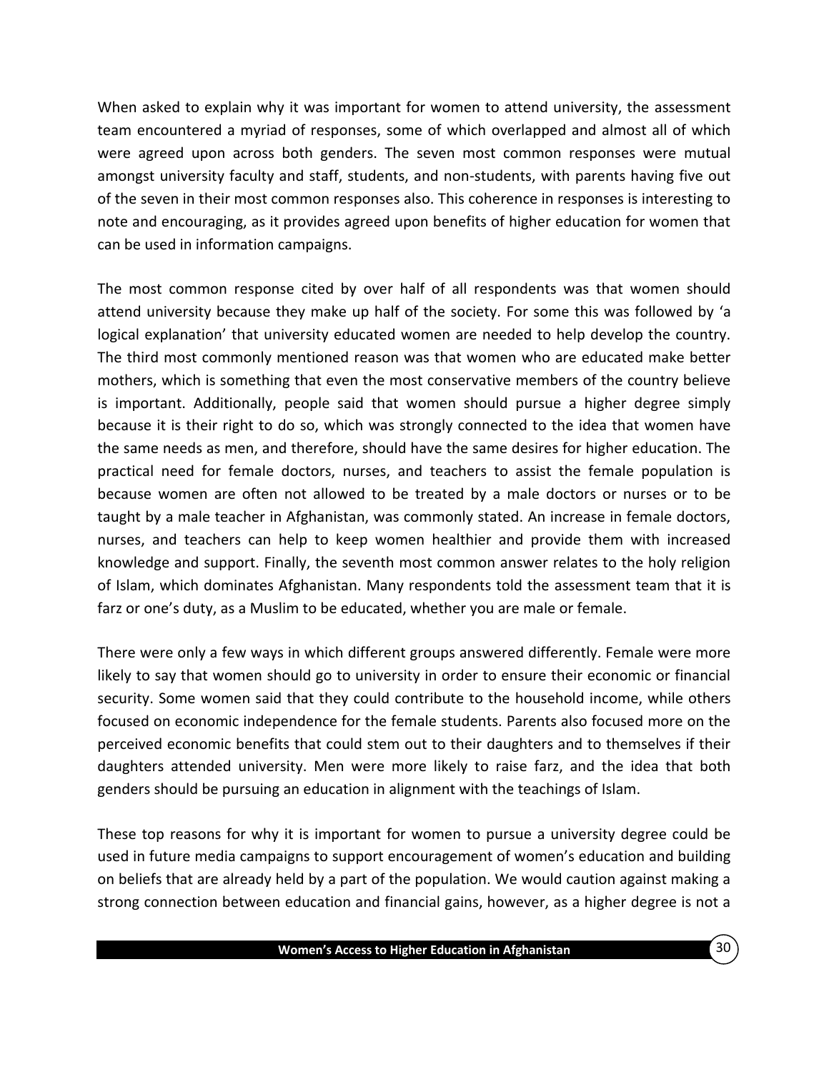When asked to explain why it was important for women to attend university, the assessment team encountered a myriad of responses, some of which overlapped and almost all of which were agreed upon across both genders. The seven most common responses were mutual amongst university faculty and staff, students, and non-students, with parents having five out of the seven in their most common responses also. This coherence in responses is interesting to note and encouraging, as it provides agreed upon benefits of higher education for women that can be used in information campaigns.

The most common response cited by over half of all respondents was that women should attend university because they make up half of the society. For some this was followed by 'a logical explanation' that university educated women are needed to help develop the country. The third most commonly mentioned reason was that women who are educated make better mothers, which is something that even the most conservative members of the country believe is important. Additionally, people said that women should pursue a higher degree simply because it is their right to do so, which was strongly connected to the idea that women have the same needs as men, and therefore, should have the same desires for higher education. The practical need for female doctors, nurses, and teachers to assist the female population is because women are often not allowed to be treated by a male doctors or nurses or to be taught by a male teacher in Afghanistan, was commonly stated. An increase in female doctors, nurses, and teachers can help to keep women healthier and provide them with increased knowledge and support. Finally, the seventh most common answer relates to the holy religion of Islam, which dominates Afghanistan. Many respondents told the assessment team that it is farz or one's duty, as a Muslim to be educated, whether you are male or female.

There were only a few ways in which different groups answered differently. Female were more likely to say that women should go to university in order to ensure their economic or financial security. Some women said that they could contribute to the household income, while others focused on economic independence for the female students. Parents also focused more on the perceived economic benefits that could stem out to their daughters and to themselves if their daughters attended university. Men were more likely to raise farz, and the idea that both genders should be pursuing an education in alignment with the teachings of Islam.

These top reasons for why it is important for women to pursue a university degree could be used in future media campaigns to support encouragement of women's education and building on beliefs that are already held by a part of the population. We would caution against making a strong connection between education and financial gains, however, as a higher degree is not a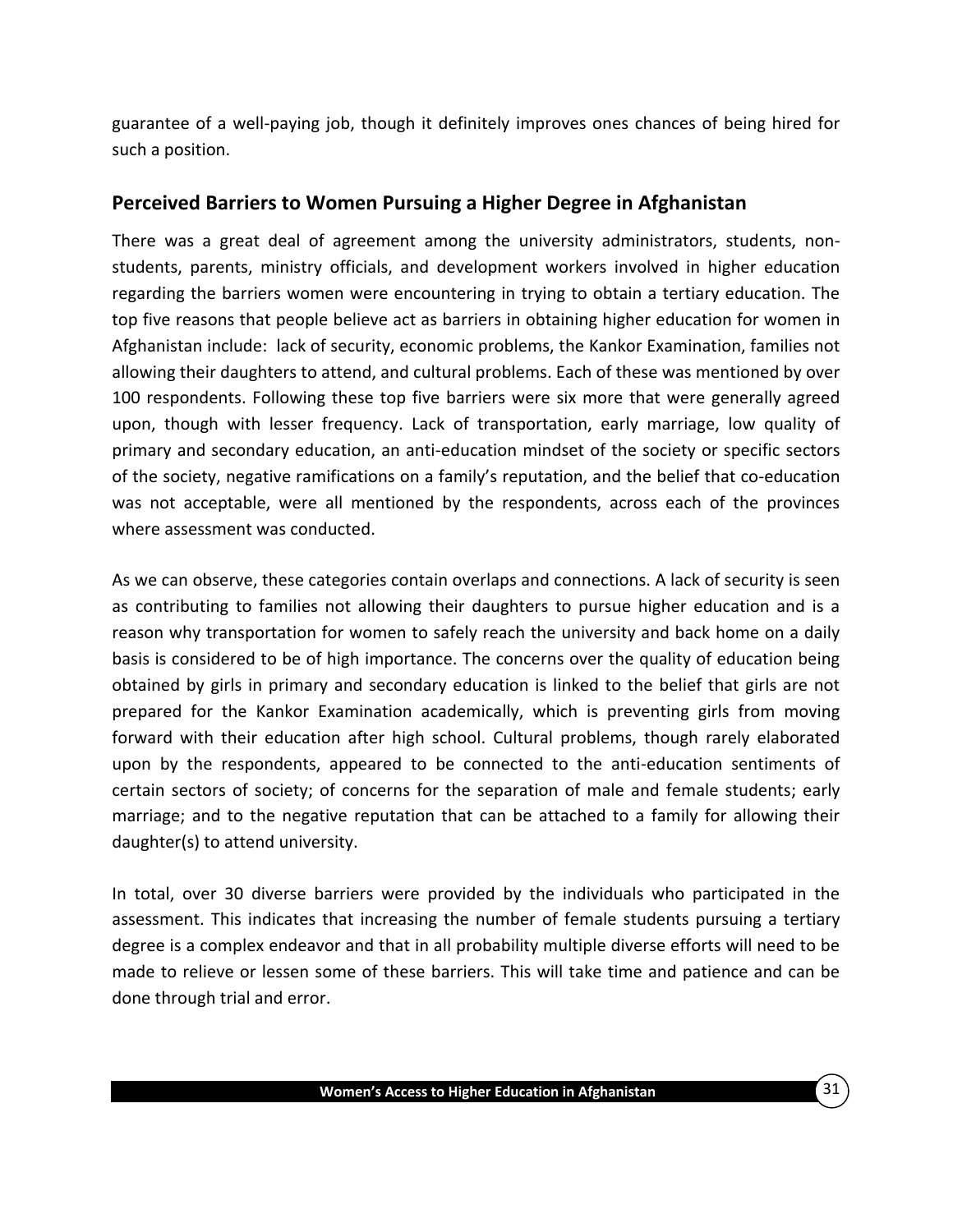guarantee of a well-paying job, though it definitely improves ones chances of being hired for such a position.

## Perceived Barriers to Women Pursuing a Higher Degree in Afghanistan

There was a great deal of agreement among the university administrators, students, non-students, parents, ministry officials, and development workers involved in higher education regarding the barriers women were encountering in trying to obtain a tertiary education. The top five reasons that people believe act as barriers in obtaining higher education for women in Afghanistan include: lack of security, economic problems, the Kankor Examination, families not allowing their daughters to attend, and cultural problems. Each of these was mentioned by over 100 respondents. Following these top five barriers were six more that were generally agreed upon, though with lesser frequency. Lack of transportation, early marriage, low quality of primary and secondary education, an anti-education mindset of the society or specific sectors of the society, negative ramifications on a family's reputation, and the belief that co-education was not acceptable, were all mentioned by the respondents, across each of the provinces where assessment was conducted.

As we can observe, these categories contain overlaps and connections. A lack of security is seen as contributing to families not allowing their daughters to pursue higher education and is a reason why transportation for women to safely reach the university and back home on a daily basis is considered to be of high importance. The concerns over the quality of education being obtained by girls in primary and secondary education is linked to the belief that girls are not prepared for the Kankor Examination academically, which is preventing girls from moving forward with their education after high school. Cultural problems, though rarely elaborated upon by the respondents, appeared to be connected to the anti-education sentiments of certain sectors of society; of concerns for the separation of male and female students; early marriage; and to the negative reputation that can be attached to a family for allowing their daughter(s) to attend university.

In total, over 30 diverse barriers were provided by the individuals who participated in the assessment. This indicates that increasing the number of female students pursuing a tertiary degree is a complex endeavor and that in all probability multiple diverse efforts will need to be made to relieve or lessen some of these barriers. This will take time and patience and can be done through trial and error.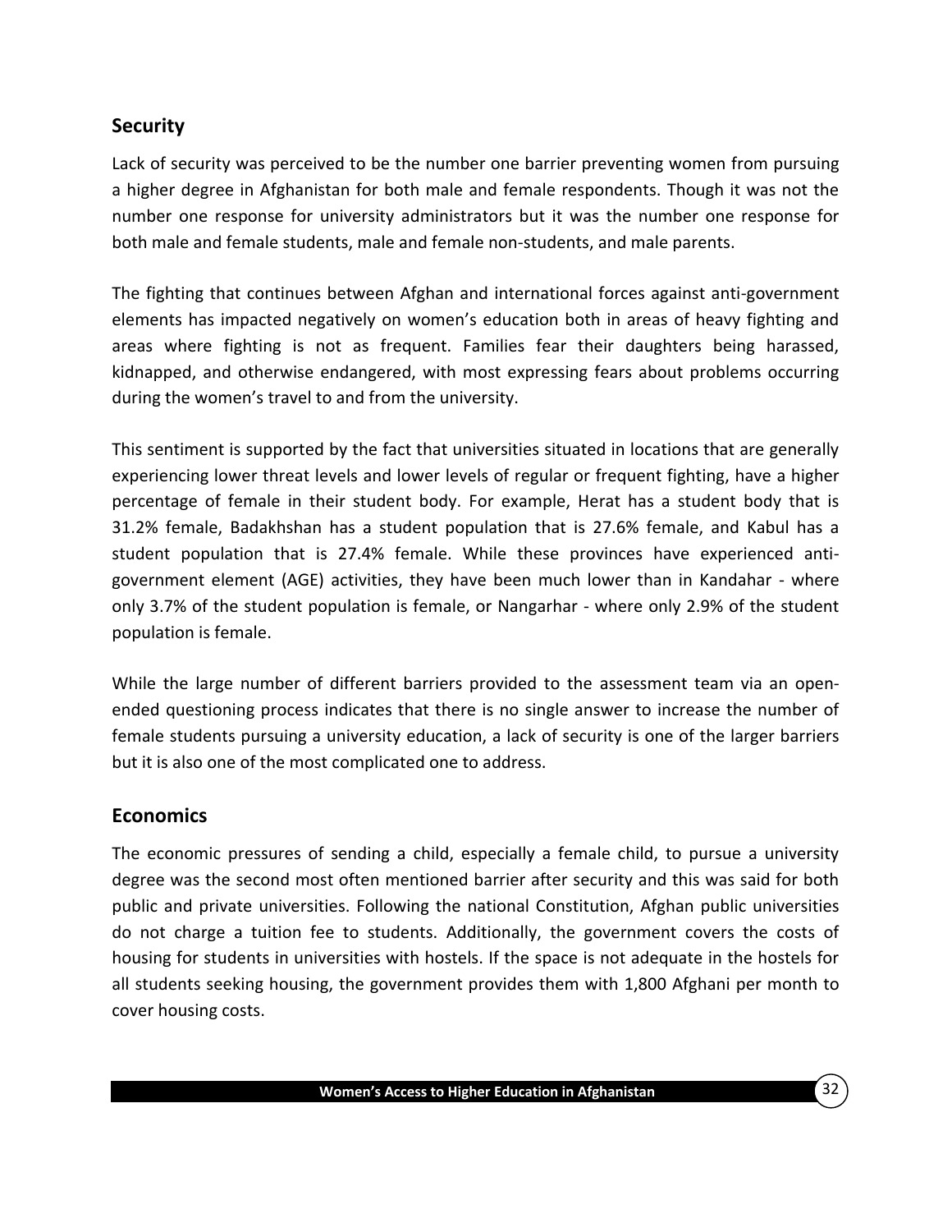## Security

Lack of security was perceived to be the number one barrier preventing women from pursuing a higher degree in Afghanistan for both male and female respondents. Though it was not the number one response for university administrators but it was the number one response for both male and female students, male and female non-students, and male parents.

The fighting that continues between Afghan and international forces against anti-government elements has impacted negatively on women's education both in areas of heavy fighting and areas where fighting is not as frequent. Families fear their daughters being harassed, kidnapped, and otherwise endangered, with most expressing fears about problems occurring during the women's travel to and from the university.

This sentiment is supported by the fact that universities situated in locations that are generally experiencing lower threat levels and lower levels of regular or frequent fighting, have a higher percentage of female in their student body. For example, Herat has a student body that is 31.2% female, Badakhshan has a student population that is 27.6% female, and Kabul has a student population that is 27.4% female. While these provinces have experienced anti-government element (AGE) activities, they have been much lower than in Kandahar - where only 3.7% of the student population is female, or Nangarhar - where only 2.9% of the student population is female.

While the large number of different barriers provided to the assessment team via an open-ended questioning process indicates that there is no single answer to increase the number of female students pursuing a university education, a lack of security is one of the larger barriers but it is also one of the most complicated one to address.

## Economics

The economic pressures of sending a child, especially a female child, to pursue a university degree was the second most often mentioned barrier after security and this was said for both public and private universities. Following the national Constitution, Afghan public universities do not charge a tuition fee to students. Additionally, the government covers the costs of housing for students in universities with hostels. If the space is not adequate in the hostels for all students seeking housing, the government provides them with 1,800 Afghani per month to cover housing costs.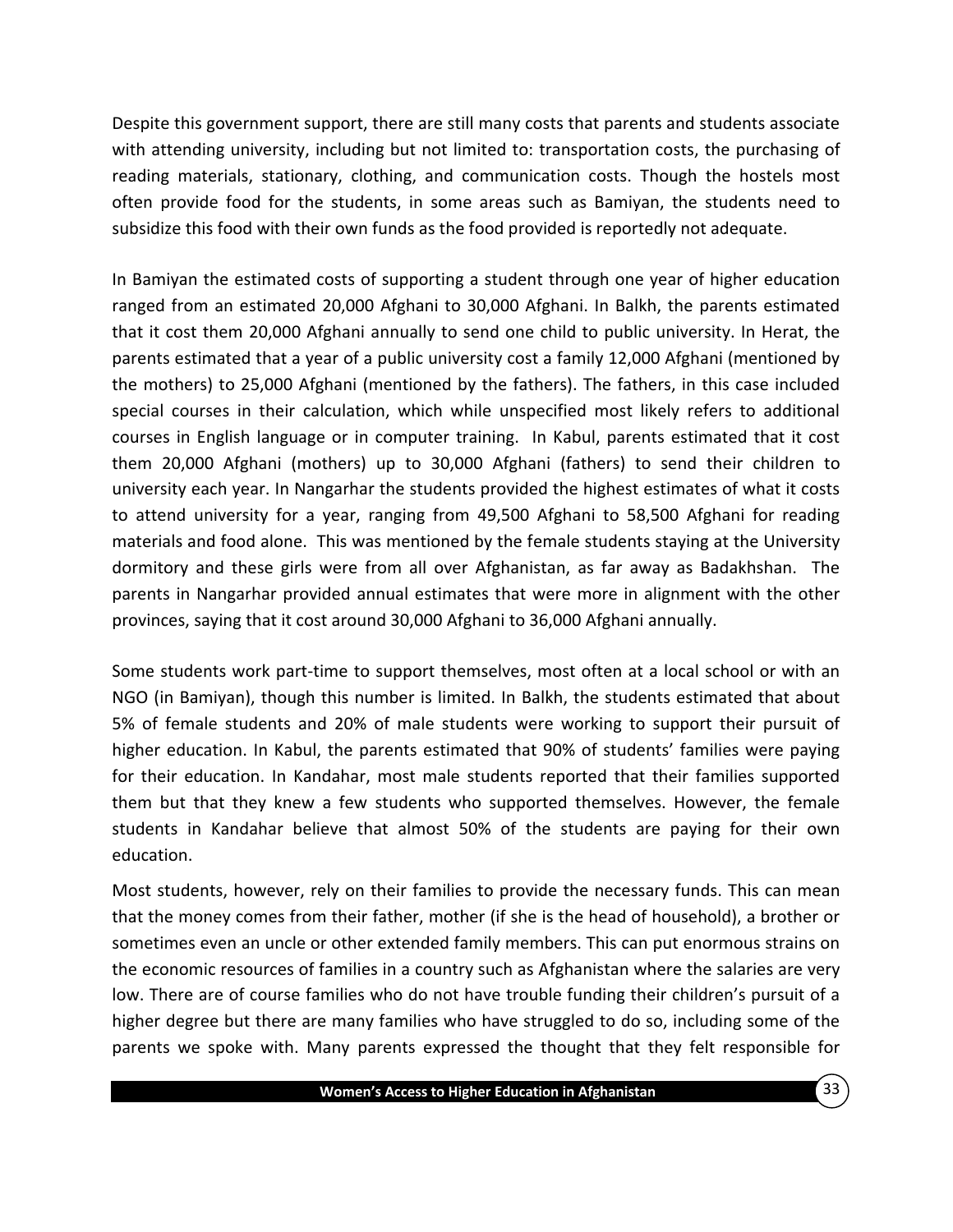Despite this government support, there are still many costs that parents and students associate with attending university, including but not limited to: transportation costs, the purchasing of reading materials, stationary, clothing, and communication costs. Though the hostels most often provide food for the students, in some areas such as Bamiyan, the students need to subsidize this food with their own funds as the food provided is reportedly not adequate.

In Bamiyan the estimated costs of supporting a student through one year of higher education ranged from an estimated 20,000 Afghani to 30,000 Afghani. In Balkh, the parents estimated that it cost them 20,000 Afghani annually to send one child to public university. In Herat, the parents estimated that a year of a public university cost a family 12,000 Afghani (mentioned by the mothers) to 25,000 Afghani (mentioned by the fathers). The fathers, in this case included special courses in their calculation, which while unspecified most likely refers to additional courses in English language or in computer training. In Kabul, parents estimated that it cost them 20,000 Afghani (mothers) up to 30,000 Afghani (fathers) to send their children to university each year. In Nangarhar the students provided the highest estimates of what it costs to attend university for a year, ranging from 49,500 Afghani to 58,500 Afghani for reading materials and food alone. This was mentioned by the female students staying at the University dormitory and these girls were from all over Afghanistan, as far away as Badakhshan. The parents in Nangarhar provided annual estimates that were more in alignment with the other provinces, saying that it cost around 30,000 Afghani to 36,000 Afghani annually.

Some students work part-time to support themselves, most often at a local school or with an NGO (in Bamiyan), though this number is limited. In Balkh, the students estimated that about 5% of female students and 20% of male students were working to support their pursuit of higher education. In Kabul, the parents estimated that 90% of students' families were paying for their education. In Kandahar, most male students reported that their families supported them but that they knew a few students who supported themselves. However, the female students in Kandahar believe that almost 50% of the students are paying for their own education.

Most students, however, rely on their families to provide the necessary funds. This can mean that the money comes from their father, mother (if she is the head of household), a brother or sometimes even an uncle or other extended family members. This can put enormous strains on the economic resources of families in a country such as Afghanistan where the salaries are very low. There are of course families who do not have trouble funding their children's pursuit of a higher degree but there are many families who have struggled to do so, including some of the parents we spoke with. Many parents expressed the thought that they felt responsible for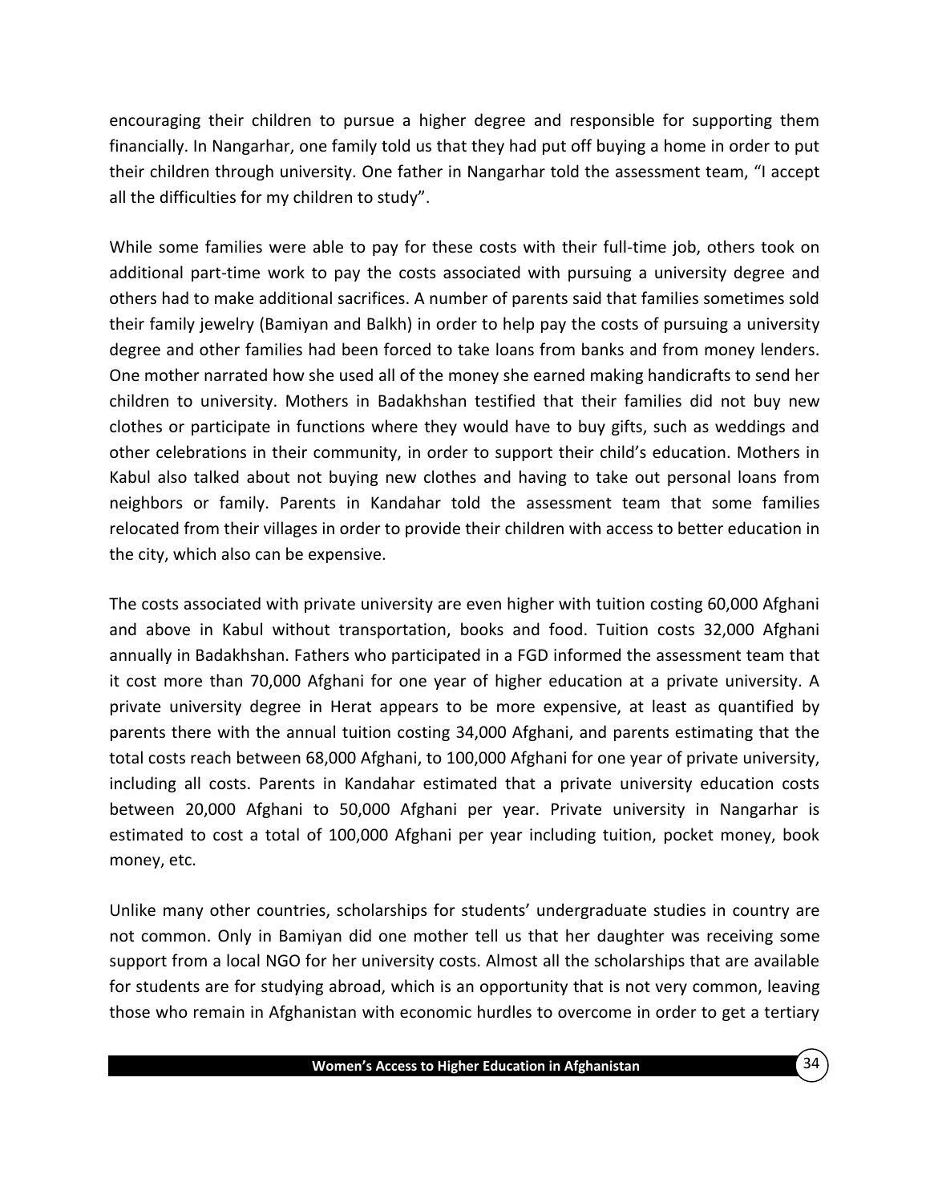encouraging their children to pursue a higher degree and responsible for supporting them financially. In Nangarhar, one family told us that they had put off buying a home in order to put their children through university. One father in Nangarhar told the assessment team, "I accept all the difficulties for my children to study".

While some families were able to pay for these costs with their full-time job, others took on additional part-time work to pay the costs associated with pursuing a university degree and others had to make additional sacrifices. A number of parents said that families sometimes sold their family jewelry (Bamiyan and Balkh) in order to help pay the costs of pursuing a university degree and other families had been forced to take loans from banks and from money lenders. One mother narrated how she used all of the money she earned making handicrafts to send her children to university. Mothers in Badakhshan testified that their families did not buy new clothes or participate in functions where they would have to buy gifts, such as weddings and other celebrations in their community, in order to support their child's education. Mothers in Kabul also talked about not buying new clothes and having to take out personal loans from neighbors or family. Parents in Kandahar told the assessment team that some families relocated from their villages in order to provide their children with access to better education in the city, which also can be expensive.

The costs associated with private university are even higher with tuition costing 60,000 Afghani and above in Kabul without transportation, books and food. Tuition costs 32,000 Afghani annually in Badakhshan. Fathers who participated in a FGD informed the assessment team that it cost more than 70,000 Afghani for one year of higher education at a private university. A private university degree in Herat appears to be more expensive, at least as quantified by parents there with the annual tuition costing 34,000 Afghani, and parents estimating that the total costs reach between 68,000 Afghani, to 100,000 Afghani for one year of private university, including all costs. Parents in Kandahar estimated that a private university education costs between 20,000 Afghani to 50,000 Afghani per year. Private university in Nangarhar is estimated to cost a total of 100,000 Afghani per year including tuition, pocket money, book money, etc.

Unlike many other countries, scholarships for students' undergraduate studies in country are not common. Only in Bamiyan did one mother tell us that her daughter was receiving some support from a local NGO for her university costs. Almost all the scholarships that are available for students are for studying abroad, which is an opportunity that is not very common, leaving those who remain in Afghanistan with economic hurdles to overcome in order to get a tertiary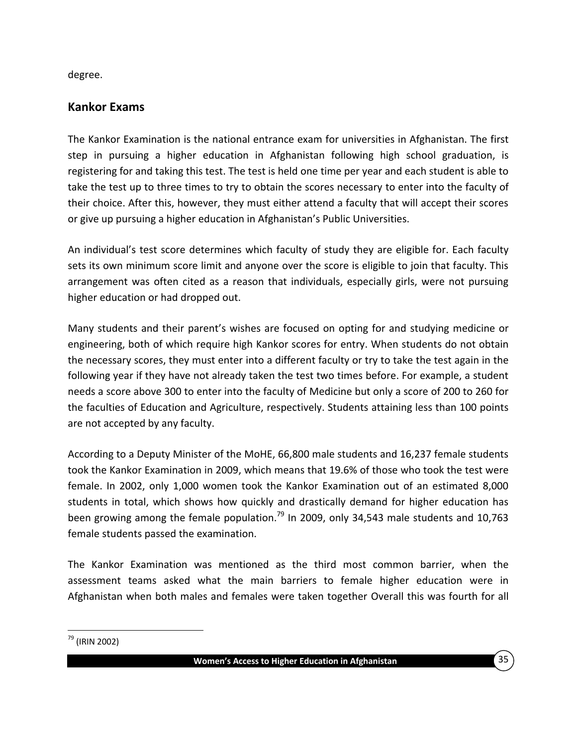degree.

## Kankor Exams

The Kankor Examination is the national entrance exam for universities in Afghanistan. The first step in pursuing a higher education in Afghanistan following high school graduation, is registering for and taking this test. The test is held one time per year and each student is able to take the test up to three times to try to obtain the scores necessary to enter into the faculty of their choice. After this, however, they must either attend a faculty that will accept their scores or give up pursuing a higher education in Afghanistan's Public Universities.

An individual's test score determines which faculty of study they are eligible for. Each faculty sets its own minimum score limit and anyone over the score is eligible to join that faculty. This arrangement was often cited as a reason that individuals, especially girls, were not pursuing higher education or had dropped out.

Many students and their parent's wishes are focused on opting for and studying medicine or engineering, both of which require high Kankor scores for entry. When students do not obtain the necessary scores, they must enter into a different faculty or try to take the test again in the following year if they have not already taken the test two times before. For example, a student needs a score above 300 to enter into the faculty of Medicine but only a score of 200 to 260 for the faculties of Education and Agriculture, respectively. Students attaining less than 100 points are not accepted by any faculty.

According to a Deputy Minister of the MoHE, 66,800 male students and 16,237 female students took the Kankor Examination in 2009, which means that 19.6% of those who took the test were female. In 2002, only 1,000 women took the Kankor Examination out of an estimated 8,000 students in total, which shows how quickly and drastically demand for higher education has been growing among the female population.[79] In 2009, only 34,543 male students and 10,763 female students passed the examination.

The Kankor Examination was mentioned as the third most common barrier, when the assessment teams asked what the main barriers to female higher education were in Afghanistan when both males and females were taken together Overall this was fourth for all

[79] (IRIN 2002)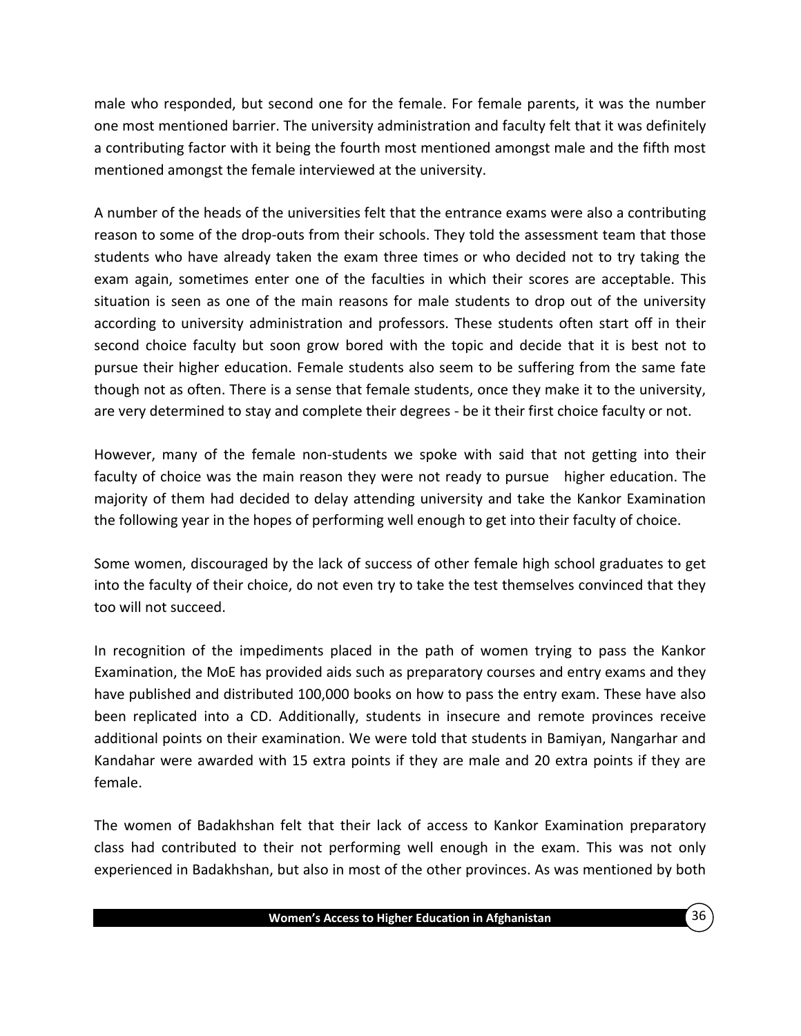male who responded, but second one for the female. For female parents, it was the number one most mentioned barrier. The university administration and faculty felt that it was definitely a contributing factor with it being the fourth most mentioned amongst male and the fifth most mentioned amongst the female interviewed at the university.

A number of the heads of the universities felt that the entrance exams were also a contributing reason to some of the drop-outs from their schools. They told the assessment team that those students who have already taken the exam three times or who decided not to try taking the exam again, sometimes enter one of the faculties in which their scores are acceptable. This situation is seen as one of the main reasons for male students to drop out of the university according to university administration and professors. These students often start off in their second choice faculty but soon grow bored with the topic and decide that it is best not to pursue their higher education. Female students also seem to be suffering from the same fate though not as often. There is a sense that female students, once they make it to the university, are very determined to stay and complete their degrees - be it their first choice faculty or not.

However, many of the female non-students we spoke with said that not getting into their faculty of choice was the main reason they were not ready to pursue higher education. The majority of them had decided to delay attending university and take the Kankor Examination the following year in the hopes of performing well enough to get into their faculty of choice.

Some women, discouraged by the lack of success of other female high school graduates to get into the faculty of their choice, do not even try to take the test themselves convinced that they too will not succeed.

In recognition of the impediments placed in the path of women trying to pass the Kankor Examination, the MoE has provided aids such as preparatory courses and entry exams and they have published and distributed 100,000 books on how to pass the entry exam. These have also been replicated into a CD. Additionally, students in insecure and remote provinces receive additional points on their examination. We were told that students in Bamiyan, Nangarhar and Kandahar were awarded with 15 extra points if they are male and 20 extra points if they are female.

The women of Badakhshan felt that their lack of access to Kankor Examination preparatory class had contributed to their not performing well enough in the exam. This was not only experienced in Badakhshan, but also in most of the other provinces. As was mentioned by both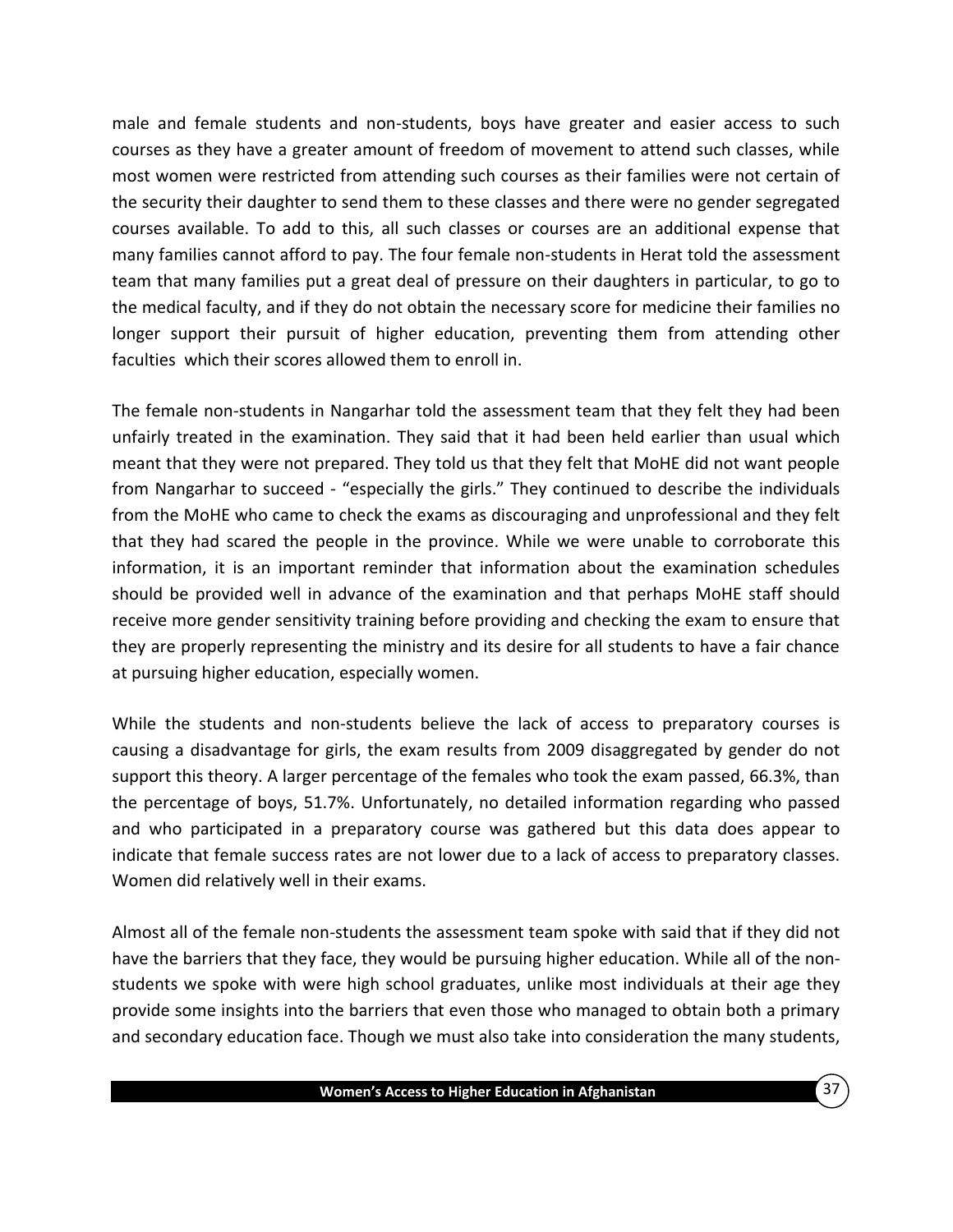male and female students and non-students, boys have greater and easier access to such courses as they have a greater amount of freedom of movement to attend such classes, while most women were restricted from attending such courses as their families were not certain of the security their daughter to send them to these classes and there were no gender segregated courses available. To add to this, all such classes or courses are an additional expense that many families cannot afford to pay. The four female non-students in Herat told the assessment team that many families put a great deal of pressure on their daughters in particular, to go to the medical faculty, and if they do not obtain the necessary score for medicine their families no longer support their pursuit of higher education, preventing them from attending other faculties which their scores allowed them to enroll in.

The female non-students in Nangarhar told the assessment team that they felt they had been unfairly treated in the examination. They said that it had been held earlier than usual which meant that they were not prepared. They told us that they felt that MoHE did not want people from Nangarhar to succeed - "especially the girls." They continued to describe the individuals from the MoHE who came to check the exams as discouraging and unprofessional and they felt that they had scared the people in the province. While we were unable to corroborate this information, it is an important reminder that information about the examination schedules should be provided well in advance of the examination and that perhaps MoHE staff should receive more gender sensitivity training before providing and checking the exam to ensure that they are properly representing the ministry and its desire for all students to have a fair chance at pursuing higher education, especially women.

While the students and non-students believe the lack of access to preparatory courses is causing a disadvantage for girls, the exam results from 2009 disaggregated by gender do not support this theory. A larger percentage of the females who took the exam passed, 66.3%, than the percentage of boys, 51.7%. Unfortunately, no detailed information regarding who passed and who participated in a preparatory course was gathered but this data does appear to indicate that female success rates are not lower due to a lack of access to preparatory classes. Women did relatively well in their exams.

Almost all of the female non-students the assessment team spoke with said that if they did not have the barriers that they face, they would be pursuing higher education. While all of the non-students we spoke with were high school graduates, unlike most individuals at their age they provide some insights into the barriers that even those who managed to obtain both a primary and secondary education face. Though we must also take into consideration the many students,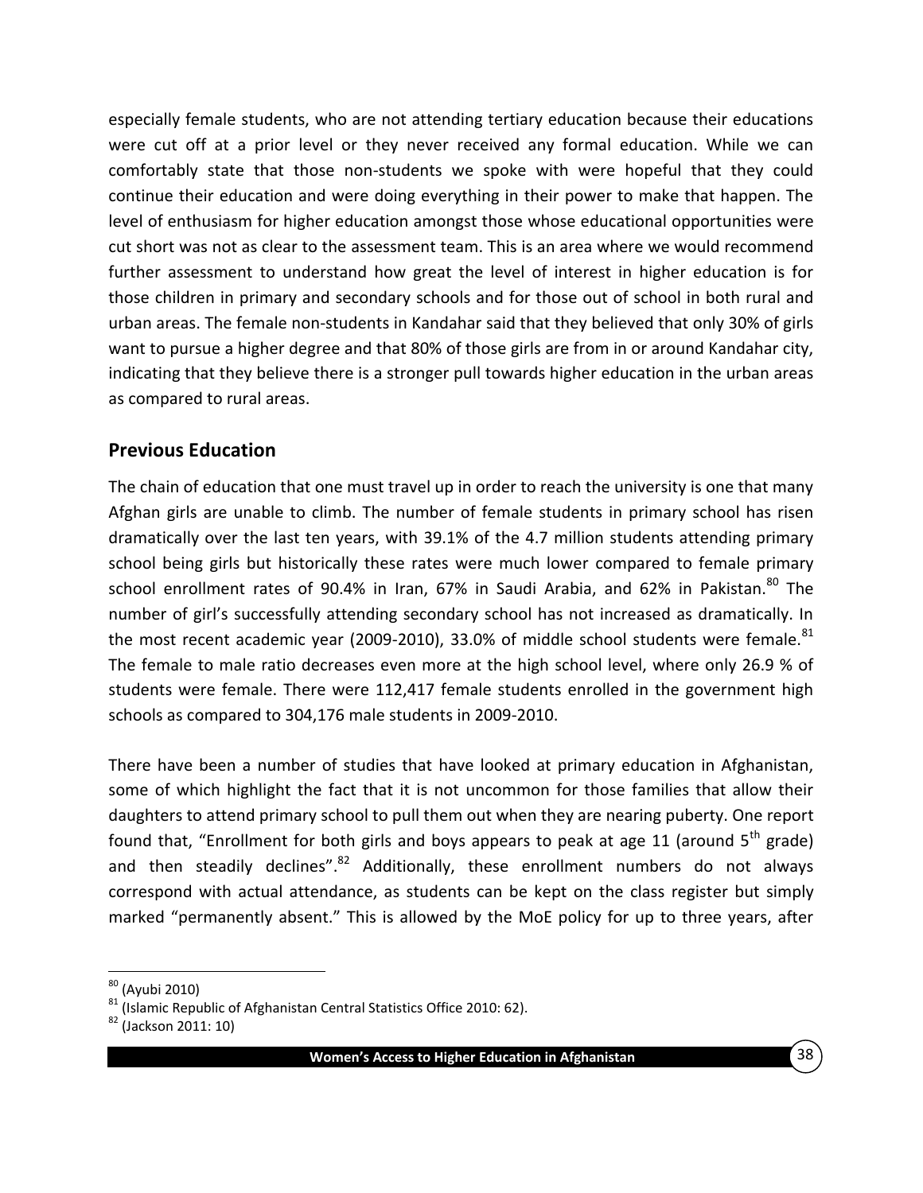especially female students, who are not attending tertiary education because their educations were cut off at a prior level or they never received any formal education. While we can comfortably state that those non-students we spoke with were hopeful that they could continue their education and were doing everything in their power to make that happen. The level of enthusiasm for higher education amongst those whose educational opportunities were cut short was not as clear to the assessment team. This is an area where we would recommend further assessment to understand how great the level of interest in higher education is for those children in primary and secondary schools and for those out of school in both rural and urban areas. The female non-students in Kandahar said that they believed that only 30% of girls want to pursue a higher degree and that 80% of those girls are from in or around Kandahar city, indicating that they believe there is a stronger pull towards higher education in the urban areas as compared to rural areas.

## Previous Education

The chain of education that one must travel up in order to reach the university is one that many Afghan girls are unable to climb. The number of female students in primary school has risen dramatically over the last ten years, with 39.1% of the 4.7 million students attending primary school being girls but historically these rates were much lower compared to female primary school enrollment rates of 90.4% in Iran, 67% in Saudi Arabia, and 62% in Pakistan.[80] The number of girl's successfully attending secondary school has not increased as dramatically. In the most recent academic year (2009-2010), 33.0% of middle school students were female.[81] The female to male ratio decreases even more at the high school level, where only 26.9 % of students were female. There were 112,417 female students enrolled in the government high schools as compared to 304,176 male students in 2009-2010.

There have been a number of studies that have looked at primary education in Afghanistan, some of which highlight the fact that it is not uncommon for those families that allow their daughters to attend primary school to pull them out when they are nearing puberty. One report found that, "Enrollment for both girls and boys appears to peak at age 11 (around 5th grade) and then steadily declines".[82] Additionally, these enrollment numbers do not always correspond with actual attendance, as students can be kept on the class register but simply marked "permanently absent." This is allowed by the MoE policy for up to three years, after

[80] (Ayubi 2010)

[81] (Islamic Republic of Afghanistan Central Statistics Office 2010: 62).

[82] (Jackson 2011: 10)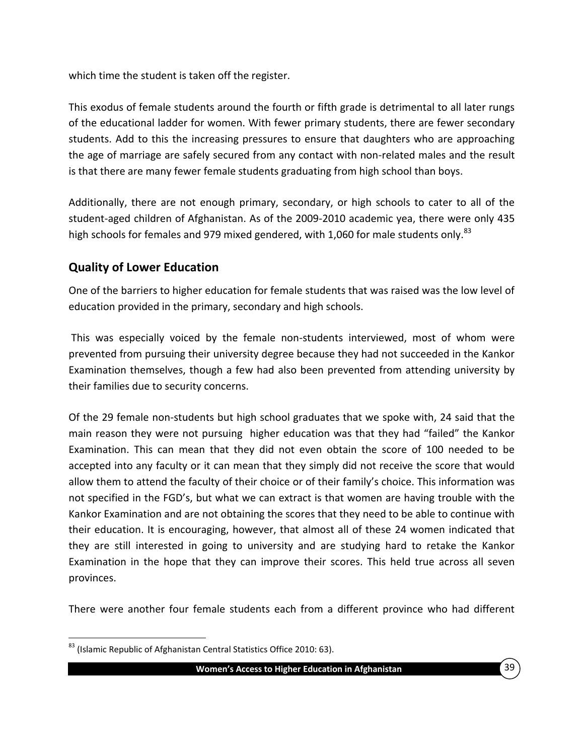which time the student is taken off the register.

This exodus of female students around the fourth or fifth grade is detrimental to all later rungs of the educational ladder for women. With fewer primary students, there are fewer secondary students. Add to this the increasing pressures to ensure that daughters who are approaching the age of marriage are safely secured from any contact with non-related males and the result is that there are many fewer female students graduating from high school than boys.

Additionally, there are not enough primary, secondary, or high schools to cater to all of the student-aged children of Afghanistan. As of the 2009-2010 academic yea, there were only 435 high schools for females and 979 mixed gendered, with 1,060 for male students only.[83]

## Quality of Lower Education

One of the barriers to higher education for female students that was raised was the low level of education provided in the primary, secondary and high schools.

This was especially voiced by the female non-students interviewed, most of whom were prevented from pursuing their university degree because they had not succeeded in the Kankor Examination themselves, though a few had also been prevented from attending university by their families due to security concerns.

Of the 29 female non-students but high school graduates that we spoke with, 24 said that the main reason they were not pursuing higher education was that they had "failed" the Kankor Examination. This can mean that they did not even obtain the score of 100 needed to be accepted into any faculty or it can mean that they simply did not receive the score that would allow them to attend the faculty of their choice or of their family's choice. This information was not specified in the FGD's, but what we can extract is that women are having trouble with the Kankor Examination and are not obtaining the scores that they need to be able to continue with their education. It is encouraging, however, that almost all of these 24 women indicated that they are still interested in going to university and are studying hard to retake the Kankor Examination in the hope that they can improve their scores. This held true across all seven provinces.

There were another four female students each from a different province who had different

---

[83] (Islamic Republic of Afghanistan Central Statistics Office 2010: 63).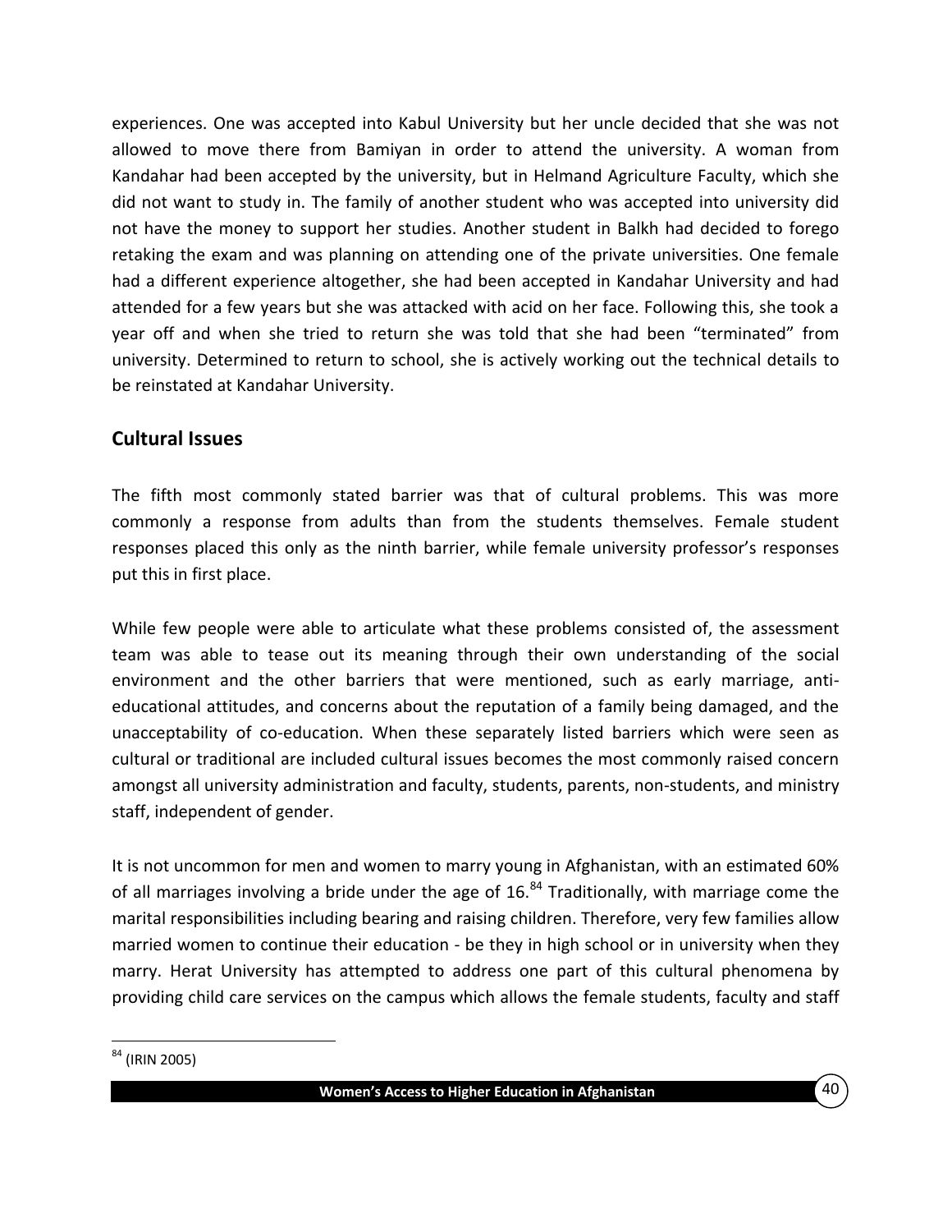experiences. One was accepted into Kabul University but her uncle decided that she was not allowed to move there from Bamiyan in order to attend the university. A woman from Kandahar had been accepted by the university, but in Helmand Agriculture Faculty, which she did not want to study in. The family of another student who was accepted into university did not have the money to support her studies. Another student in Balkh had decided to forego retaking the exam and was planning on attending one of the private universities. One female had a different experience altogether, she had been accepted in Kandahar University and had attended for a few years but she was attacked with acid on her face. Following this, she took a year off and when she tried to return she was told that she had been "terminated" from university. Determined to return to school, she is actively working out the technical details to be reinstated at Kandahar University.

## Cultural Issues

The fifth most commonly stated barrier was that of cultural problems. This was more commonly a response from adults than from the students themselves. Female student responses placed this only as the ninth barrier, while female university professor's responses put this in first place.

While few people were able to articulate what these problems consisted of, the assessment team was able to tease out its meaning through their own understanding of the social environment and the other barriers that were mentioned, such as early marriage, anti-educational attitudes, and concerns about the reputation of a family being damaged, and the unacceptability of co-education. When these separately listed barriers which were seen as cultural or traditional are included cultural issues becomes the most commonly raised concern amongst all university administration and faculty, students, parents, non-students, and ministry staff, independent of gender.

It is not uncommon for men and women to marry young in Afghanistan, with an estimated 60% of all marriages involving a bride under the age of 16.[84] Traditionally, with marriage come the marital responsibilities including bearing and raising children. Therefore, very few families allow married women to continue their education - be they in high school or in university when they marry. Herat University has attempted to address one part of this cultural phenomena by providing child care services on the campus which allows the female students, faculty and staff

[84] (IRIN 2005)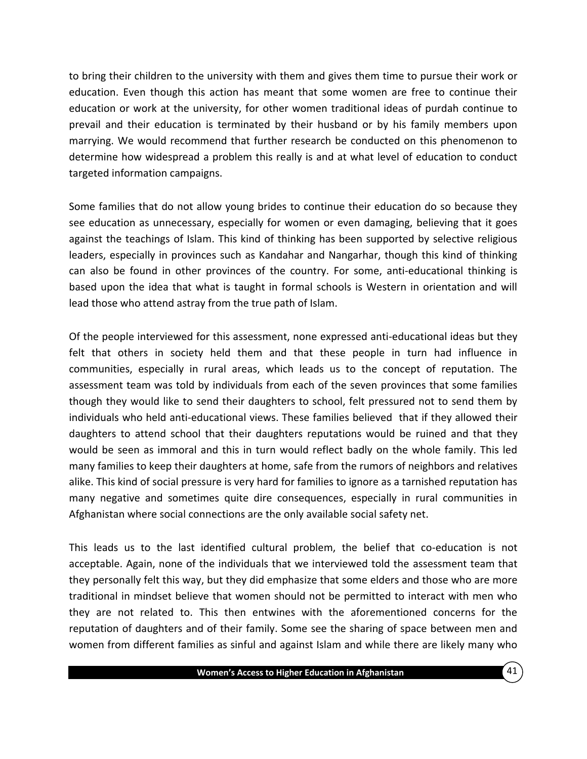to bring their children to the university with them and gives them time to pursue their work or education. Even though this action has meant that some women are free to continue their education or work at the university, for other women traditional ideas of purdah continue to prevail and their education is terminated by their husband or by his family members upon marrying. We would recommend that further research be conducted on this phenomenon to determine how widespread a problem this really is and at what level of education to conduct targeted information campaigns.

Some families that do not allow young brides to continue their education do so because they see education as unnecessary, especially for women or even damaging, believing that it goes against the teachings of Islam. This kind of thinking has been supported by selective religious leaders, especially in provinces such as Kandahar and Nangarhar, though this kind of thinking can also be found in other provinces of the country. For some, anti-educational thinking is based upon the idea that what is taught in formal schools is Western in orientation and will lead those who attend astray from the true path of Islam.

Of the people interviewed for this assessment, none expressed anti-educational ideas but they felt that others in society held them and that these people in turn had influence in communities, especially in rural areas, which leads us to the concept of reputation. The assessment team was told by individuals from each of the seven provinces that some families though they would like to send their daughters to school, felt pressured not to send them by individuals who held anti-educational views. These families believed that if they allowed their daughters to attend school that their daughters reputations would be ruined and that they would be seen as immoral and this in turn would reflect badly on the whole family. This led many families to keep their daughters at home, safe from the rumors of neighbors and relatives alike. This kind of social pressure is very hard for families to ignore as a tarnished reputation has many negative and sometimes quite dire consequences, especially in rural communities in Afghanistan where social connections are the only available social safety net.

This leads us to the last identified cultural problem, the belief that co-education is not acceptable. Again, none of the individuals that we interviewed told the assessment team that they personally felt this way, but they did emphasize that some elders and those who are more traditional in mindset believe that women should not be permitted to interact with men who they are not related to. This then entwines with the aforementioned concerns for the reputation of daughters and of their family. Some see the sharing of space between men and women from different families as sinful and against Islam and while there are likely many who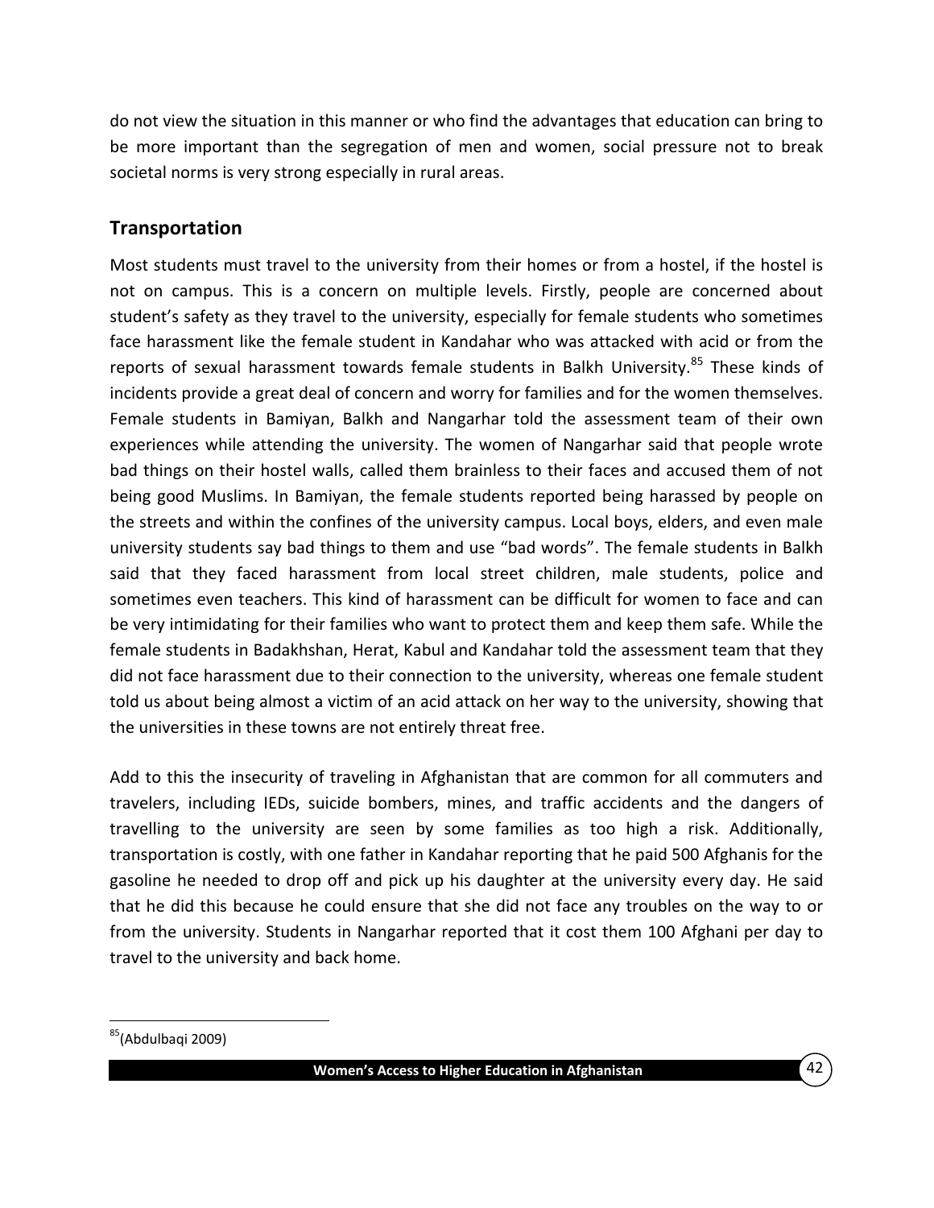do not view the situation in this manner or who find the advantages that education can bring to be more important than the segregation of men and women, social pressure not to break societal norms is very strong especially in rural areas.

## Transportation

Most students must travel to the university from their homes or from a hostel, if the hostel is not on campus. This is a concern on multiple levels. Firstly, people are concerned about student's safety as they travel to the university, especially for female students who sometimes face harassment like the female student in Kandahar who was attacked with acid or from the reports of sexual harassment towards female students in Balkh University.[85] These kinds of incidents provide a great deal of concern and worry for families and for the women themselves. Female students in Bamiyan, Balkh and Nangarhar told the assessment team of their own experiences while attending the university. The women of Nangarhar said that people wrote bad things on their hostel walls, called them brainless to their faces and accused them of not being good Muslims. In Bamiyan, the female students reported being harassed by people on the streets and within the confines of the university campus. Local boys, elders, and even male university students say bad things to them and use "bad words". The female students in Balkh said that they faced harassment from local street children, male students, police and sometimes even teachers. This kind of harassment can be difficult for women to face and can be very intimidating for their families who want to protect them and keep them safe. While the female students in Badakhshan, Herat, Kabul and Kandahar told the assessment team that they did not face harassment due to their connection to the university, whereas one female student told us about being almost a victim of an acid attack on her way to the university, showing that the universities in these towns are not entirely threat free.

Add to this the insecurity of traveling in Afghanistan that are common for all commuters and travelers, including IEDs, suicide bombers, mines, and traffic accidents and the dangers of travelling to the university are seen by some families as too high a risk. Additionally, transportation is costly, with one father in Kandahar reporting that he paid 500 Afghanis for the gasoline he needed to drop off and pick up his daughter at the university every day. He said that he did this because he could ensure that she did not face any troubles on the way to or from the university. Students in Nangarhar reported that it cost them 100 Afghani per day to travel to the university and back home.

[85](Abdulbaqi 2009)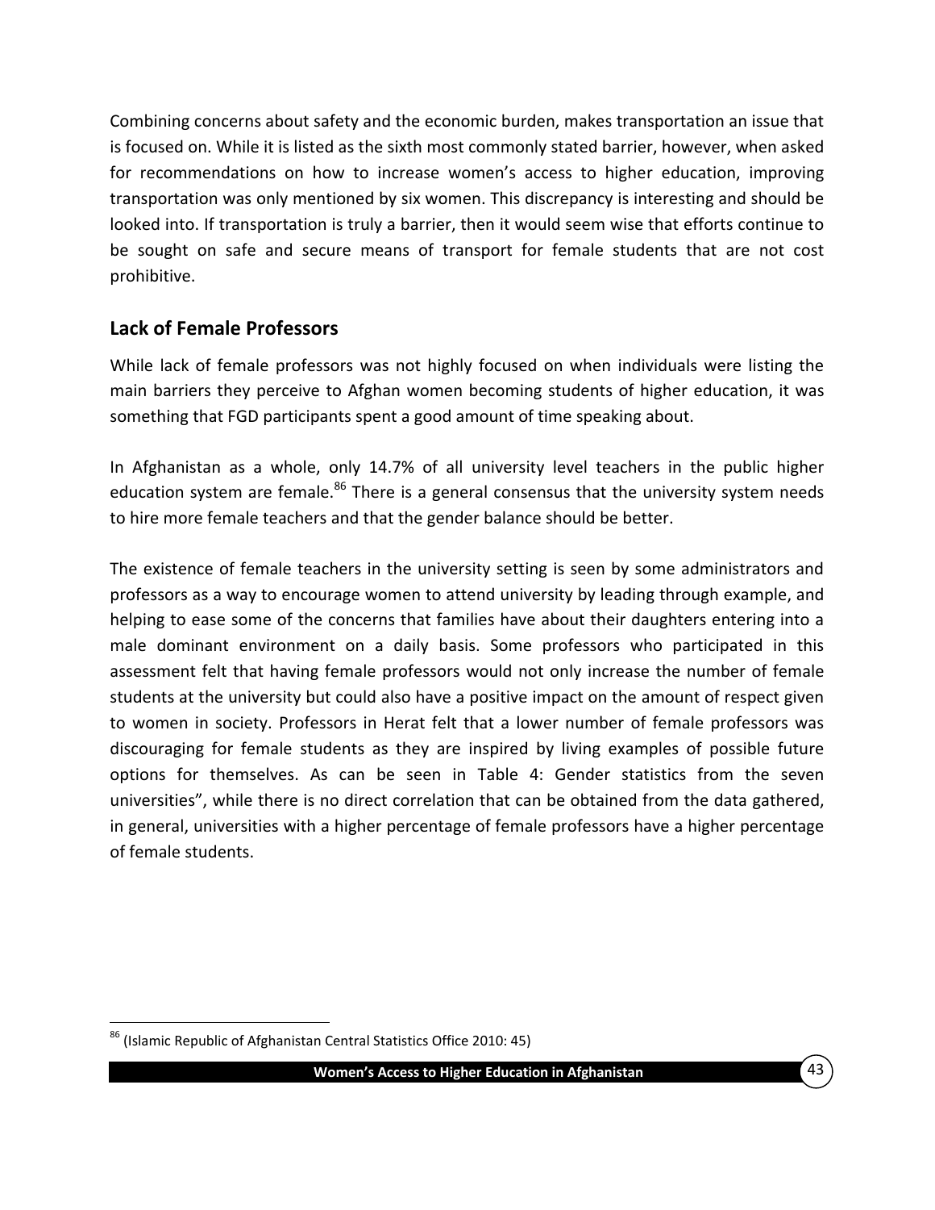Combining concerns about safety and the economic burden, makes transportation an issue that is focused on. While it is listed as the sixth most commonly stated barrier, however, when asked for recommendations on how to increase women's access to higher education, improving transportation was only mentioned by six women. This discrepancy is interesting and should be looked into. If transportation is truly a barrier, then it would seem wise that efforts continue to be sought on safe and secure means of transport for female students that are not cost prohibitive.

## Lack of Female Professors

While lack of female professors was not highly focused on when individuals were listing the main barriers they perceive to Afghan women becoming students of higher education, it was something that FGD participants spent a good amount of time speaking about.

In Afghanistan as a whole, only 14.7% of all university level teachers in the public higher education system are female.[86] There is a general consensus that the university system needs to hire more female teachers and that the gender balance should be better.

The existence of female teachers in the university setting is seen by some administrators and professors as a way to encourage women to attend university by leading through example, and helping to ease some of the concerns that families have about their daughters entering into a male dominant environment on a daily basis. Some professors who participated in this assessment felt that having female professors would not only increase the number of female students at the university but could also have a positive impact on the amount of respect given to women in society. Professors in Herat felt that a lower number of female professors was discouraging for female students as they are inspired by living examples of possible future options for themselves. As can be seen in Table 4: Gender statistics from the seven universities", while there is no direct correlation that can be obtained from the data gathered, in general, universities with a higher percentage of female professors have a higher percentage of female students.

[86] (Islamic Republic of Afghanistan Central Statistics Office 2010: 45)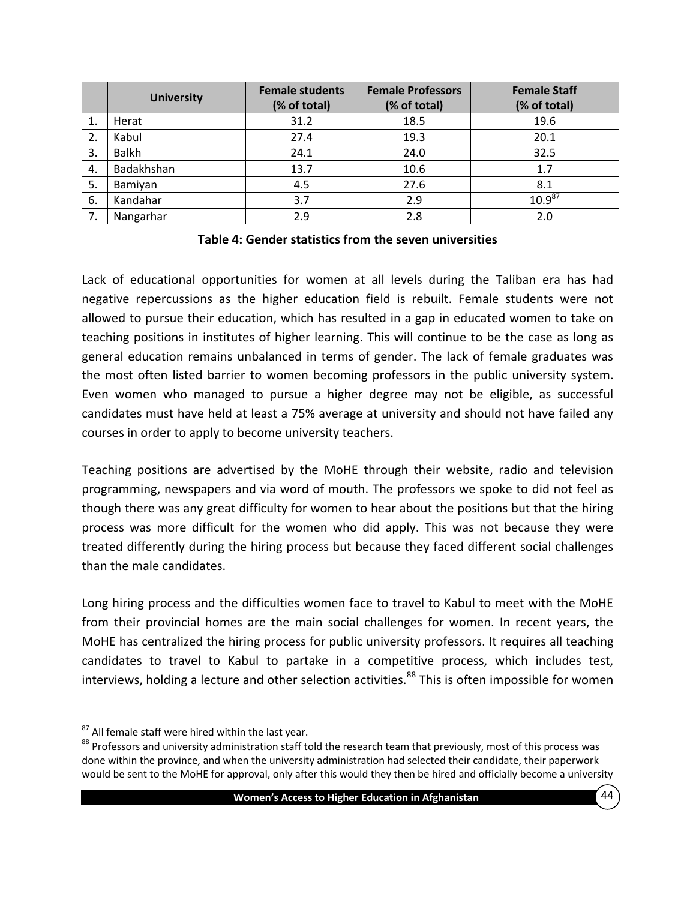| | University | Female students (% of total) | Female Professors (% of total) | Female Staff (% of total) |
|---|---|---|---|---|
| 1. | Herat | 31.2 | 18.5 | 19.6 |
| 2. | Kabul | 27.4 | 19.3 | 20.1 |
| 3. | Balkh | 24.1 | 24.0 | 32.5 |
| 4. | Badakhshan | 13.7 | 10.6 | 1.7 |
| 5. | Bamiyan | 4.5 | 27.6 | 8.1 |
| 6. | Kandahar | 3.7 | 2.9 | 10.9[87] |
| 7. | Nangarhar | 2.9 | 2.8 | 2.0 |

**Table 4: Gender statistics from the seven universities**

Lack of educational opportunities for women at all levels during the Taliban era has had negative repercussions as the higher education field is rebuilt. Female students were not allowed to pursue their education, which has resulted in a gap in educated women to take on teaching positions in institutes of higher learning. This will continue to be the case as long as general education remains unbalanced in terms of gender. The lack of female graduates was the most often listed barrier to women becoming professors in the public university system. Even women who managed to pursue a higher degree may not be eligible, as successful candidates must have held at least a 75% average at university and should not have failed any courses in order to apply to become university teachers.

Teaching positions are advertised by the MoHE through their website, radio and television programming, newspapers and via word of mouth. The professors we spoke to did not feel as though there was any great difficulty for women to hear about the positions but that the hiring process was more difficult for the women who did apply. This was not because they were treated differently during the hiring process but because they faced different social challenges than the male candidates.

Long hiring process and the difficulties women face to travel to Kabul to meet with the MoHE from their provincial homes are the main social challenges for women. In recent years, the MoHE has centralized the hiring process for public university professors. It requires all teaching candidates to travel to Kabul to partake in a competitive process, which includes test, interviews, holding a lecture and other selection activities.[88] This is often impossible for women

[87] All female staff were hired within the last year.

[88] Professors and university administration staff told the research team that previously, most of this process was done within the province, and when the university administration had selected their candidate, their paperwork would be sent to the MoHE for approval, only after this would they then be hired and officially become a university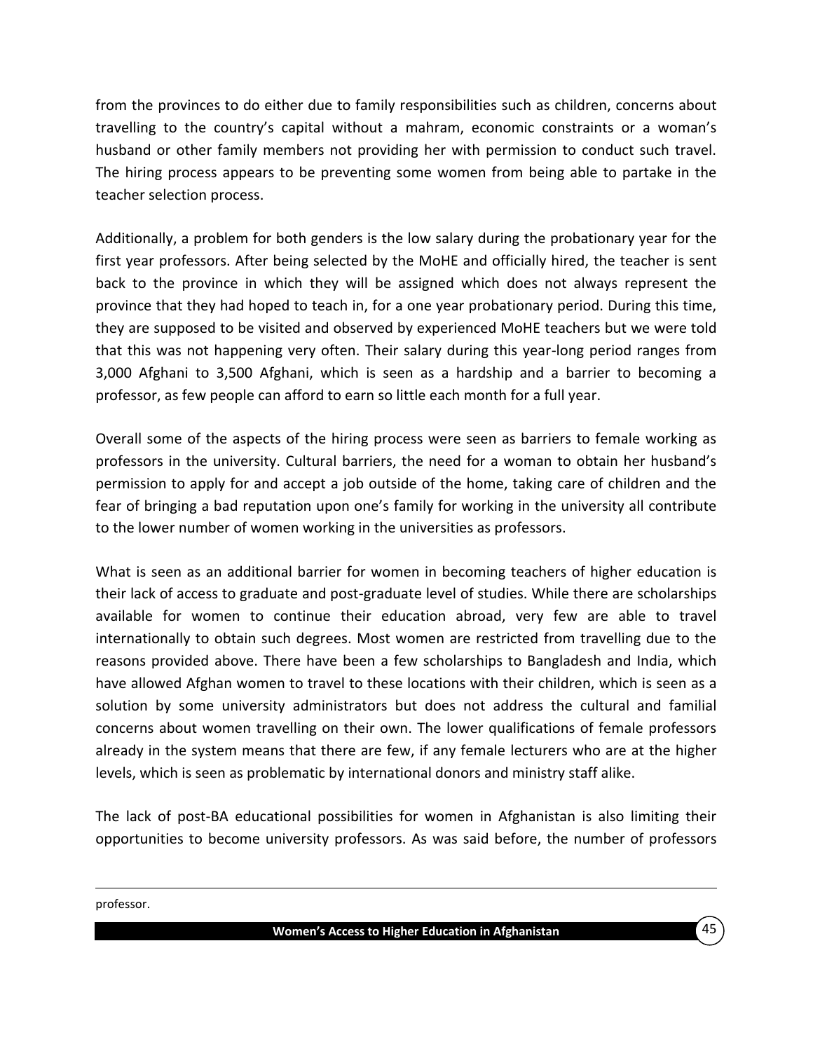from the provinces to do either due to family responsibilities such as children, concerns about travelling to the country's capital without a mahram, economic constraints or a woman's husband or other family members not providing her with permission to conduct such travel. The hiring process appears to be preventing some women from being able to partake in the teacher selection process.

Additionally, a problem for both genders is the low salary during the probationary year for the first year professors. After being selected by the MoHE and officially hired, the teacher is sent back to the province in which they will be assigned which does not always represent the province that they had hoped to teach in, for a one year probationary period. During this time, they are supposed to be visited and observed by experienced MoHE teachers but we were told that this was not happening very often. Their salary during this year-long period ranges from 3,000 Afghani to 3,500 Afghani, which is seen as a hardship and a barrier to becoming a professor, as few people can afford to earn so little each month for a full year.

Overall some of the aspects of the hiring process were seen as barriers to female working as professors in the university. Cultural barriers, the need for a woman to obtain her husband's permission to apply for and accept a job outside of the home, taking care of children and the fear of bringing a bad reputation upon one's family for working in the university all contribute to the lower number of women working in the universities as professors.

What is seen as an additional barrier for women in becoming teachers of higher education is their lack of access to graduate and post-graduate level of studies. While there are scholarships available for women to continue their education abroad, very few are able to travel internationally to obtain such degrees. Most women are restricted from travelling due to the reasons provided above. There have been a few scholarships to Bangladesh and India, which have allowed Afghan women to travel to these locations with their children, which is seen as a solution by some university administrators but does not address the cultural and familial concerns about women travelling on their own. The lower qualifications of female professors already in the system means that there are few, if any female lecturers who are at the higher levels, which is seen as problematic by international donors and ministry staff alike.

The lack of post-BA educational possibilities for women in Afghanistan is also limiting their opportunities to become university professors. As was said before, the number of professors

---

professor.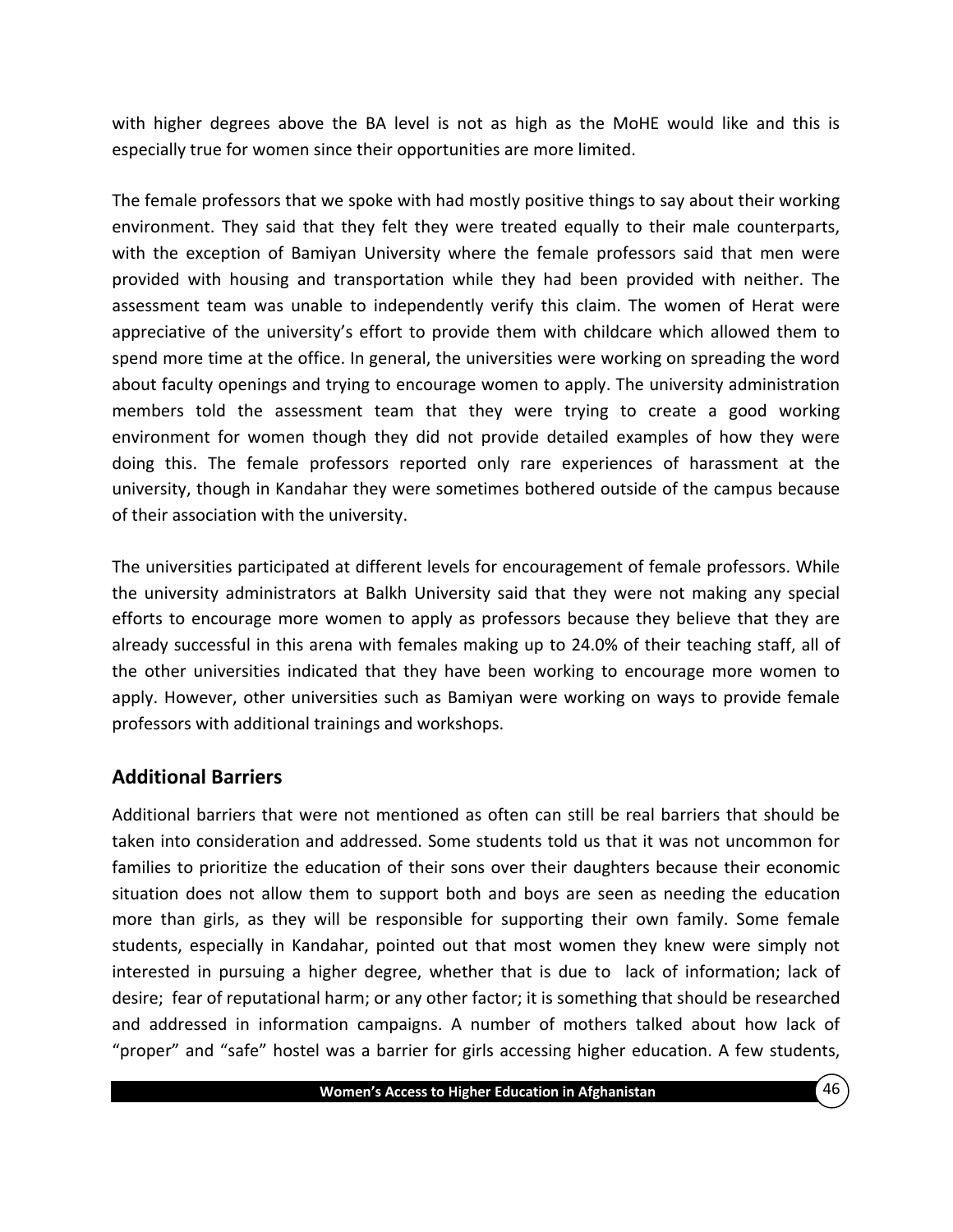with higher degrees above the BA level is not as high as the MoHE would like and this is especially true for women since their opportunities are more limited.

The female professors that we spoke with had mostly positive things to say about their working environment. They said that they felt they were treated equally to their male counterparts, with the exception of Bamiyan University where the female professors said that men were provided with housing and transportation while they had been provided with neither. The assessment team was unable to independently verify this claim. The women of Herat were appreciative of the university's effort to provide them with childcare which allowed them to spend more time at the office. In general, the universities were working on spreading the word about faculty openings and trying to encourage women to apply. The university administration members told the assessment team that they were trying to create a good working environment for women though they did not provide detailed examples of how they were doing this. The female professors reported only rare experiences of harassment at the university, though in Kandahar they were sometimes bothered outside of the campus because of their association with the university.

The universities participated at different levels for encouragement of female professors. While the university administrators at Balkh University said that they were not making any special efforts to encourage more women to apply as professors because they believe that they are already successful in this arena with females making up to 24.0% of their teaching staff, all of the other universities indicated that they have been working to encourage more women to apply. However, other universities such as Bamiyan were working on ways to provide female professors with additional trainings and workshops.

## Additional Barriers

Additional barriers that were not mentioned as often can still be real barriers that should be taken into consideration and addressed. Some students told us that it was not uncommon for families to prioritize the education of their sons over their daughters because their economic situation does not allow them to support both and boys are seen as needing the education more than girls, as they will be responsible for supporting their own family. Some female students, especially in Kandahar, pointed out that most women they knew were simply not interested in pursuing a higher degree, whether that is due to lack of information; lack of desire; fear of reputational harm; or any other factor; it is something that should be researched and addressed in information campaigns. A number of mothers talked about how lack of "proper" and "safe" hostel was a barrier for girls accessing higher education. A few students,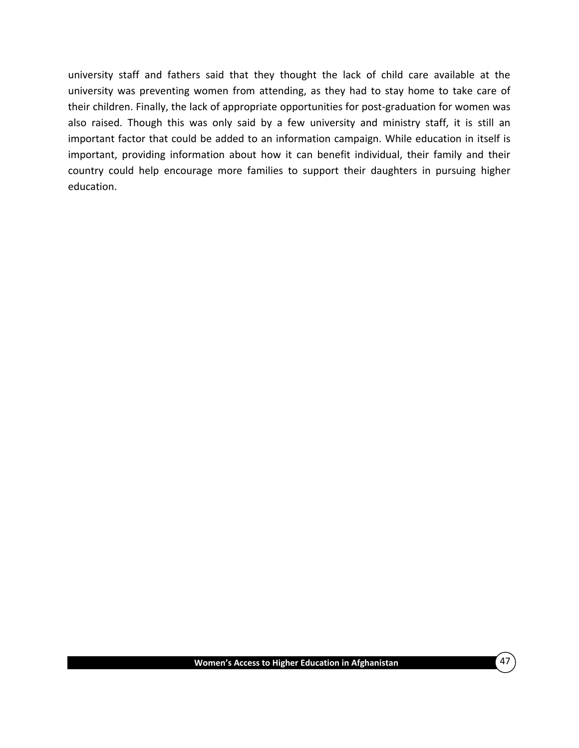university staff and fathers said that they thought the lack of child care available at the university was preventing women from attending, as they had to stay home to take care of their children. Finally, the lack of appropriate opportunities for post-graduation for women was also raised. Though this was only said by a few university and ministry staff, it is still an important factor that could be added to an information campaign. While education in itself is important, providing information about how it can benefit individual, their family and their country could help encourage more families to support their daughters in pursuing higher education.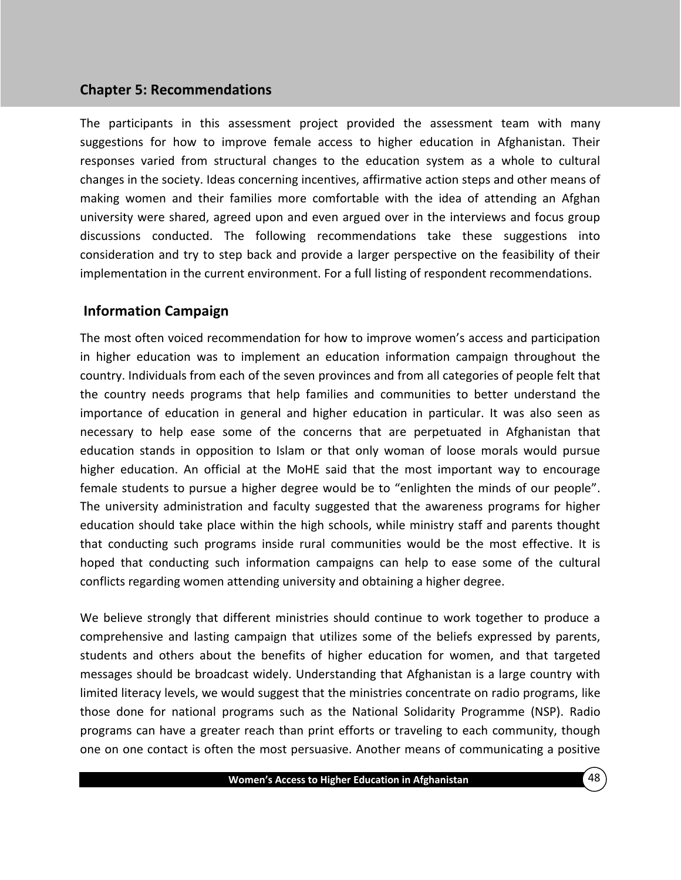## Chapter 5: Recommendations

The participants in this assessment project provided the assessment team with many suggestions for how to improve female access to higher education in Afghanistan. Their responses varied from structural changes to the education system as a whole to cultural changes in the society. Ideas concerning incentives, affirmative action steps and other means of making women and their families more comfortable with the idea of attending an Afghan university were shared, agreed upon and even argued over in the interviews and focus group discussions conducted. The following recommendations take these suggestions into consideration and try to step back and provide a larger perspective on the feasibility of their implementation in the current environment. For a full listing of respondent recommendations.

### Information Campaign

The most often voiced recommendation for how to improve women's access and participation in higher education was to implement an education information campaign throughout the country. Individuals from each of the seven provinces and from all categories of people felt that the country needs programs that help families and communities to better understand the importance of education in general and higher education in particular. It was also seen as necessary to help ease some of the concerns that are perpetuated in Afghanistan that education stands in opposition to Islam or that only woman of loose morals would pursue higher education. An official at the MoHE said that the most important way to encourage female students to pursue a higher degree would be to "enlighten the minds of our people". The university administration and faculty suggested that the awareness programs for higher education should take place within the high schools, while ministry staff and parents thought that conducting such programs inside rural communities would be the most effective. It is hoped that conducting such information campaigns can help to ease some of the cultural conflicts regarding women attending university and obtaining a higher degree.

We believe strongly that different ministries should continue to work together to produce a comprehensive and lasting campaign that utilizes some of the beliefs expressed by parents, students and others about the benefits of higher education for women, and that targeted messages should be broadcast widely. Understanding that Afghanistan is a large country with limited literacy levels, we would suggest that the ministries concentrate on radio programs, like those done for national programs such as the National Solidarity Programme (NSP). Radio programs can have a greater reach than print efforts or traveling to each community, though one on one contact is often the most persuasive. Another means of communicating a positive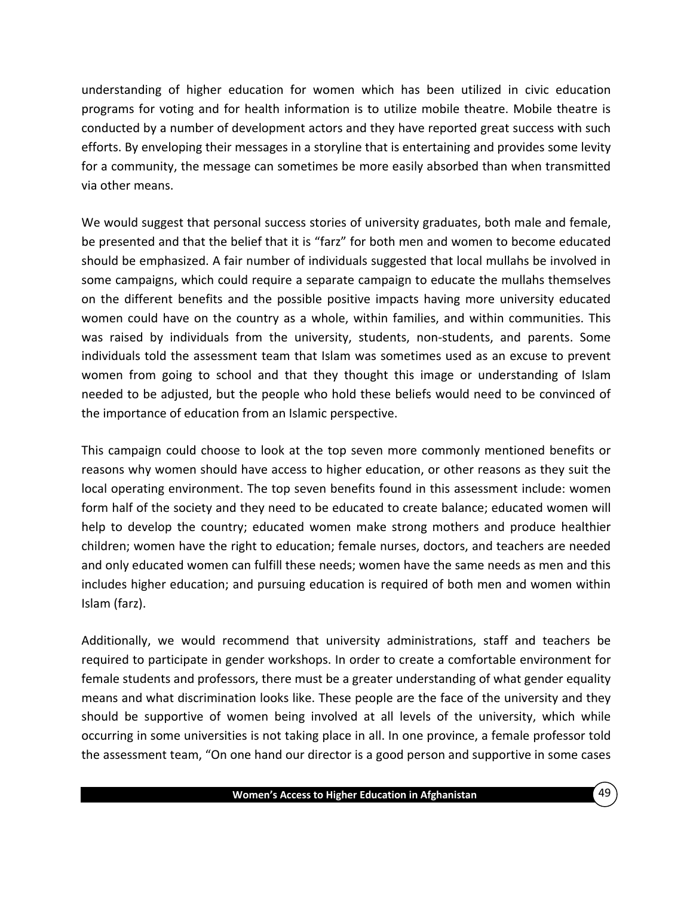understanding of higher education for women which has been utilized in civic education programs for voting and for health information is to utilize mobile theatre. Mobile theatre is conducted by a number of development actors and they have reported great success with such efforts. By enveloping their messages in a storyline that is entertaining and provides some levity for a community, the message can sometimes be more easily absorbed than when transmitted via other means.

We would suggest that personal success stories of university graduates, both male and female, be presented and that the belief that it is "farz" for both men and women to become educated should be emphasized. A fair number of individuals suggested that local mullahs be involved in some campaigns, which could require a separate campaign to educate the mullahs themselves on the different benefits and the possible positive impacts having more university educated women could have on the country as a whole, within families, and within communities. This was raised by individuals from the university, students, non-students, and parents. Some individuals told the assessment team that Islam was sometimes used as an excuse to prevent women from going to school and that they thought this image or understanding of Islam needed to be adjusted, but the people who hold these beliefs would need to be convinced of the importance of education from an Islamic perspective.

This campaign could choose to look at the top seven more commonly mentioned benefits or reasons why women should have access to higher education, or other reasons as they suit the local operating environment. The top seven benefits found in this assessment include: women form half of the society and they need to be educated to create balance; educated women will help to develop the country; educated women make strong mothers and produce healthier children; women have the right to education; female nurses, doctors, and teachers are needed and only educated women can fulfill these needs; women have the same needs as men and this includes higher education; and pursuing education is required of both men and women within Islam (farz).

Additionally, we would recommend that university administrations, staff and teachers be required to participate in gender workshops. In order to create a comfortable environment for female students and professors, there must be a greater understanding of what gender equality means and what discrimination looks like. These people are the face of the university and they should be supportive of women being involved at all levels of the university, which while occurring in some universities is not taking place in all. In one province, a female professor told the assessment team, "On one hand our director is a good person and supportive in some cases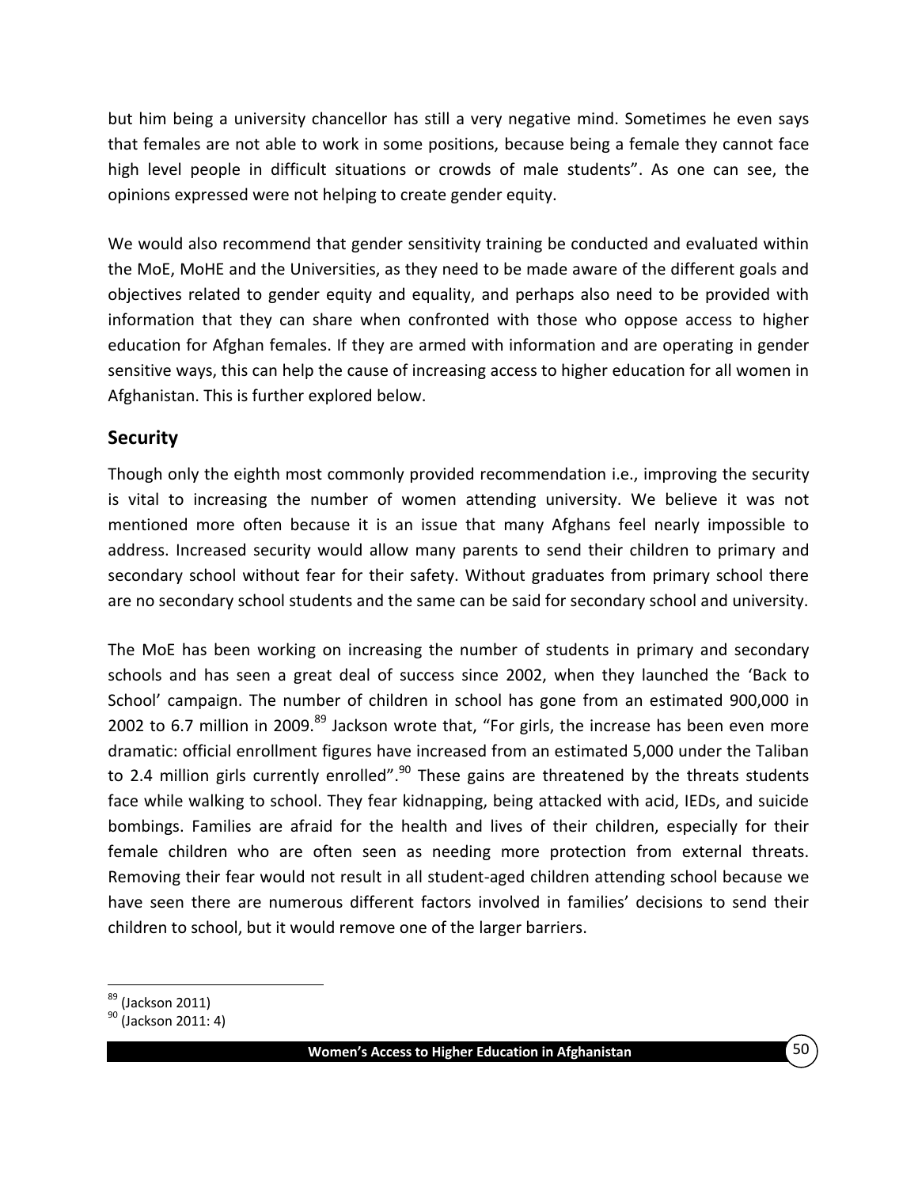but him being a university chancellor has still a very negative mind. Sometimes he even says that females are not able to work in some positions, because being a female they cannot face high level people in difficult situations or crowds of male students". As one can see, the opinions expressed were not helping to create gender equity.

We would also recommend that gender sensitivity training be conducted and evaluated within the MoE, MoHE and the Universities, as they need to be made aware of the different goals and objectives related to gender equity and equality, and perhaps also need to be provided with information that they can share when confronted with those who oppose access to higher education for Afghan females. If they are armed with information and are operating in gender sensitive ways, this can help the cause of increasing access to higher education for all women in Afghanistan. This is further explored below.

## Security

Though only the eighth most commonly provided recommendation i.e., improving the security is vital to increasing the number of women attending university. We believe it was not mentioned more often because it is an issue that many Afghans feel nearly impossible to address. Increased security would allow many parents to send their children to primary and secondary school without fear for their safety. Without graduates from primary school there are no secondary school students and the same can be said for secondary school and university.

The MoE has been working on increasing the number of students in primary and secondary schools and has seen a great deal of success since 2002, when they launched the 'Back to School' campaign. The number of children in school has gone from an estimated 900,000 in 2002 to 6.7 million in 2009.[89] Jackson wrote that, "For girls, the increase has been even more dramatic: official enrollment figures have increased from an estimated 5,000 under the Taliban to 2.4 million girls currently enrolled".[90] These gains are threatened by the threats students face while walking to school. They fear kidnapping, being attacked with acid, IEDs, and suicide bombings. Families are afraid for the health and lives of their children, especially for their female children who are often seen as needing more protection from external threats. Removing their fear would not result in all student-aged children attending school because we have seen there are numerous different factors involved in families' decisions to send their children to school, but it would remove one of the larger barriers.

[89] (Jackson 2011)

[90] (Jackson 2011: 4)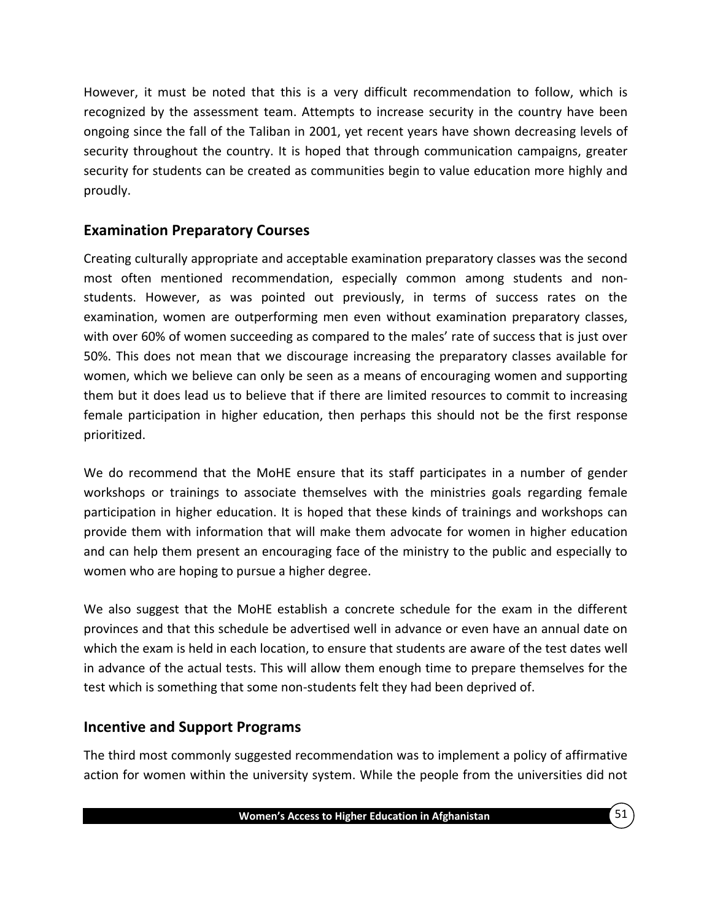However, it must be noted that this is a very difficult recommendation to follow, which is recognized by the assessment team. Attempts to increase security in the country have been ongoing since the fall of the Taliban in 2001, yet recent years have shown decreasing levels of security throughout the country. It is hoped that through communication campaigns, greater security for students can be created as communities begin to value education more highly and proudly.

## Examination Preparatory Courses

Creating culturally appropriate and acceptable examination preparatory classes was the second most often mentioned recommendation, especially common among students and non-students. However, as was pointed out previously, in terms of success rates on the examination, women are outperforming men even without examination preparatory classes, with over 60% of women succeeding as compared to the males' rate of success that is just over 50%. This does not mean that we discourage increasing the preparatory classes available for women, which we believe can only be seen as a means of encouraging women and supporting them but it does lead us to believe that if there are limited resources to commit to increasing female participation in higher education, then perhaps this should not be the first response prioritized.

We do recommend that the MoHE ensure that its staff participates in a number of gender workshops or trainings to associate themselves with the ministries goals regarding female participation in higher education. It is hoped that these kinds of trainings and workshops can provide them with information that will make them advocate for women in higher education and can help them present an encouraging face of the ministry to the public and especially to women who are hoping to pursue a higher degree.

We also suggest that the MoHE establish a concrete schedule for the exam in the different provinces and that this schedule be advertised well in advance or even have an annual date on which the exam is held in each location, to ensure that students are aware of the test dates well in advance of the actual tests. This will allow them enough time to prepare themselves for the test which is something that some non-students felt they had been deprived of.

## Incentive and Support Programs

The third most commonly suggested recommendation was to implement a policy of affirmative action for women within the university system. While the people from the universities did not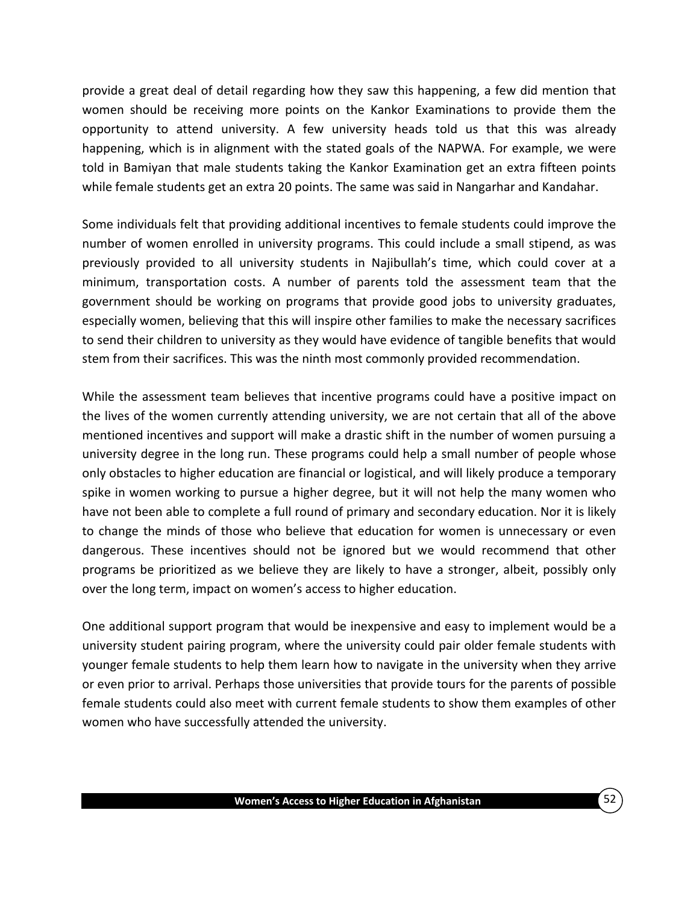provide a great deal of detail regarding how they saw this happening, a few did mention that women should be receiving more points on the Kankor Examinations to provide them the opportunity to attend university. A few university heads told us that this was already happening, which is in alignment with the stated goals of the NAPWA. For example, we were told in Bamiyan that male students taking the Kankor Examination get an extra fifteen points while female students get an extra 20 points. The same was said in Nangarhar and Kandahar.

Some individuals felt that providing additional incentives to female students could improve the number of women enrolled in university programs. This could include a small stipend, as was previously provided to all university students in Najibullah's time, which could cover at a minimum, transportation costs. A number of parents told the assessment team that the government should be working on programs that provide good jobs to university graduates, especially women, believing that this will inspire other families to make the necessary sacrifices to send their children to university as they would have evidence of tangible benefits that would stem from their sacrifices. This was the ninth most commonly provided recommendation.

While the assessment team believes that incentive programs could have a positive impact on the lives of the women currently attending university, we are not certain that all of the above mentioned incentives and support will make a drastic shift in the number of women pursuing a university degree in the long run. These programs could help a small number of people whose only obstacles to higher education are financial or logistical, and will likely produce a temporary spike in women working to pursue a higher degree, but it will not help the many women who have not been able to complete a full round of primary and secondary education. Nor it is likely to change the minds of those who believe that education for women is unnecessary or even dangerous. These incentives should not be ignored but we would recommend that other programs be prioritized as we believe they are likely to have a stronger, albeit, possibly only over the long term, impact on women's access to higher education.

One additional support program that would be inexpensive and easy to implement would be a university student pairing program, where the university could pair older female students with younger female students to help them learn how to navigate in the university when they arrive or even prior to arrival. Perhaps those universities that provide tours for the parents of possible female students could also meet with current female students to show them examples of other women who have successfully attended the university.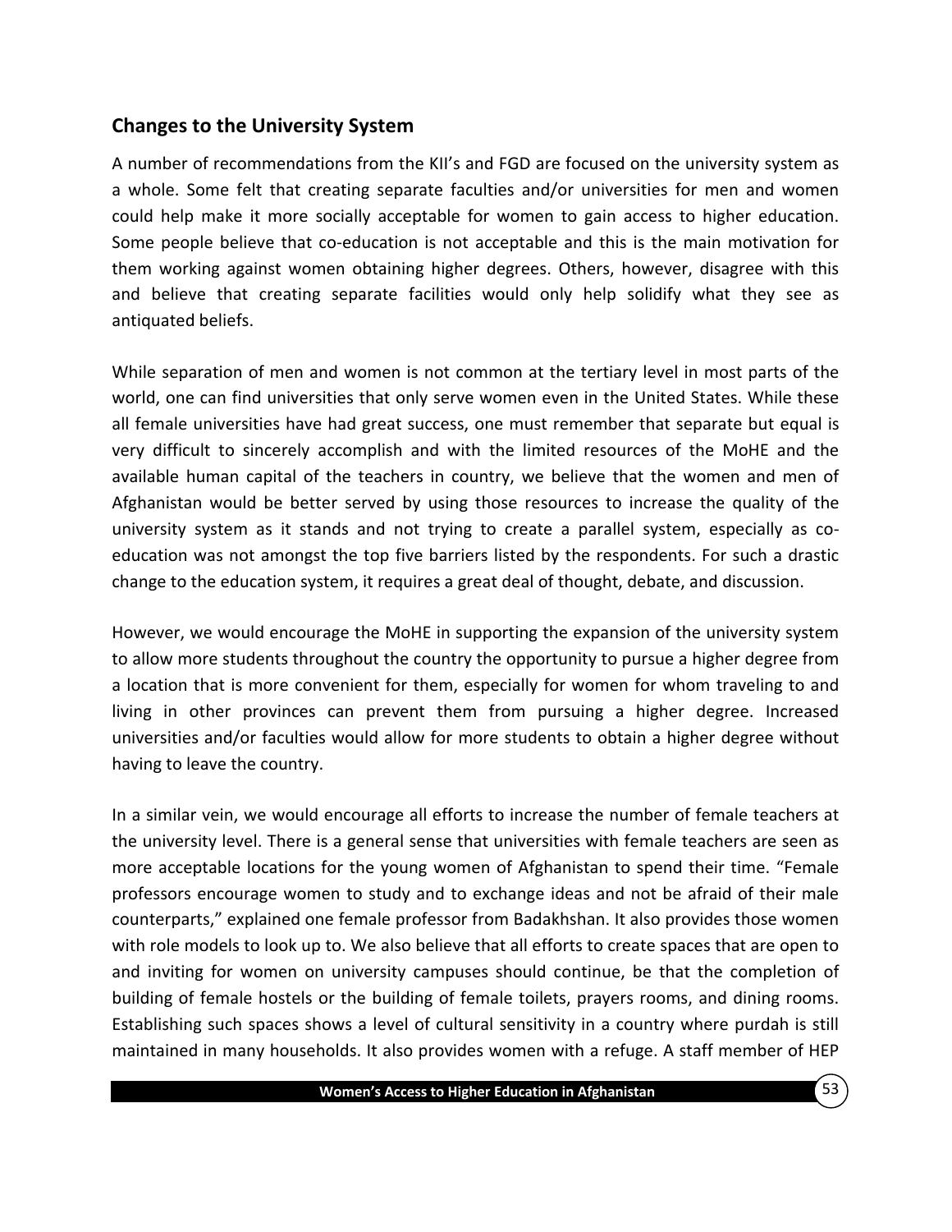## Changes to the University System

A number of recommendations from the KII's and FGD are focused on the university system as a whole. Some felt that creating separate faculties and/or universities for men and women could help make it more socially acceptable for women to gain access to higher education. Some people believe that co-education is not acceptable and this is the main motivation for them working against women obtaining higher degrees. Others, however, disagree with this and believe that creating separate facilities would only help solidify what they see as antiquated beliefs.

While separation of men and women is not common at the tertiary level in most parts of the world, one can find universities that only serve women even in the United States. While these all female universities have had great success, one must remember that separate but equal is very difficult to sincerely accomplish and with the limited resources of the MoHE and the available human capital of the teachers in country, we believe that the women and men of Afghanistan would be better served by using those resources to increase the quality of the university system as it stands and not trying to create a parallel system, especially as co-education was not amongst the top five barriers listed by the respondents. For such a drastic change to the education system, it requires a great deal of thought, debate, and discussion.

However, we would encourage the MoHE in supporting the expansion of the university system to allow more students throughout the country the opportunity to pursue a higher degree from a location that is more convenient for them, especially for women for whom traveling to and living in other provinces can prevent them from pursuing a higher degree. Increased universities and/or faculties would allow for more students to obtain a higher degree without having to leave the country.

In a similar vein, we would encourage all efforts to increase the number of female teachers at the university level. There is a general sense that universities with female teachers are seen as more acceptable locations for the young women of Afghanistan to spend their time. "Female professors encourage women to study and to exchange ideas and not be afraid of their male counterparts," explained one female professor from Badakhshan. It also provides those women with role models to look up to. We also believe that all efforts to create spaces that are open to and inviting for women on university campuses should continue, be that the completion of building of female hostels or the building of female toilets, prayers rooms, and dining rooms. Establishing such spaces shows a level of cultural sensitivity in a country where purdah is still maintained in many households. It also provides women with a refuge. A staff member of HEP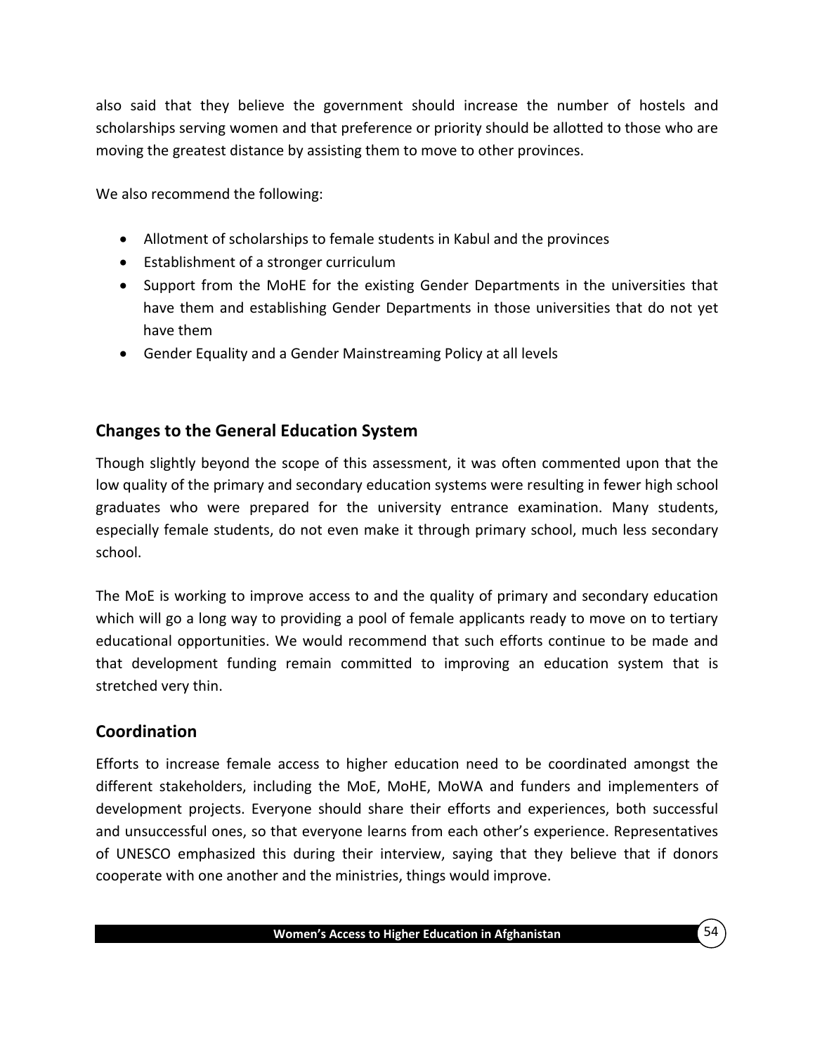also said that they believe the government should increase the number of hostels and scholarships serving women and that preference or priority should be allotted to those who are moving the greatest distance by assisting them to move to other provinces.

We also recommend the following:

- Allotment of scholarships to female students in Kabul and the provinces
- Establishment of a stronger curriculum
- Support from the MoHE for the existing Gender Departments in the universities that have them and establishing Gender Departments in those universities that do not yet have them
- Gender Equality and a Gender Mainstreaming Policy at all levels

## Changes to the General Education System

Though slightly beyond the scope of this assessment, it was often commented upon that the low quality of the primary and secondary education systems were resulting in fewer high school graduates who were prepared for the university entrance examination. Many students, especially female students, do not even make it through primary school, much less secondary school.

The MoE is working to improve access to and the quality of primary and secondary education which will go a long way to providing a pool of female applicants ready to move on to tertiary educational opportunities. We would recommend that such efforts continue to be made and that development funding remain committed to improving an education system that is stretched very thin.

## Coordination

Efforts to increase female access to higher education need to be coordinated amongst the different stakeholders, including the MoE, MoHE, MoWA and funders and implementers of development projects. Everyone should share their efforts and experiences, both successful and unsuccessful ones, so that everyone learns from each other's experience. Representatives of UNESCO emphasized this during their interview, saying that they believe that if donors cooperate with one another and the ministries, things would improve.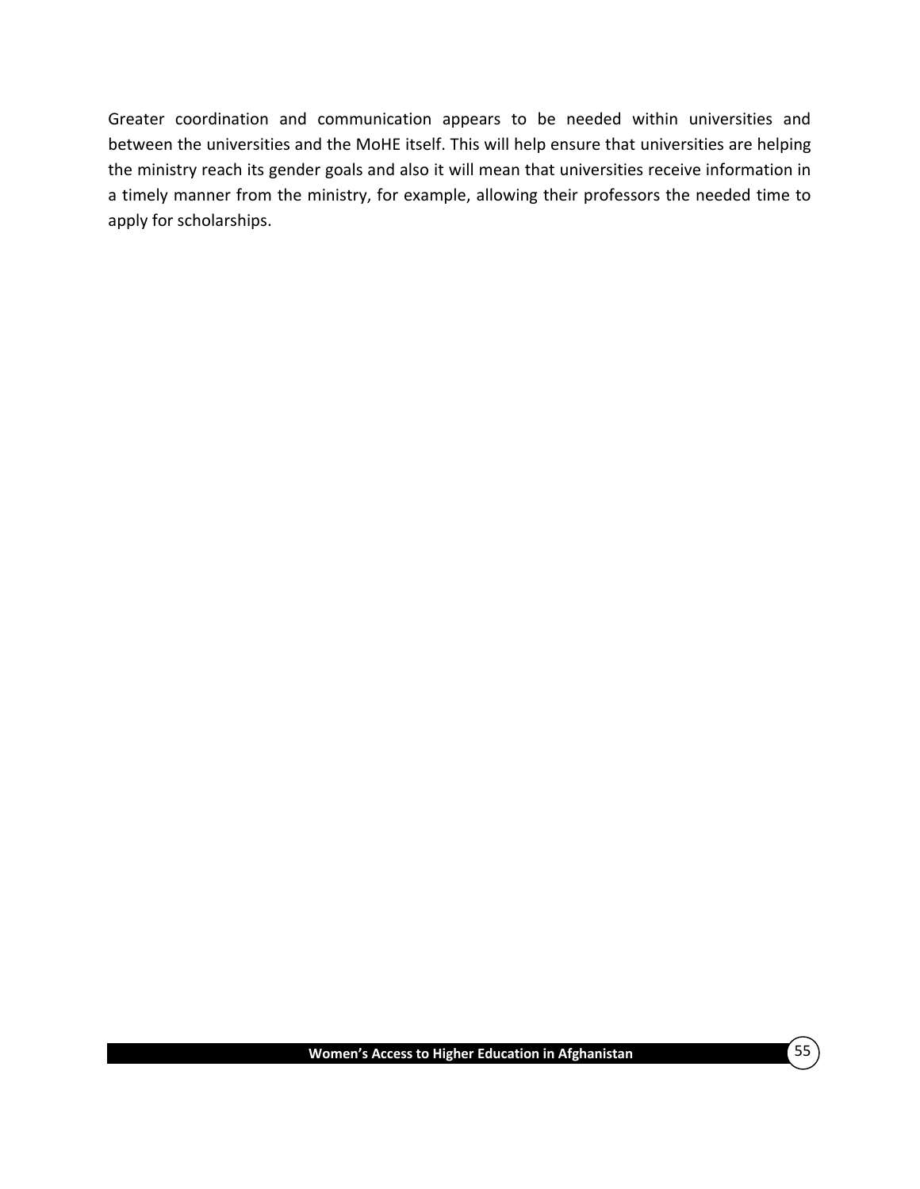Greater coordination and communication appears to be needed within universities and between the universities and the MoHE itself. This will help ensure that universities are helping the ministry reach its gender goals and also it will mean that universities receive information in a timely manner from the ministry, for example, allowing their professors the needed time to apply for scholarships.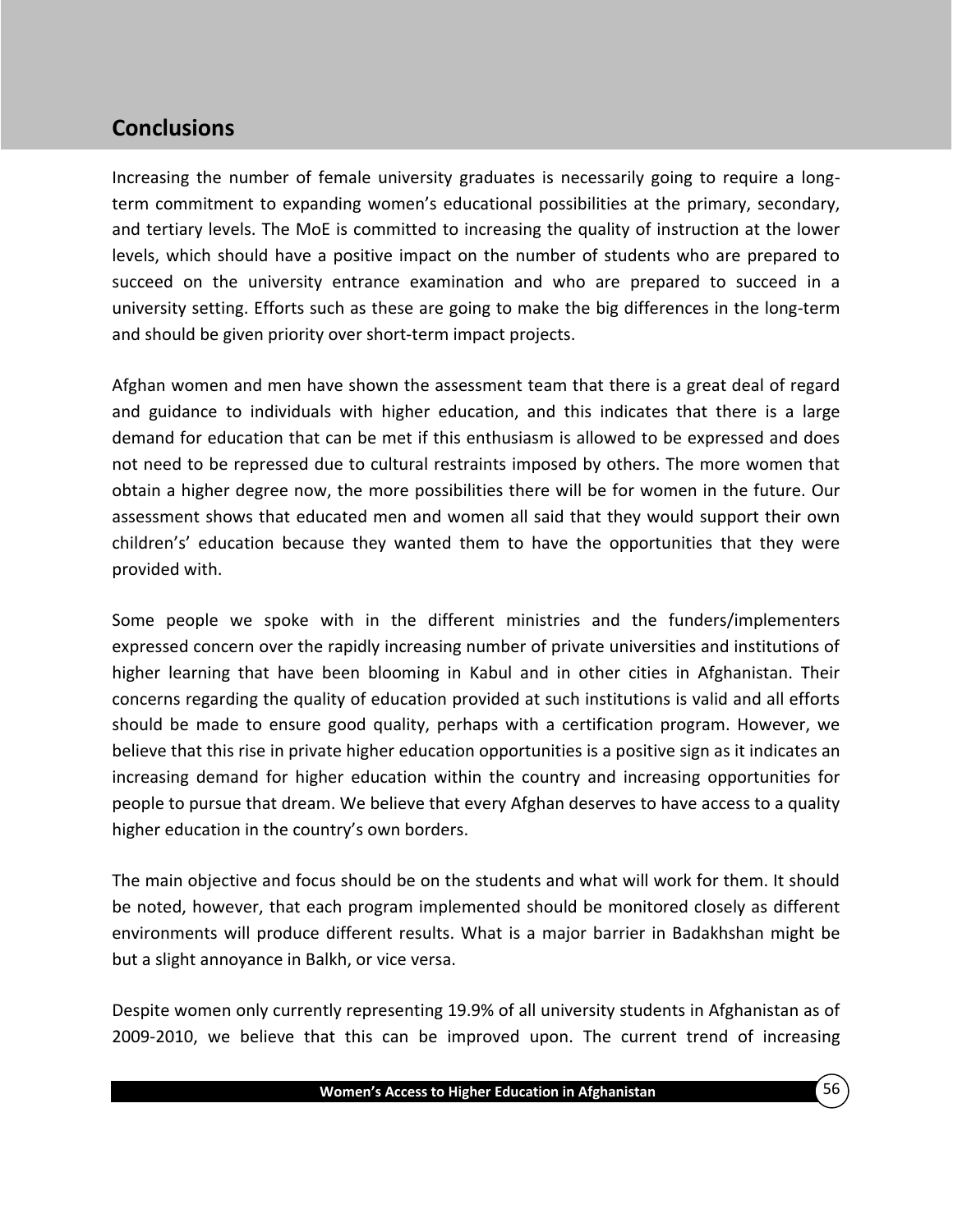## Conclusions

Increasing the number of female university graduates is necessarily going to require a long-term commitment to expanding women's educational possibilities at the primary, secondary, and tertiary levels. The MoE is committed to increasing the quality of instruction at the lower levels, which should have a positive impact on the number of students who are prepared to succeed on the university entrance examination and who are prepared to succeed in a university setting. Efforts such as these are going to make the big differences in the long-term and should be given priority over short-term impact projects.

Afghan women and men have shown the assessment team that there is a great deal of regard and guidance to individuals with higher education, and this indicates that there is a large demand for education that can be met if this enthusiasm is allowed to be expressed and does not need to be repressed due to cultural restraints imposed by others. The more women that obtain a higher degree now, the more possibilities there will be for women in the future. Our assessment shows that educated men and women all said that they would support their own children's' education because they wanted them to have the opportunities that they were provided with.

Some people we spoke with in the different ministries and the funders/implementers expressed concern over the rapidly increasing number of private universities and institutions of higher learning that have been blooming in Kabul and in other cities in Afghanistan. Their concerns regarding the quality of education provided at such institutions is valid and all efforts should be made to ensure good quality, perhaps with a certification program. However, we believe that this rise in private higher education opportunities is a positive sign as it indicates an increasing demand for higher education within the country and increasing opportunities for people to pursue that dream. We believe that every Afghan deserves to have access to a quality higher education in the country's own borders.

The main objective and focus should be on the students and what will work for them. It should be noted, however, that each program implemented should be monitored closely as different environments will produce different results. What is a major barrier in Badakhshan might be but a slight annoyance in Balkh, or vice versa.

Despite women only currently representing 19.9% of all university students in Afghanistan as of 2009-2010, we believe that this can be improved upon. The current trend of increasing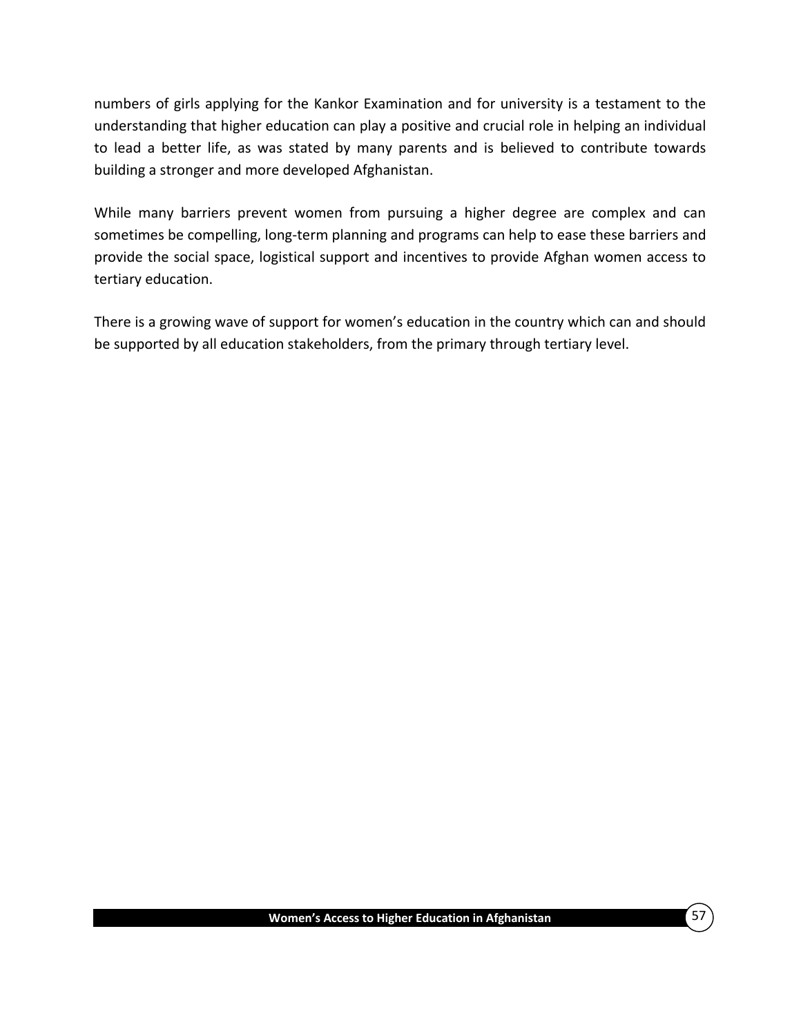numbers of girls applying for the Kankor Examination and for university is a testament to the understanding that higher education can play a positive and crucial role in helping an individual to lead a better life, as was stated by many parents and is believed to contribute towards building a stronger and more developed Afghanistan.

While many barriers prevent women from pursuing a higher degree are complex and can sometimes be compelling, long-term planning and programs can help to ease these barriers and provide the social space, logistical support and incentives to provide Afghan women access to tertiary education.

There is a growing wave of support for women's education in the country which can and should be supported by all education stakeholders, from the primary through tertiary level.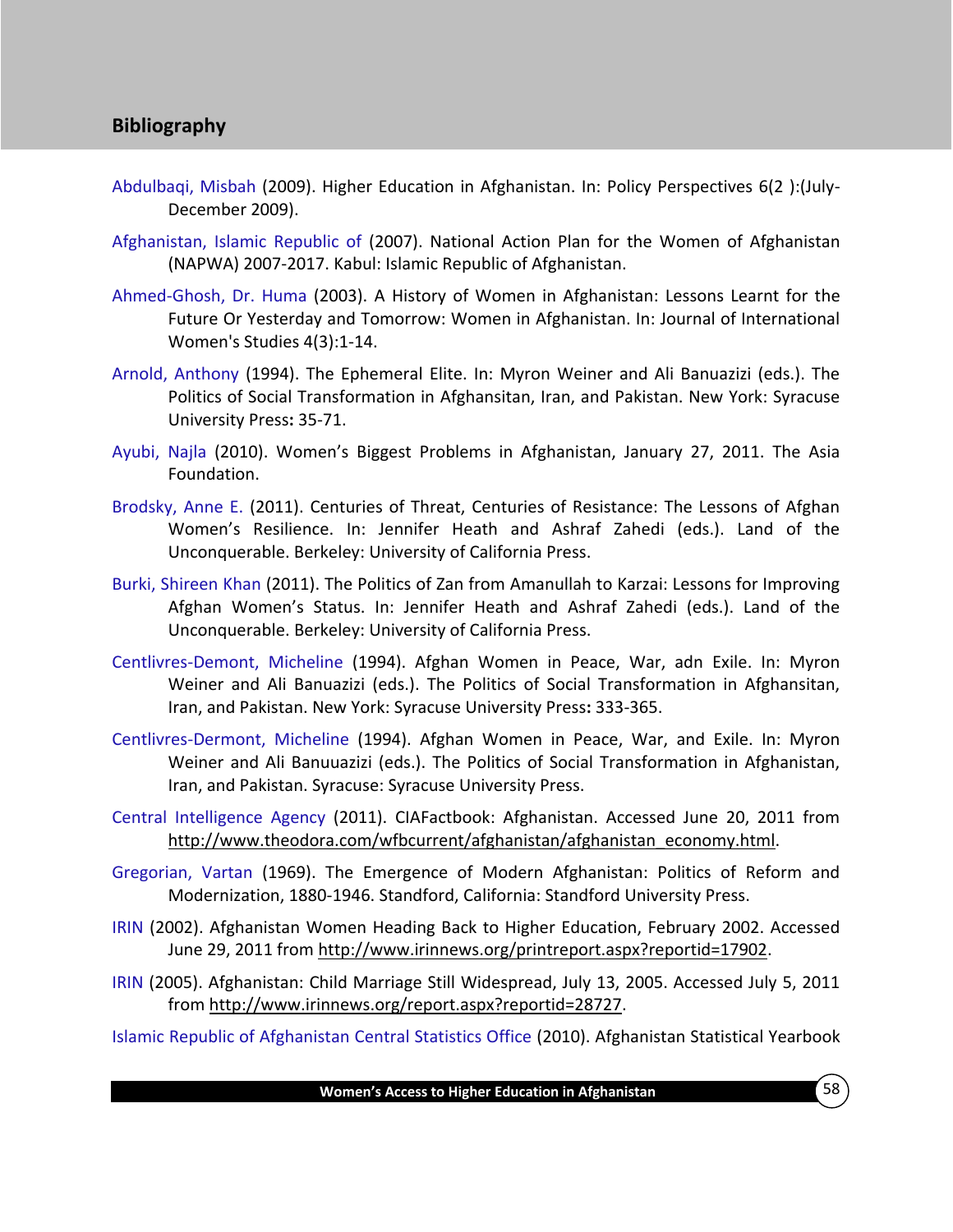## Bibliography

Abdulbaqi, Misbah (2009). Higher Education in Afghanistan. In: Policy Perspectives 6(2 ):(July-December 2009).

Afghanistan, Islamic Republic of (2007). National Action Plan for the Women of Afghanistan (NAPWA) 2007-2017. Kabul: Islamic Republic of Afghanistan.

Ahmed-Ghosh, Dr. Huma (2003). A History of Women in Afghanistan: Lessons Learnt for the Future Or Yesterday and Tomorrow: Women in Afghanistan. In: Journal of International Women's Studies 4(3):1-14.

Arnold, Anthony (1994). The Ephemeral Elite. In: Myron Weiner and Ali Banuazizi (eds.). The Politics of Social Transformation in Afghansitan, Iran, and Pakistan. New York: Syracuse University Press**:** 35-71.

Ayubi, Najla (2010). Women's Biggest Problems in Afghanistan, January 27, 2011. The Asia Foundation.

Brodsky, Anne E. (2011). Centuries of Threat, Centuries of Resistance: The Lessons of Afghan Women's Resilience. In: Jennifer Heath and Ashraf Zahedi (eds.). Land of the Unconquerable. Berkeley: University of California Press.

Burki, Shireen Khan (2011). The Politics of Zan from Amanullah to Karzai: Lessons for Improving Afghan Women's Status. In: Jennifer Heath and Ashraf Zahedi (eds.). Land of the Unconquerable. Berkeley: University of California Press.

Centlivres-Demont, Micheline (1994). Afghan Women in Peace, War, adn Exile. In: Myron Weiner and Ali Banuazizi (eds.). The Politics of Social Transformation in Afghansitan, Iran, and Pakistan. New York: Syracuse University Press**:** 333-365.

Centlivres-Dermont, Micheline (1994). Afghan Women in Peace, War, and Exile. In: Myron Weiner and Ali Banuuazizi (eds.). The Politics of Social Transformation in Afghanistan, Iran, and Pakistan. Syracuse: Syracuse University Press.

Central Intelligence Agency (2011). CIAFactbook: Afghanistan. Accessed June 20, 2011 from http://www.theodora.com/wfbcurrent/afghanistan/afghanistan_economy.html.

Gregorian, Vartan (1969). The Emergence of Modern Afghanistan: Politics of Reform and Modernization, 1880-1946. Standford, California: Standford University Press.

IRIN (2002). Afghanistan Women Heading Back to Higher Education, February 2002. Accessed June 29, 2011 from http://www.irinnews.org/printreport.aspx?reportid=17902.

IRIN (2005). Afghanistan: Child Marriage Still Widespread, July 13, 2005. Accessed July 5, 2011 from http://www.irinnews.org/report.aspx?reportid=28727.

Islamic Republic of Afghanistan Central Statistics Office (2010). Afghanistan Statistical Yearbook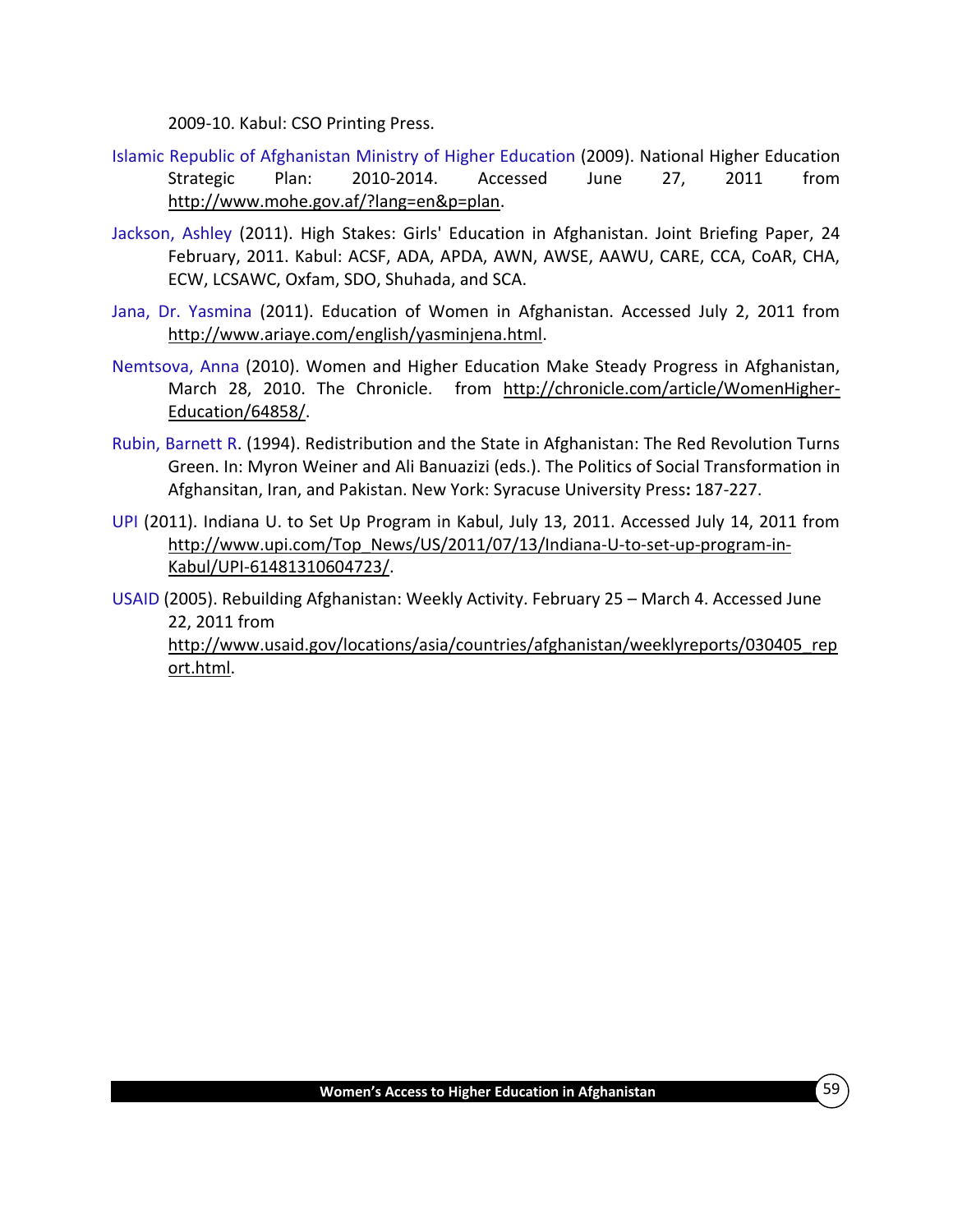2009-10. Kabul: CSO Printing Press.

Islamic Republic of Afghanistan Ministry of Higher Education (2009). National Higher Education Strategic Plan: 2010-2014. Accessed June 27, 2011 from http://www.mohe.gov.af/?lang=en&p=plan.

Jackson, Ashley (2011). High Stakes: Girls' Education in Afghanistan. Joint Briefing Paper, 24 February, 2011. Kabul: ACSF, ADA, APDA, AWN, AWSE, AAWU, CARE, CCA, CoAR, CHA, ECW, LCSAWC, Oxfam, SDO, Shuhada, and SCA.

Jana, Dr. Yasmina (2011). Education of Women in Afghanistan. Accessed July 2, 2011 from http://www.ariaye.com/english/yasminjena.html.

Nemtsova, Anna (2010). Women and Higher Education Make Steady Progress in Afghanistan, March 28, 2010. The Chronicle. from http://chronicle.com/article/WomenHigher-Education/64858/.

Rubin, Barnett R. (1994). Redistribution and the State in Afghanistan: The Red Revolution Turns Green. In: Myron Weiner and Ali Banuazizi (eds.). The Politics of Social Transformation in Afghansitan, Iran, and Pakistan. New York: Syracuse University Press**:** 187-227.

UPI (2011). Indiana U. to Set Up Program in Kabul, July 13, 2011. Accessed July 14, 2011 from http://www.upi.com/Top_News/US/2011/07/13/Indiana-U-to-set-up-program-in-Kabul/UPI-61481310604723/.

USAID (2005). Rebuilding Afghanistan: Weekly Activity. February 25 – March 4. Accessed June 22, 2011 from http://www.usaid.gov/locations/asia/countries/afghanistan/weeklyreports/030405_report.html.